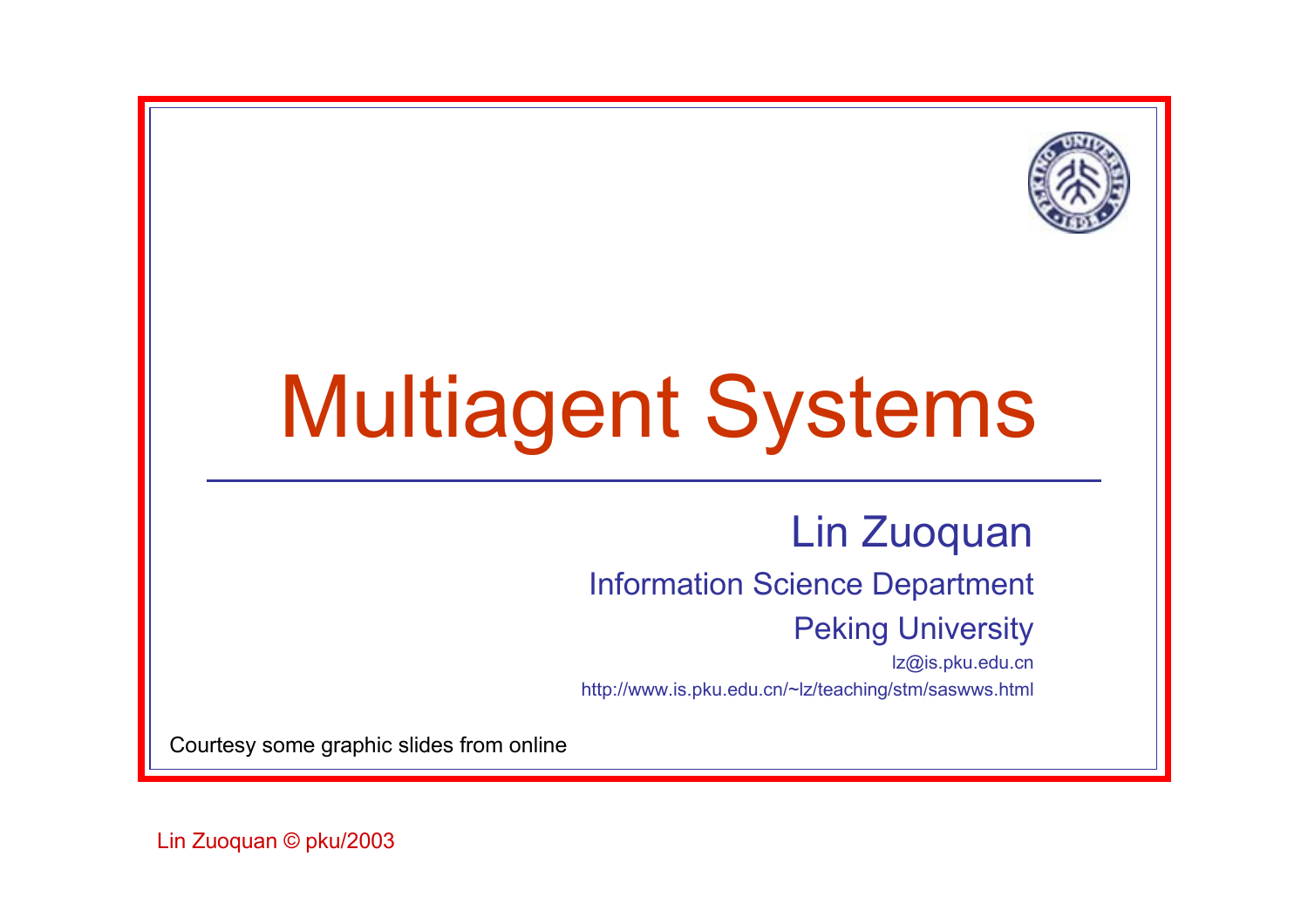# Multiagent Systems

Lin Zuoquan

Information Science Department

Peking University

lz@is.pku.edu.cn

http://www.is.pku.edu.cn/~lz/teaching/stm/saswws.html

Courtesy some graphic slides from online

Lin Zuoquan © pku/2003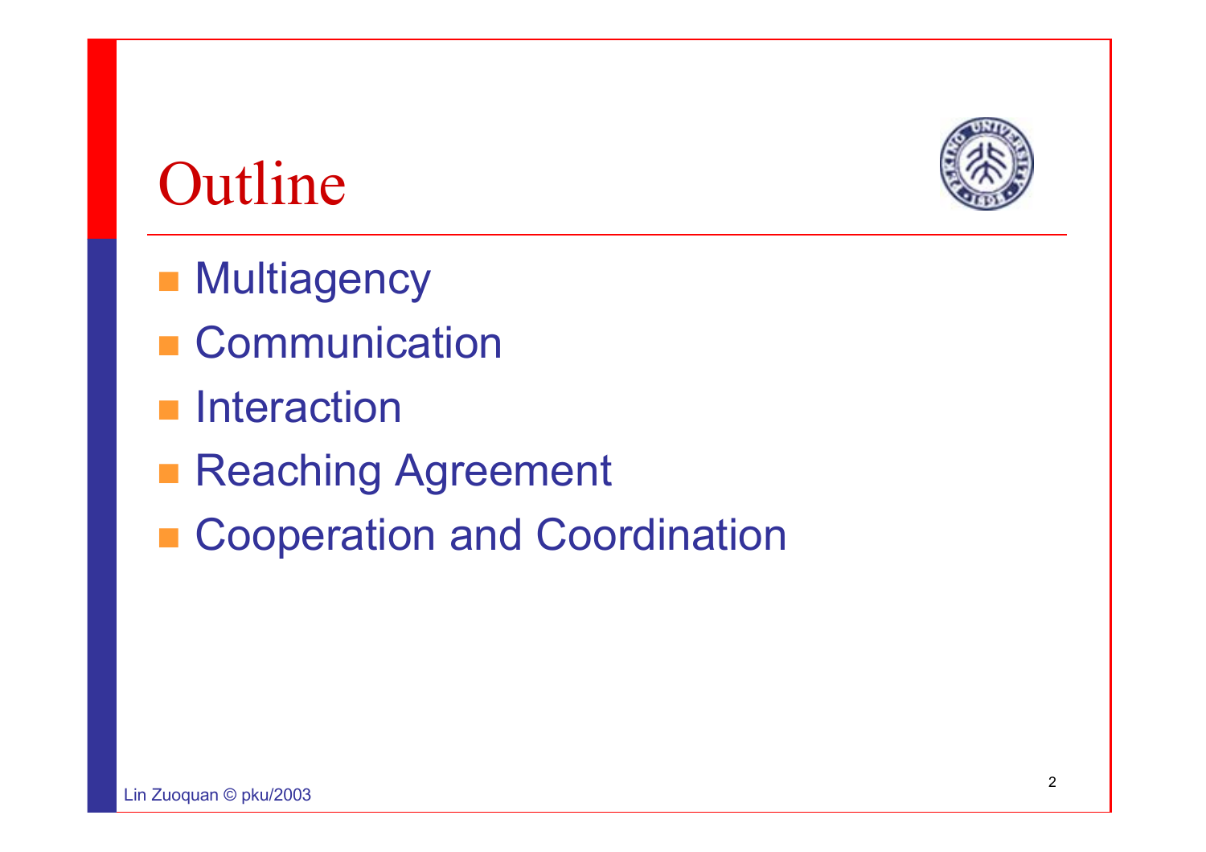# Outline

- Multiagency
- Communication
- Interaction
- Reaching Agreement
- Cooperation and Coordination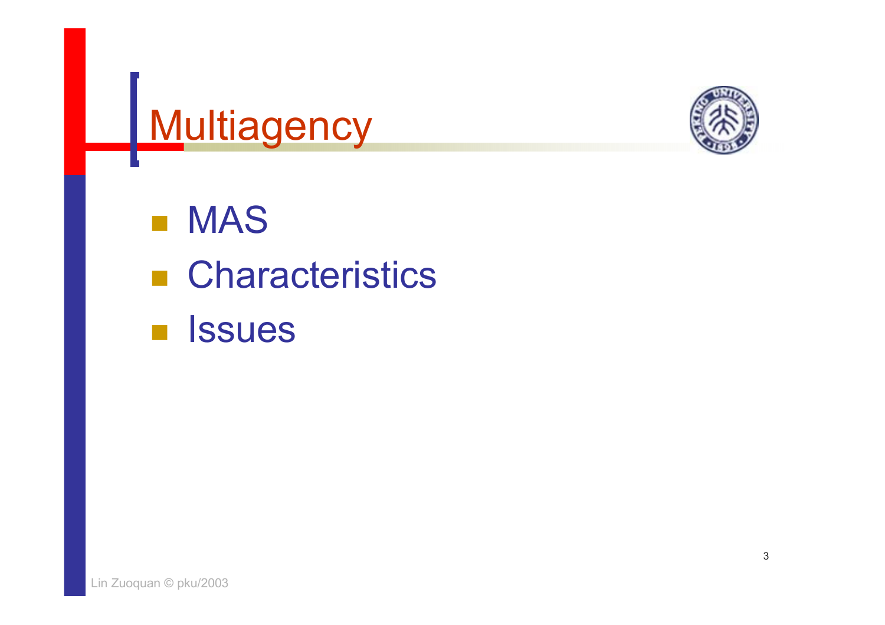# Multiagency

- MAS
- Characteristics
- Issues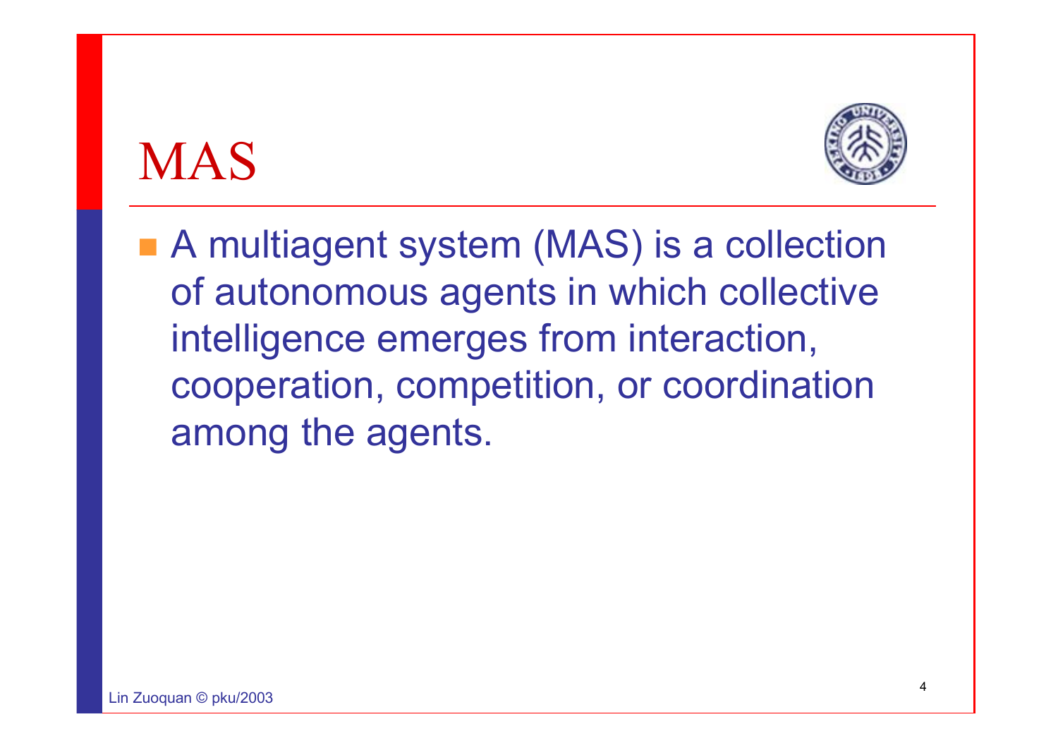# MAS

- A multiagent system (MAS) is a collection of autonomous agents in which collective intelligence emerges from interaction, cooperation, competition, or coordination among the agents.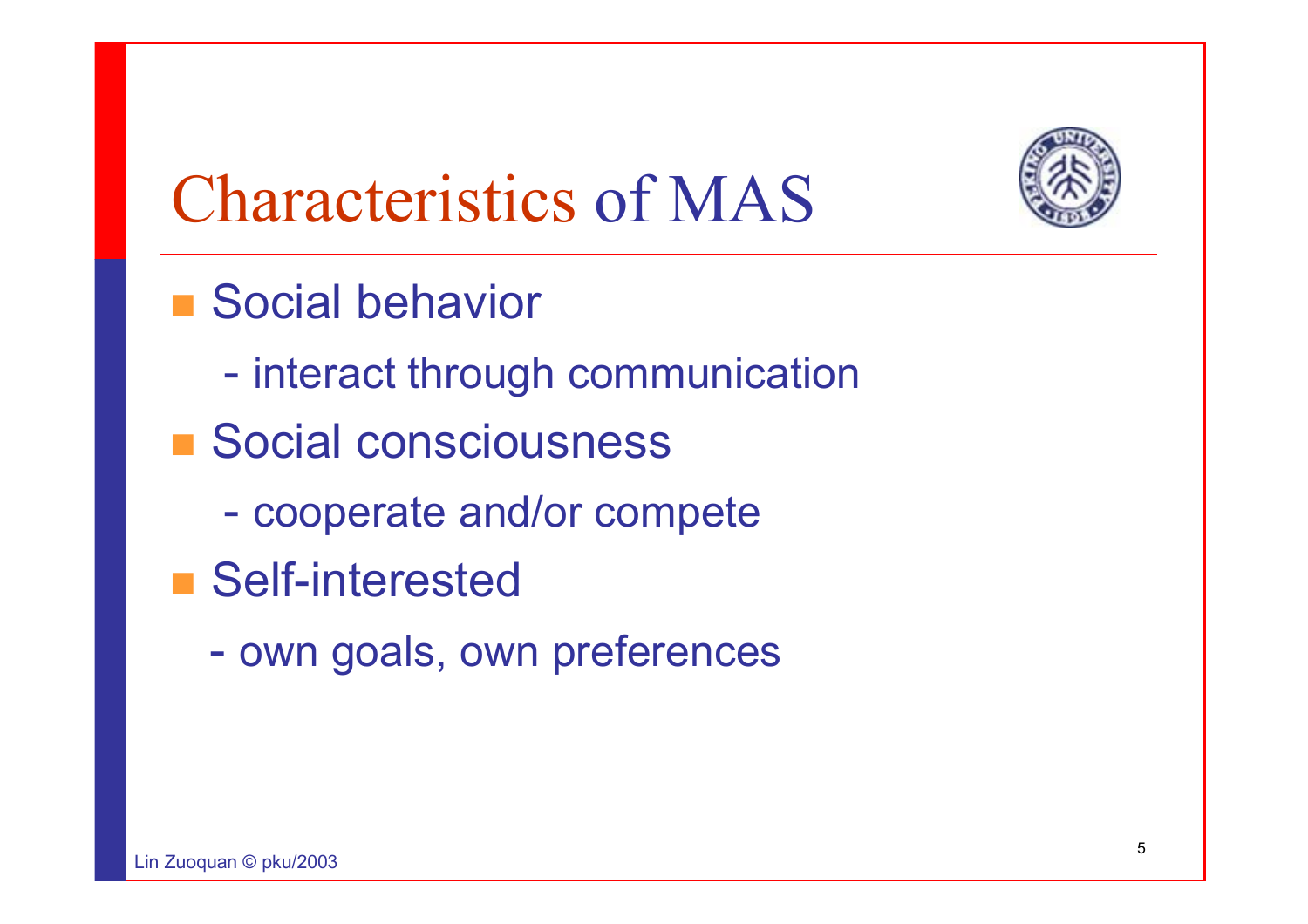# Characteristics of MAS

- Social behavior
  - interact through communication
- Social consciousness
  - cooperate and/or compete
- Self-interested
  - own goals, own preferences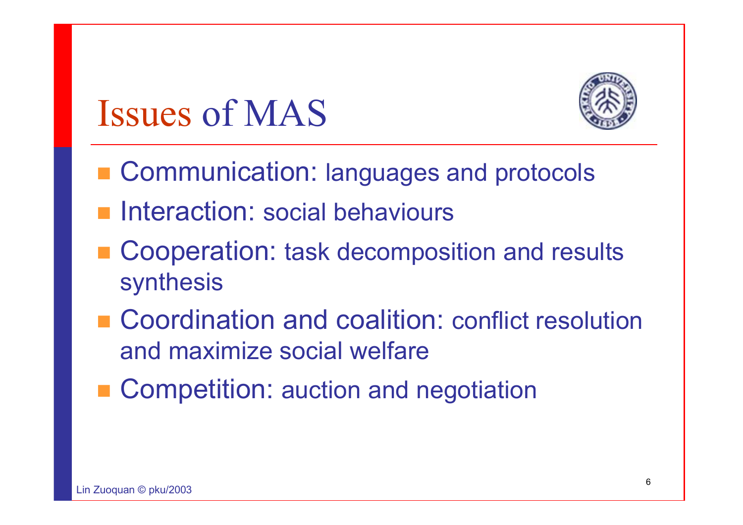# Issues of MAS

- Communication: languages and protocols
- Interaction: social behaviours
- Cooperation: task decomposition and results synthesis
- Coordination and coalition: conflict resolution and maximize social welfare
- Competition: auction and negotiation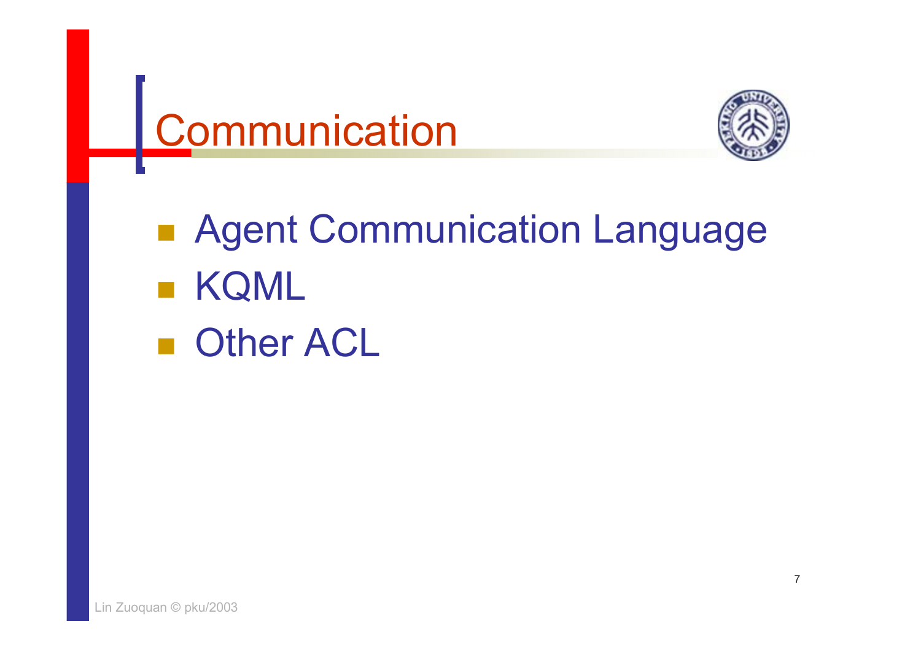# Communication

- Agent Communication Language
- KQML
- Other ACL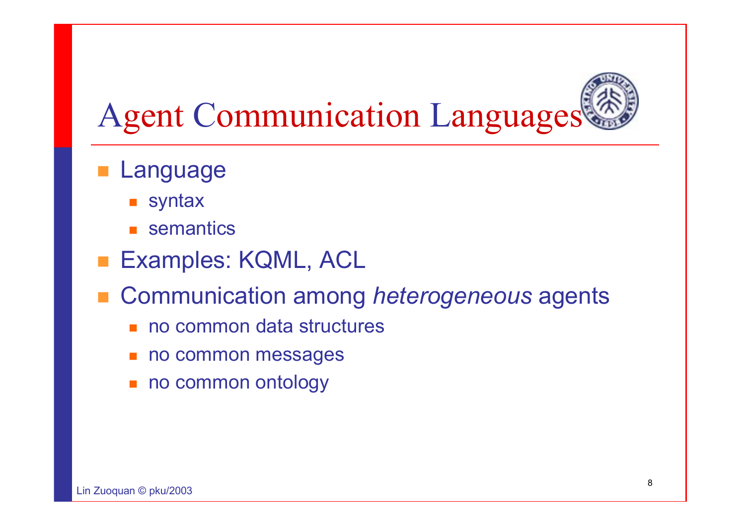# Agent Communication Languages

- Language
  - syntax
  - semantics
- Examples: KQML, ACL
- Communication among *heterogeneous* agents
  - no common data structures
  - no common messages
  - no common ontology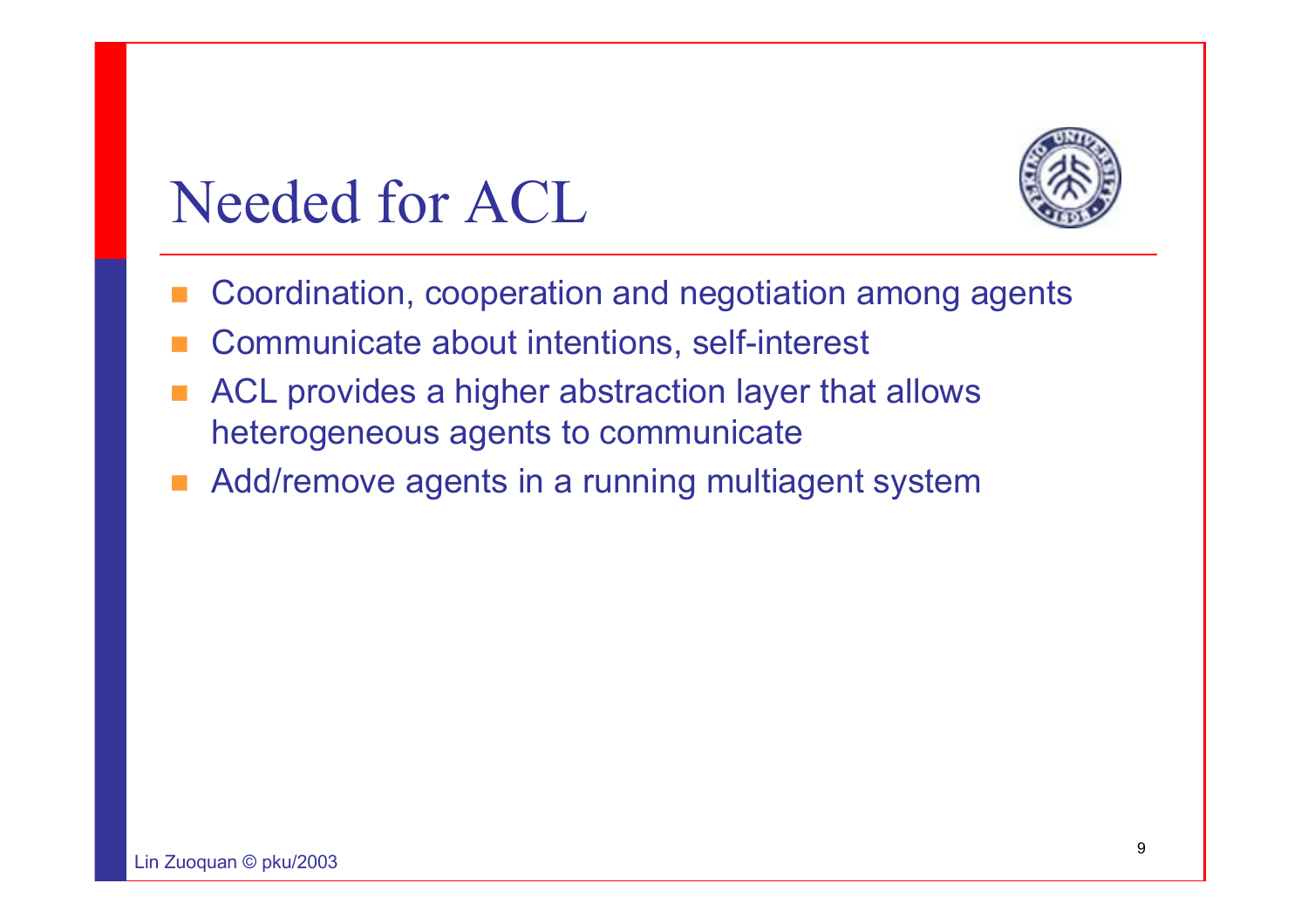# Needed for ACL

- Coordination, cooperation and negotiation among agents
- Communicate about intentions, self-interest
- ACL provides a higher abstraction layer that allows heterogeneous agents to communicate
- Add/remove agents in a running multiagent system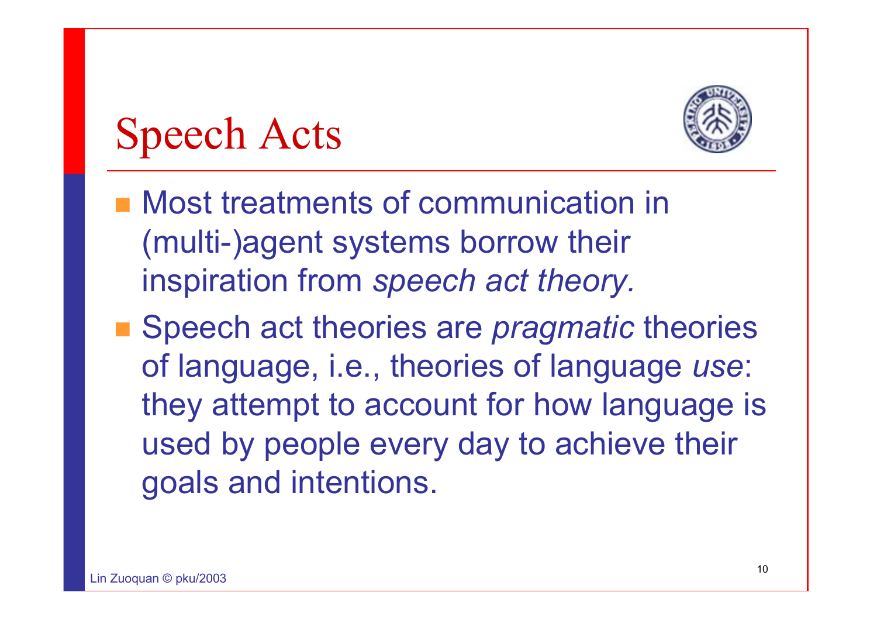# Speech Acts

- Most treatments of communication in (multi-)agent systems borrow their inspiration from *speech act theory.*
- Speech act theories are *pragmatic* theories of language, i.e., theories of language *use*: they attempt to account for how language is used by people every day to achieve their goals and intentions.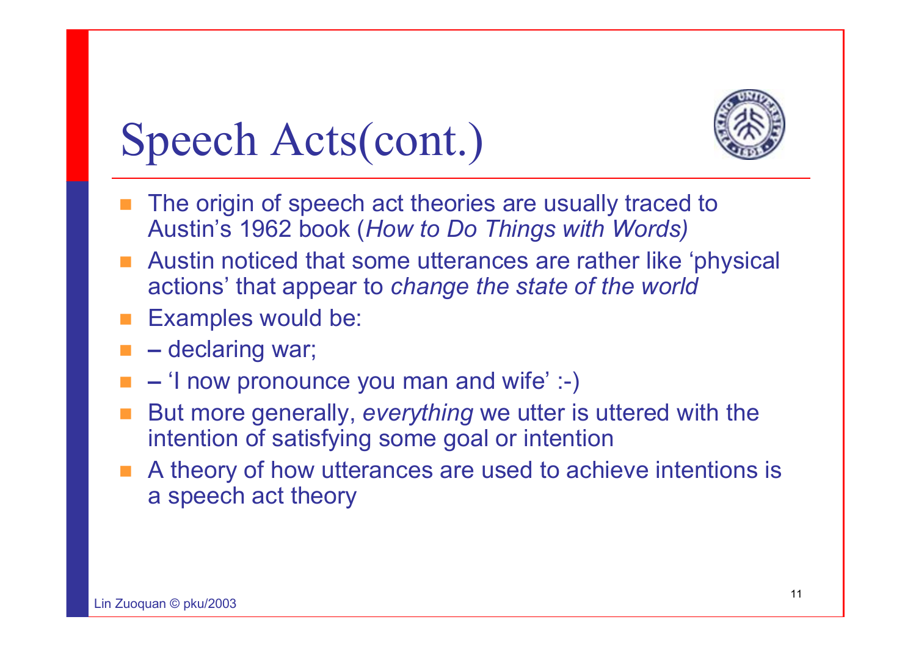# Speech Acts(cont.)

- The origin of speech act theories are usually traced to Austin's 1962 book (*How to Do Things with Words)*
- Austin noticed that some utterances are rather like 'physical actions' that appear to *change the state of the world*
- Examples would be:
- – declaring war;
- – 'I now pronounce you man and wife' :-)
- But more generally, *everything* we utter is uttered with the intention of satisfying some goal or intention
- A theory of how utterances are used to achieve intentions is a speech act theory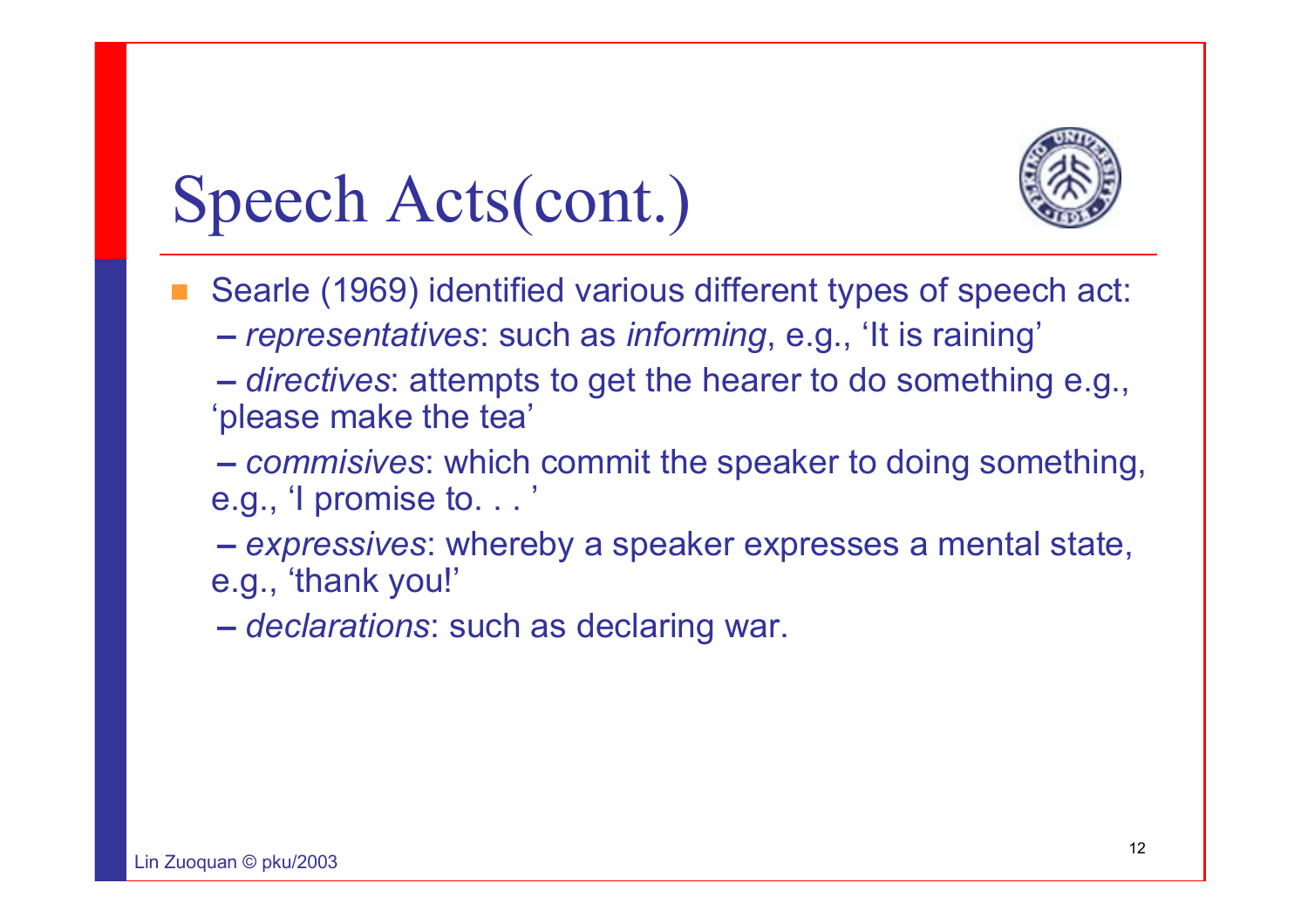# Speech Acts(cont.)

- Searle (1969) identified various different types of speech act:
  - *representatives*: such as *informing*, e.g., 'It is raining'
  - *directives*: attempts to get the hearer to do something e.g., 'please make the tea'
  - *commisives*: which commit the speaker to doing something, e.g., 'I promise to. . . '
  - *expressives*: whereby a speaker expresses a mental state, e.g., 'thank you!'
  - *declarations*: such as declaring war.

Lin Zuoquan © pku/2003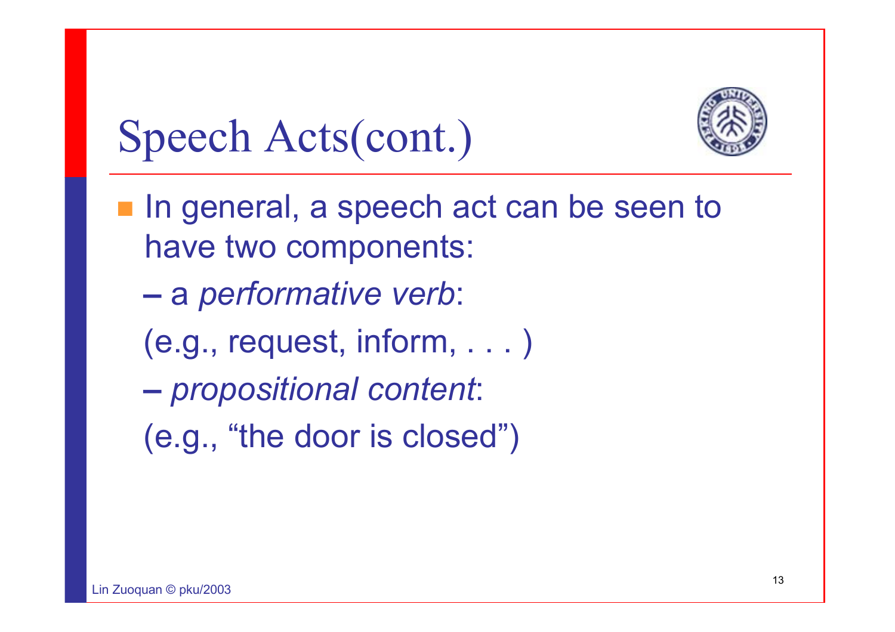# Speech Acts(cont.)

- In general, a speech act can be seen to have two components:
  - a *performative verb*:
  
    (e.g., request, inform, . . . )
  - *propositional content*:
  
    (e.g., “the door is closed”)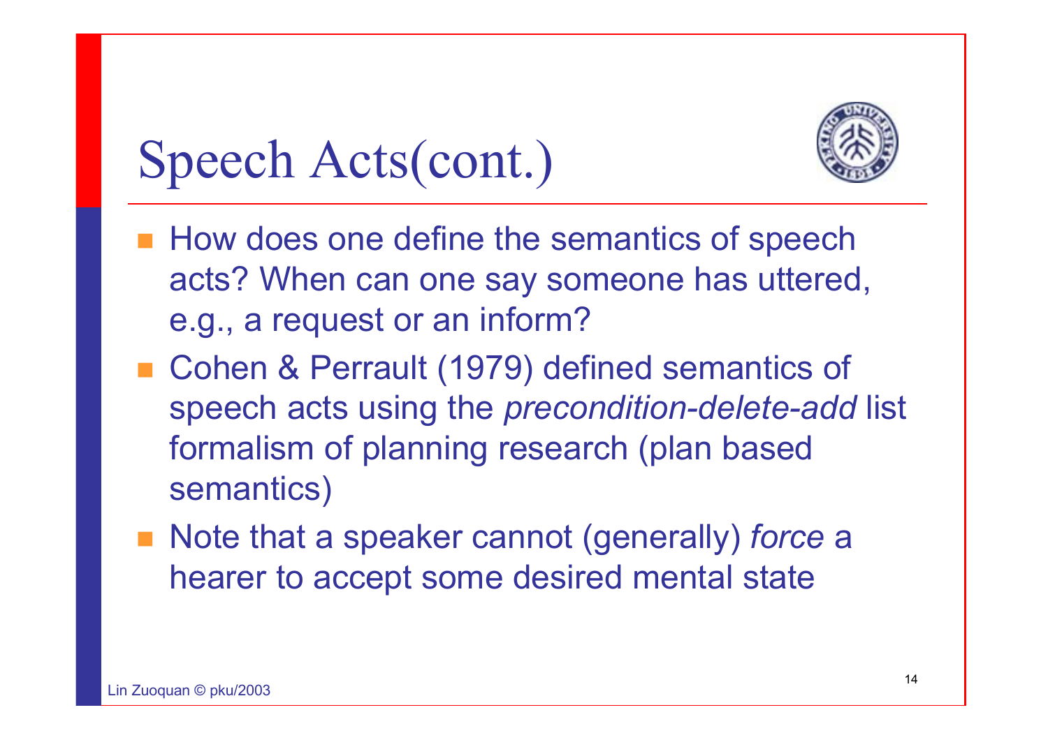# Speech Acts(cont.)

- How does one define the semantics of speech acts? When can one say someone has uttered, e.g., a request or an inform?
- Cohen & Perrault (1979) defined semantics of speech acts using the *precondition-delete-add* list formalism of planning research (plan based semantics)
- Note that a speaker cannot (generally) *force* a hearer to accept some desired mental state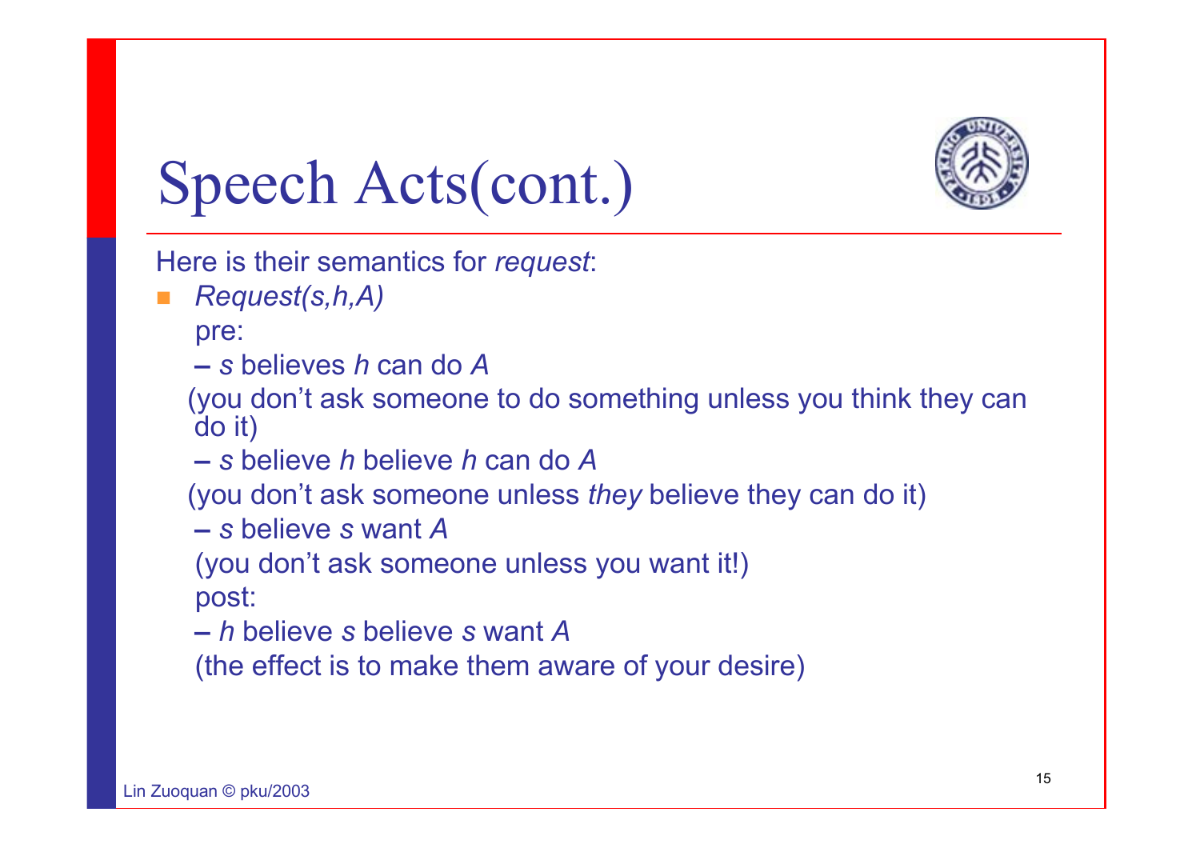# Speech Acts(cont.)

Here is their semantics for *request*:

- *Request(s,h,A)*

  pre:

  – *s* believes *h* can do *A*

  (you don't ask someone to do something unless you think they can do it)

  – *s* believe *h* believe *h* can do *A*

  (you don't ask someone unless *they* believe they can do it)

  – *s* believe *s* want *A*

  (you don't ask someone unless you want it!)

  post:

  – *h* believe *s* believe *s* want *A*

  (the effect is to make them aware of your desire)

Lin Zuoquan © pku/2003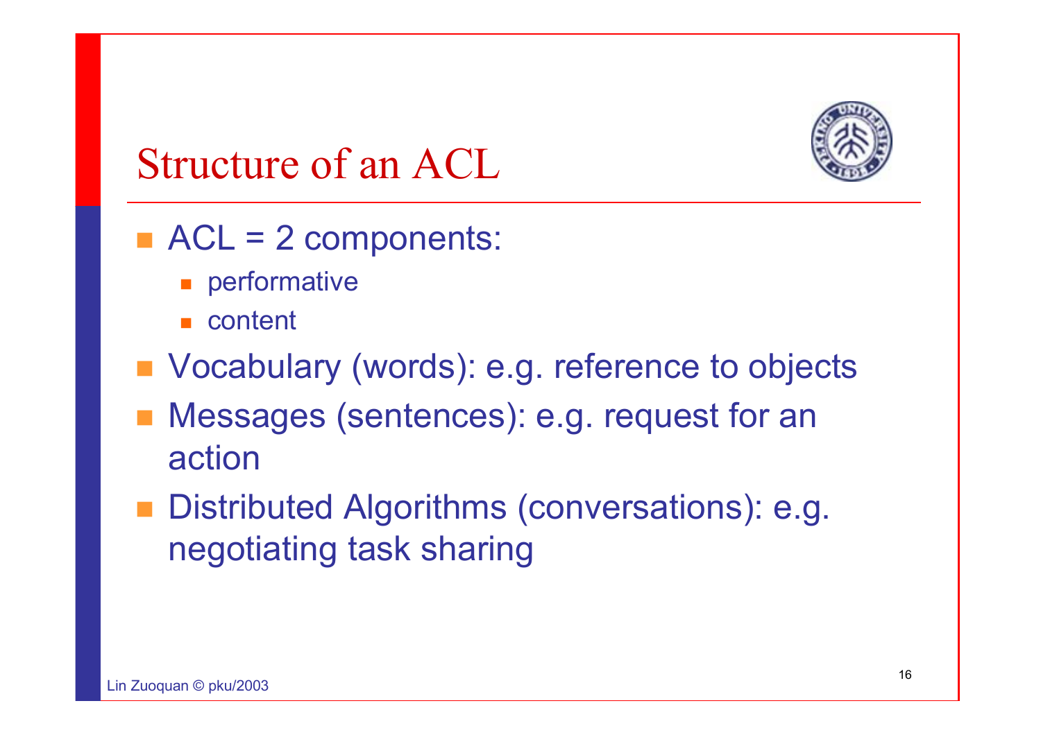# Structure of an ACL

- ACL = 2 components:
  - performative
  - content
- Vocabulary (words): e.g. reference to objects
- Messages (sentences): e.g. request for an action
- Distributed Algorithms (conversations): e.g. negotiating task sharing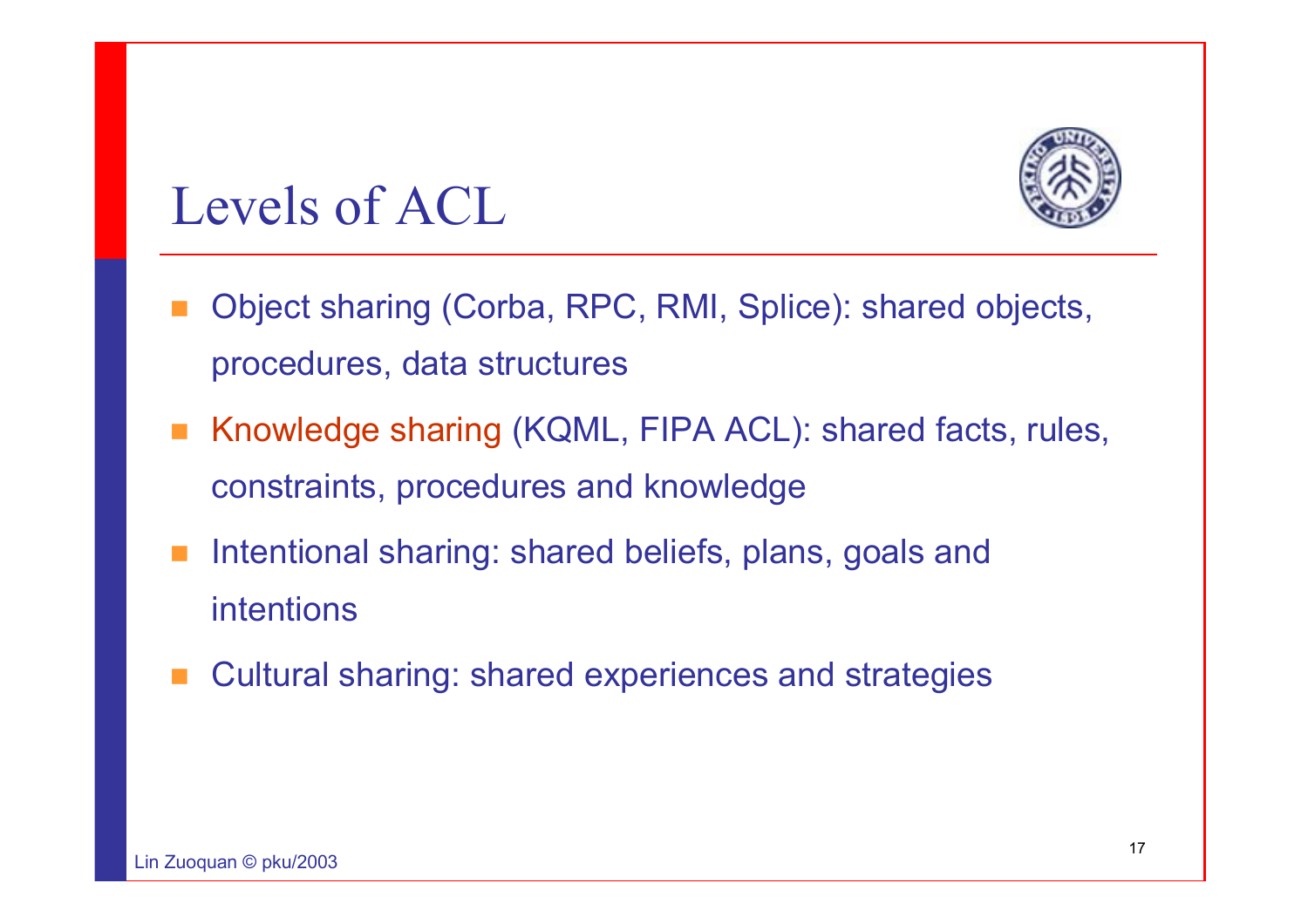# Levels of ACL

- Object sharing (Corba, RPC, RMI, Splice): shared objects, procedures, data structures
- Knowledge sharing (KQML, FIPA ACL): shared facts, rules, constraints, procedures and knowledge
- Intentional sharing: shared beliefs, plans, goals and intentions
- Cultural sharing: shared experiences and strategies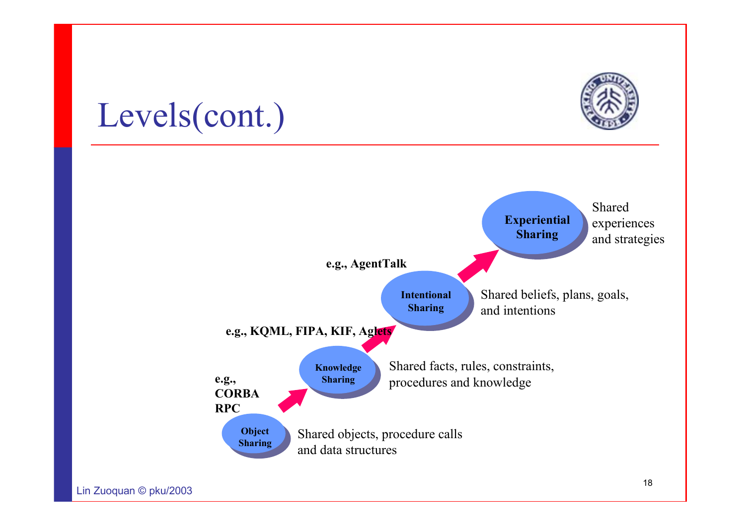# Levels(cont.)

**Experiential Sharing** — Shared experiences and strategies

**e.g., AgentTalk**

**Intentional Sharing** — Shared beliefs, plans, goals, and intentions

**e.g., KQML, FIPA, KIF, Aglets**

**Knowledge Sharing** — Shared facts, rules, constraints, procedures and knowledge

**e.g., CORBA RPC**

**Object Sharing** — Shared objects, procedure calls and data structures

Lin Zuoquan © pku/2003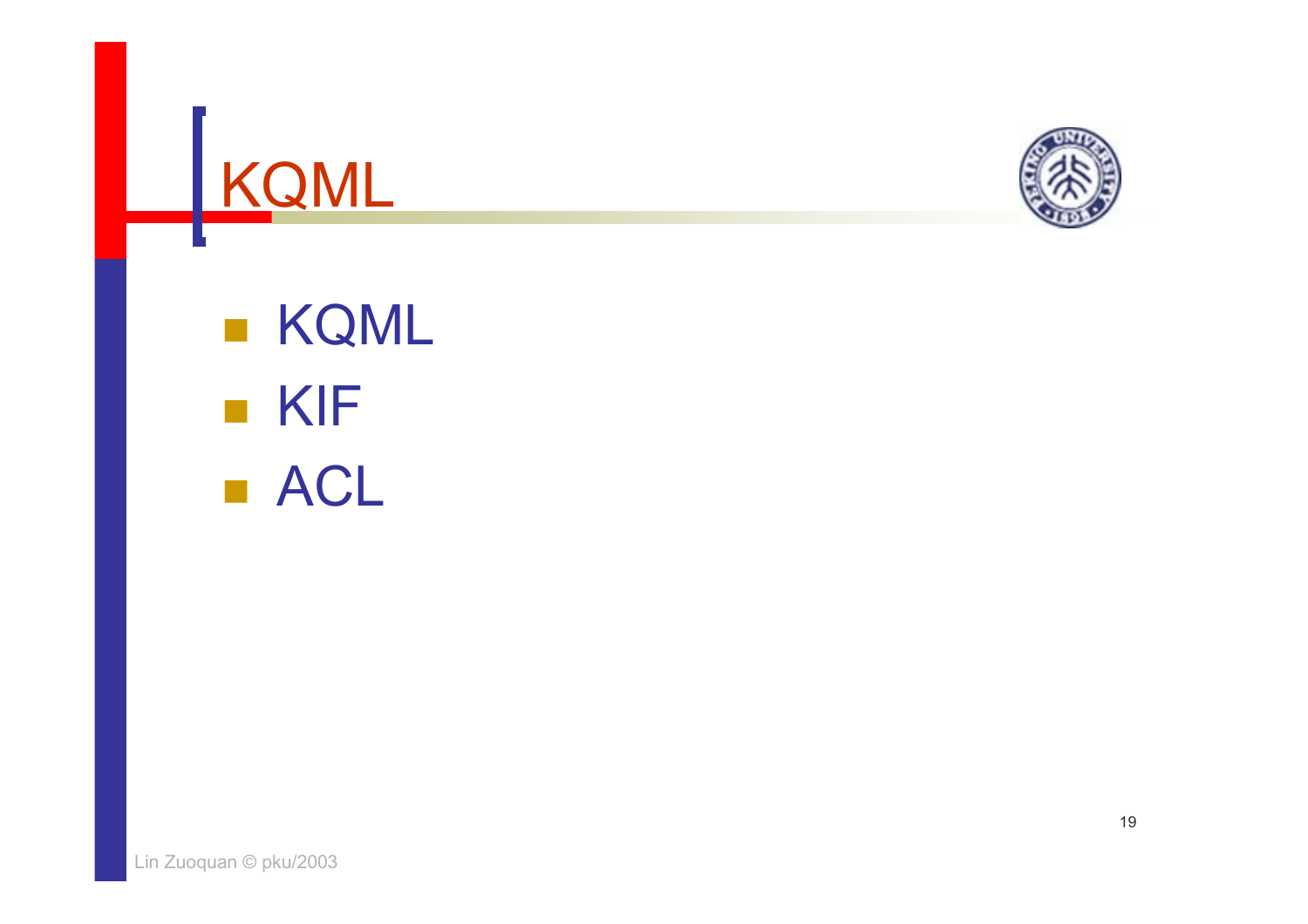# KQML

- KQML
- KIF
- ACL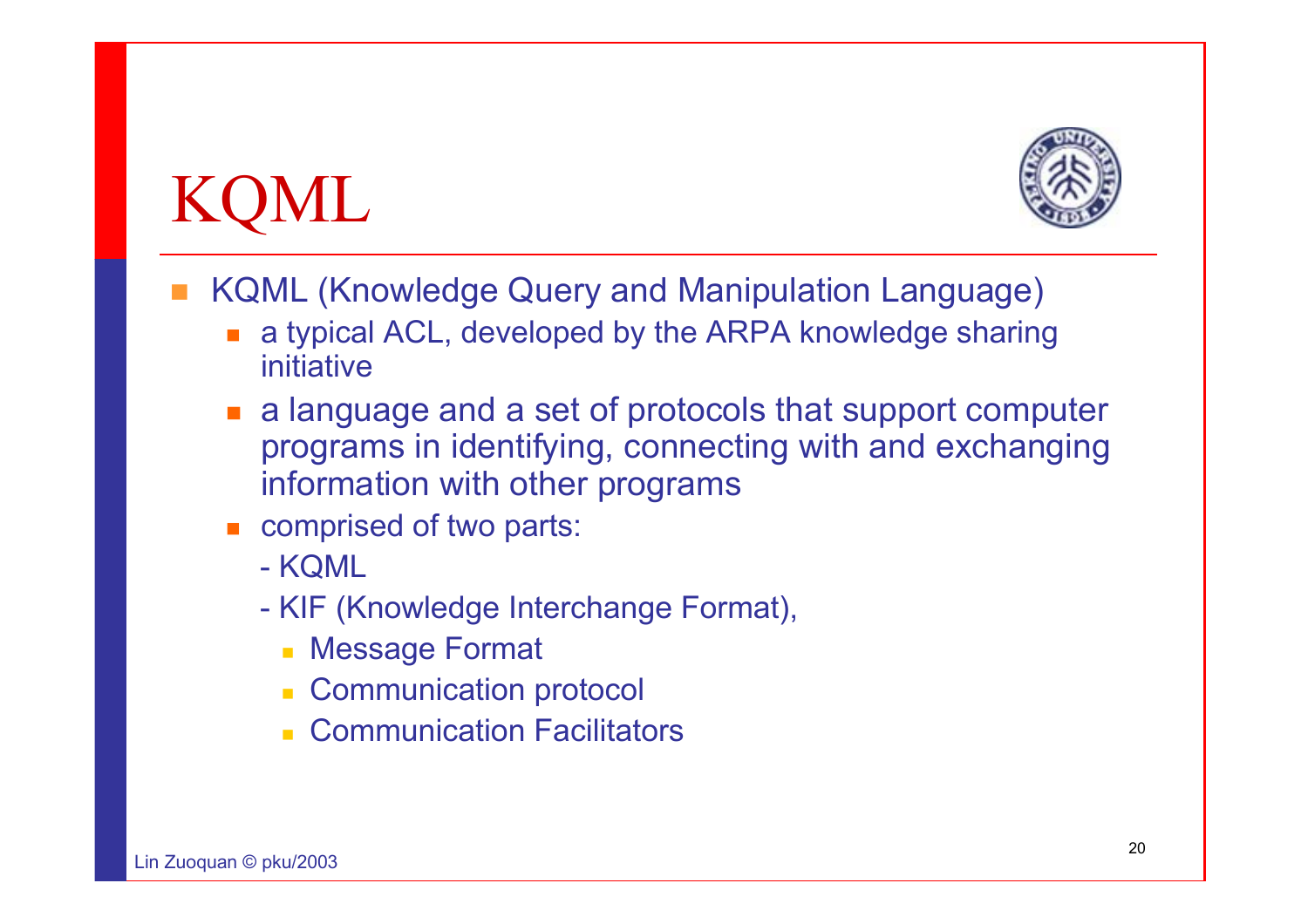# KQML

- KQML (Knowledge Query and Manipulation Language)
  - a typical ACL, developed by the ARPA knowledge sharing initiative
  - a language and a set of protocols that support computer programs in identifying, connecting with and exchanging information with other programs
  - comprised of two parts:
    - KQML
    - KIF (Knowledge Interchange Format),
      - Message Format
      - Communication protocol
      - Communication Facilitators

Lin Zuoquan © pku/2003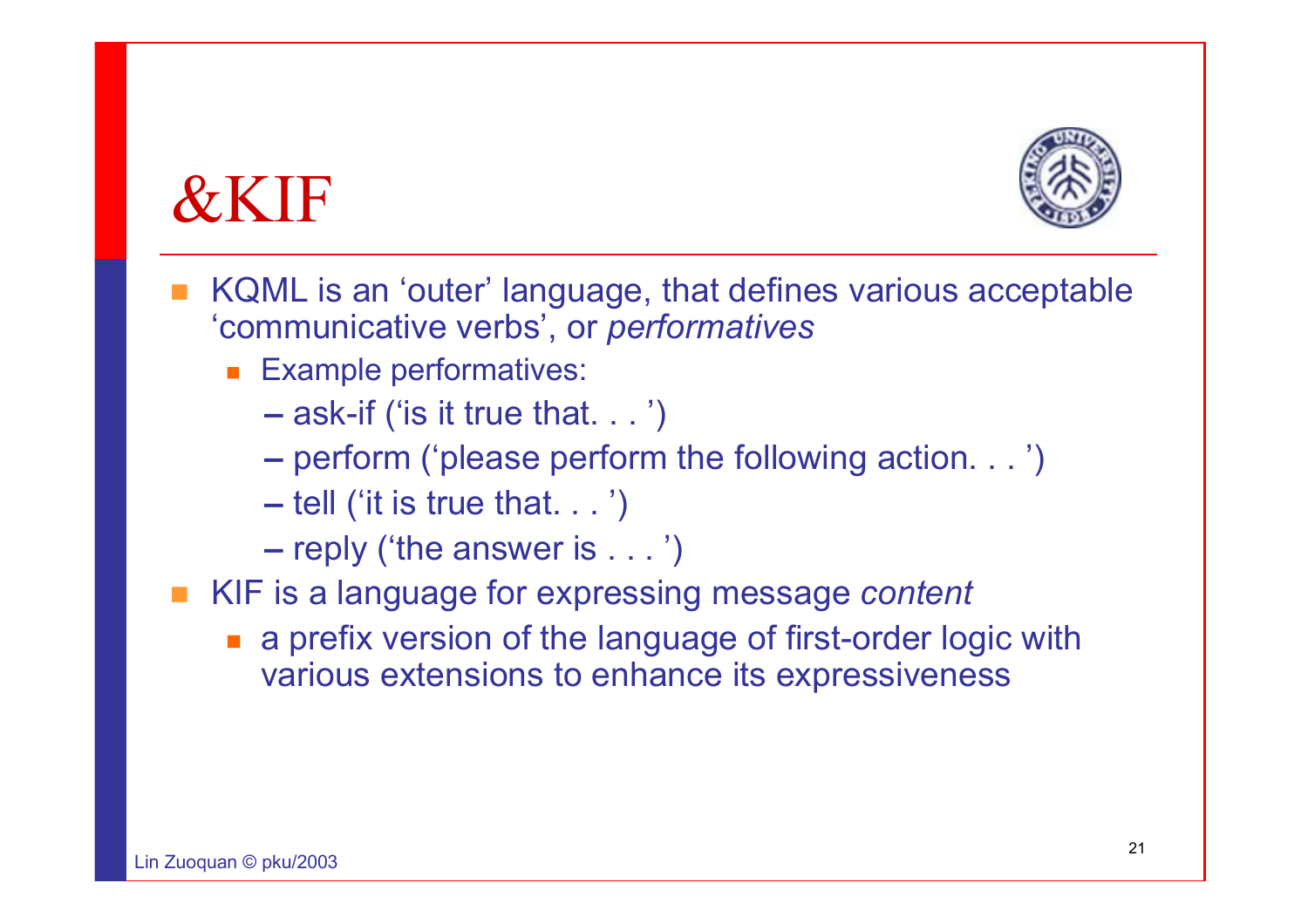# &KIF

- KQML is an 'outer' language, that defines various acceptable 'communicative verbs', or *performatives*
  - Example performatives:
    - ask-if ('is it true that. . . ')
    - perform ('please perform the following action. . . ')
    - tell ('it is true that. . . ')
    - reply ('the answer is . . . ')
- KIF is a language for expressing message *content*
  - a prefix version of the language of first-order logic with various extensions to enhance its expressiveness

Lin Zuoquan © pku/2003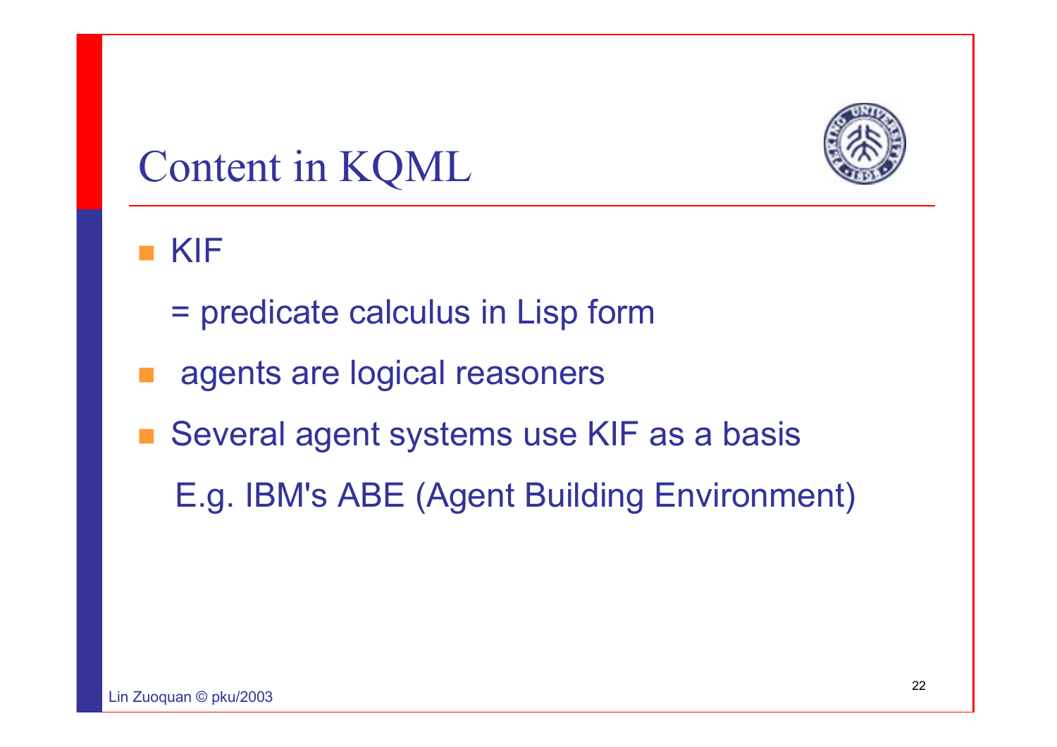# Content in KQML

- KIF

  = predicate calculus in Lisp form

- agents are logical reasoners
- Several agent systems use KIF as a basis

  E.g. IBM's ABE (Agent Building Environment)

Lin Zuoquan © pku/2003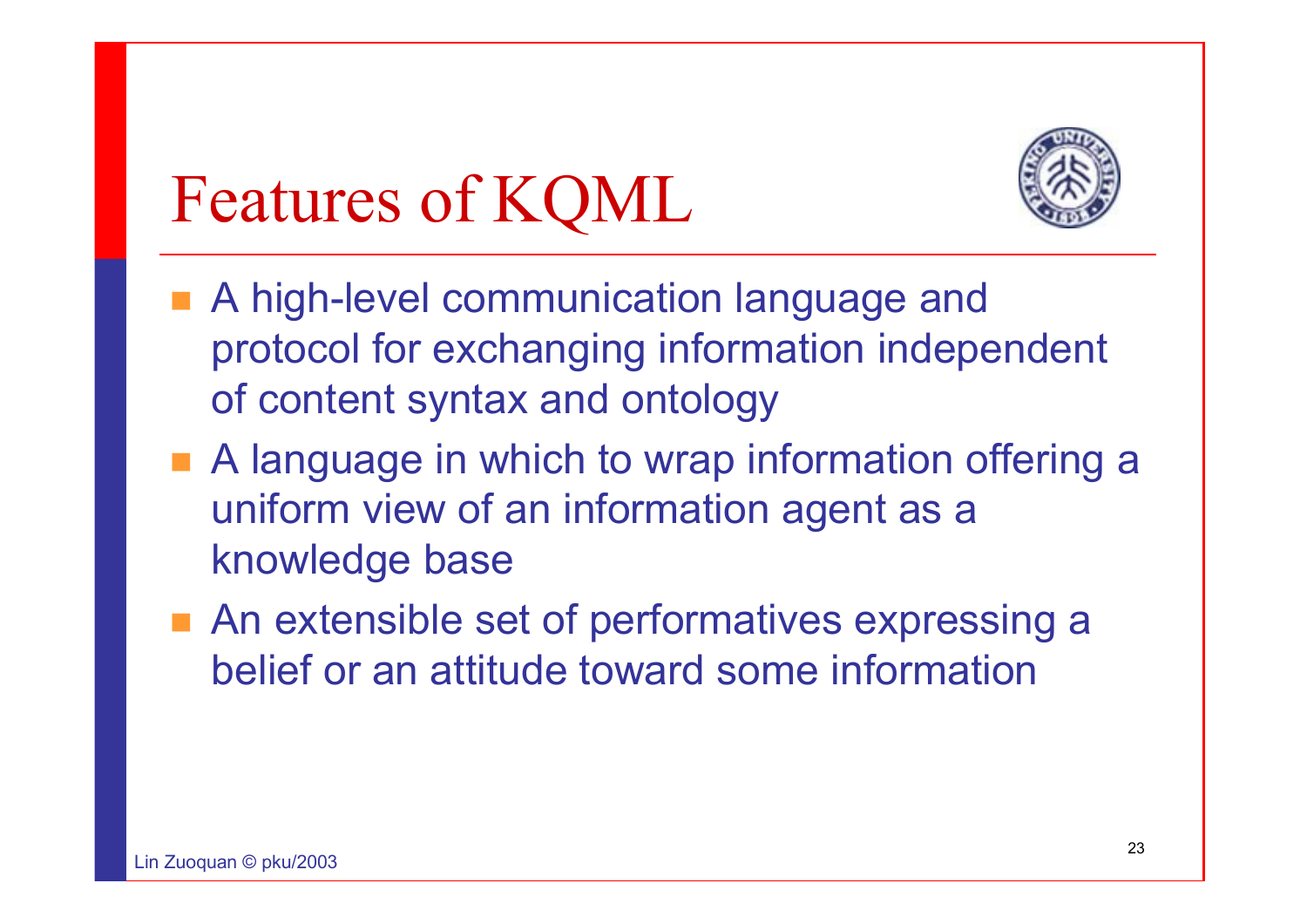# Features of KQML

- A high-level communication language and protocol for exchanging information independent of content syntax and ontology
- A language in which to wrap information offering a uniform view of an information agent as a knowledge base
- An extensible set of performatives expressing a belief or an attitude toward some information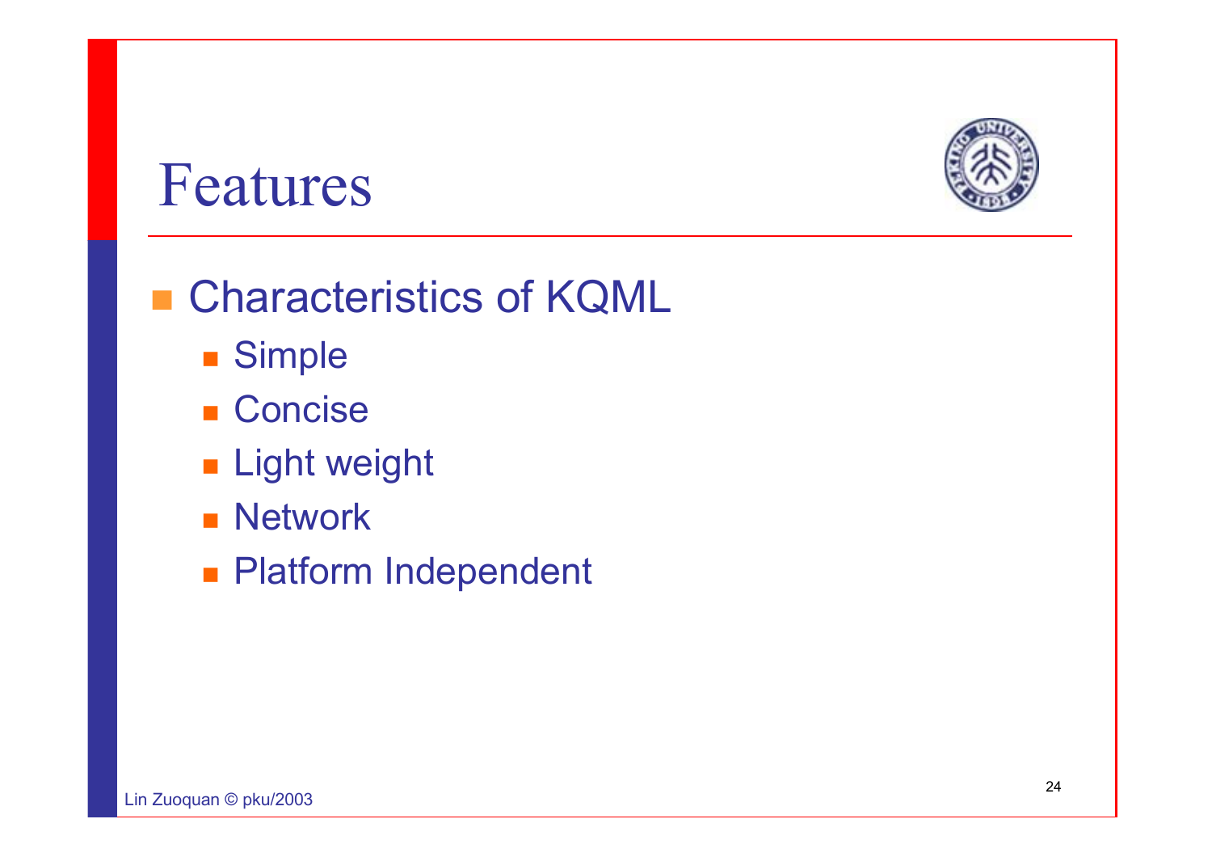# Features

- Characteristics of KQML
  - Simple
  - Concise
  - Light weight
  - Network
  - Platform Independent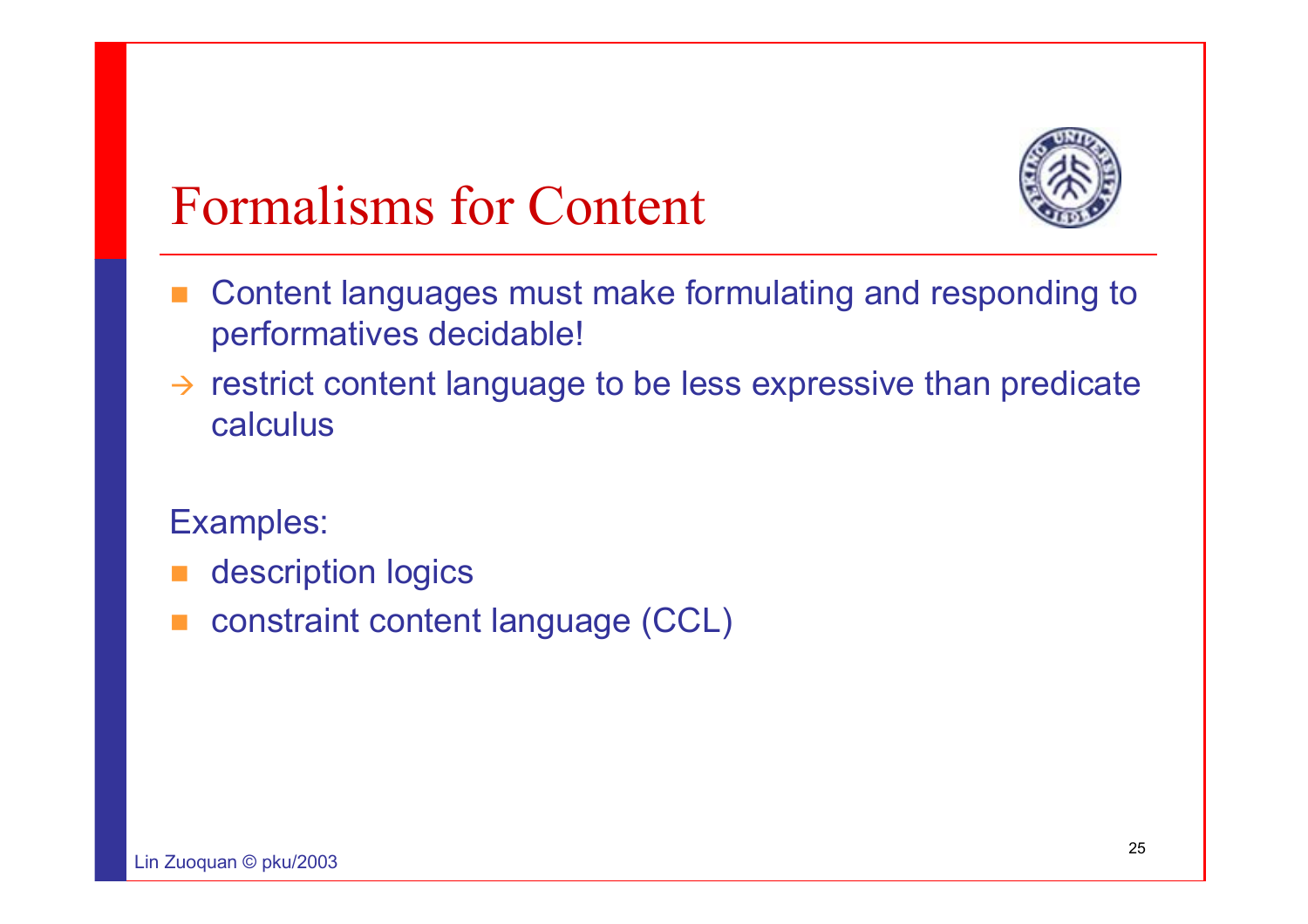# Formalisms for Content

- Content languages must make formulating and responding to performatives decidable!

→ restrict content language to be less expressive than predicate calculus

Examples:

- description logics
- constraint content language (CCL)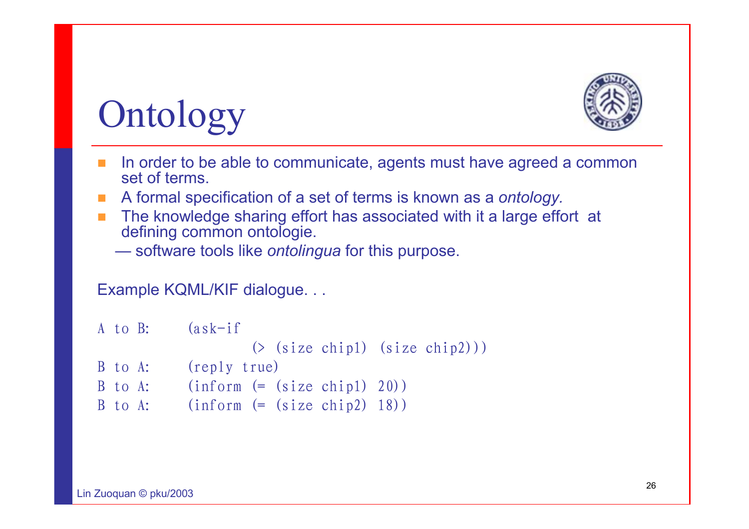# Ontology

- In order to be able to communicate, agents must have agreed a common set of terms.
- A formal specification of a set of terms is known as a *ontology.*
- The knowledge sharing effort has associated with it a large effort at defining common ontologie.

  — software tools like *ontolingua* for this purpose.

Example KQML/KIF dialogue. . .

```
A to B:    (ask-if
                 (> (size chip1) (size chip2)))
B to A:    (reply true)
B to A:    (inform (= (size chip1) 20))
B to A:    (inform (= (size chip2) 18))
```

Lin Zuoquan © pku/2003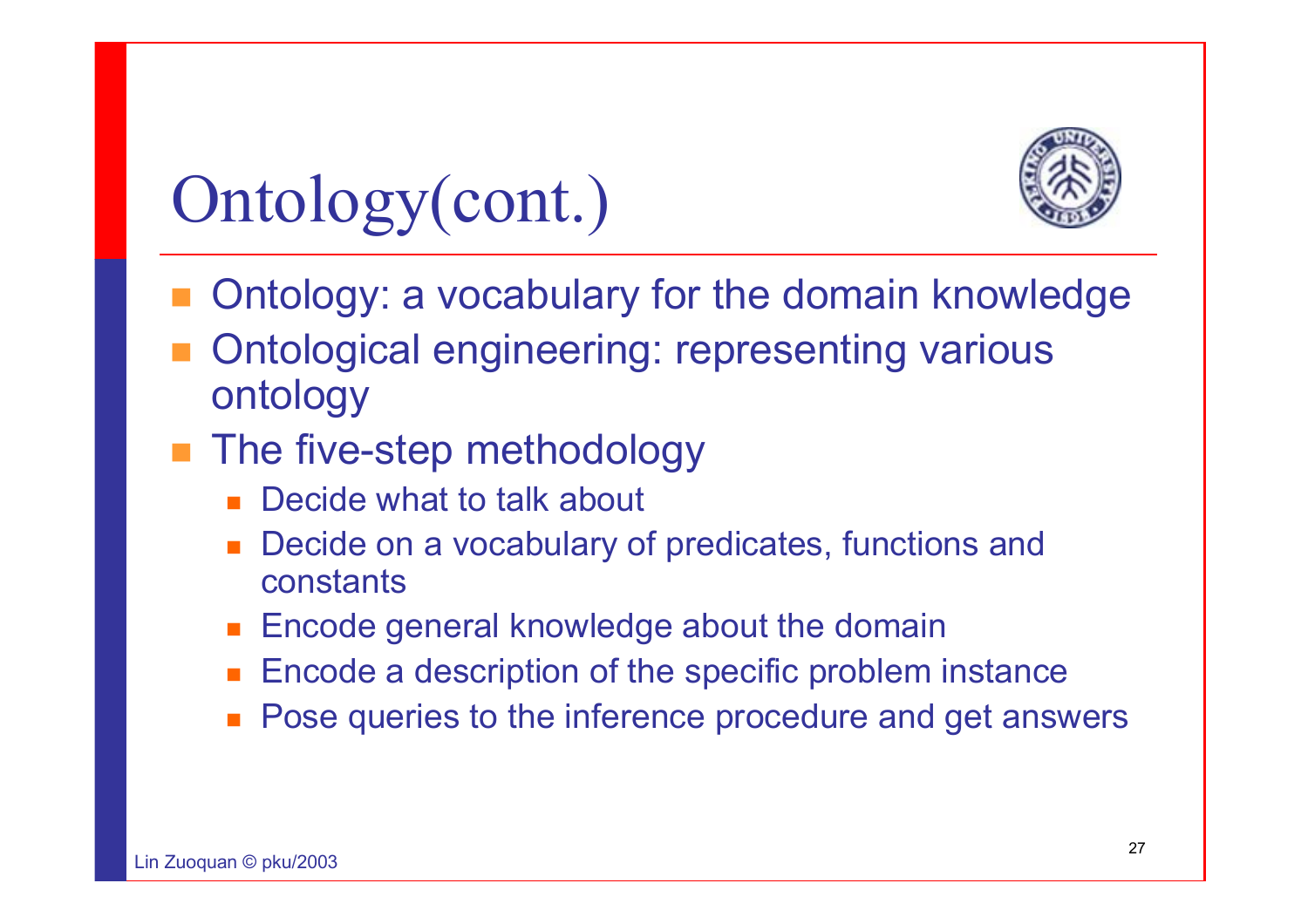# Ontology(cont.)

- Ontology: a vocabulary for the domain knowledge
- Ontological engineering: representing various ontology
- The five-step methodology
  - Decide what to talk about
  - Decide on a vocabulary of predicates, functions and constants
  - Encode general knowledge about the domain
  - Encode a description of the specific problem instance
  - Pose queries to the inference procedure and get answers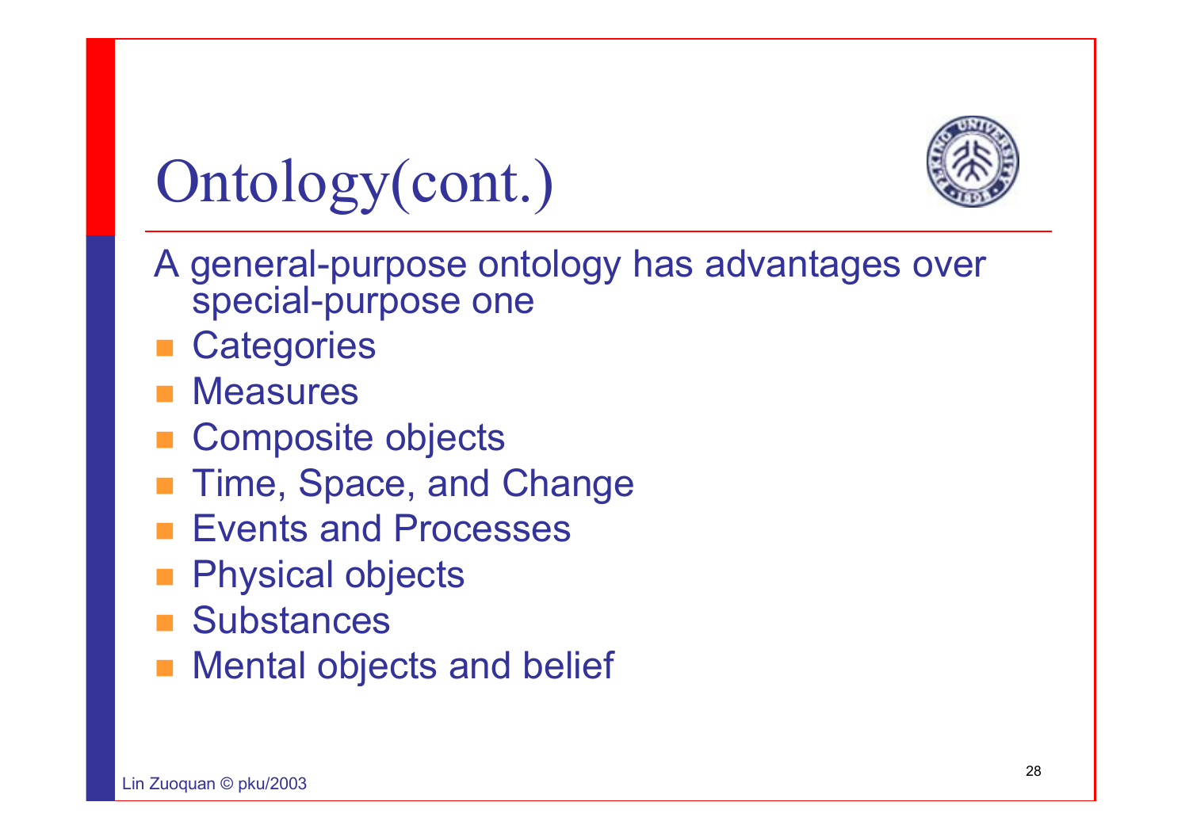# Ontology(cont.)

A general-purpose ontology has advantages over special-purpose one

- Categories
- Measures
- Composite objects
- Time, Space, and Change
- Events and Processes
- Physical objects
- Substances
- Mental objects and belief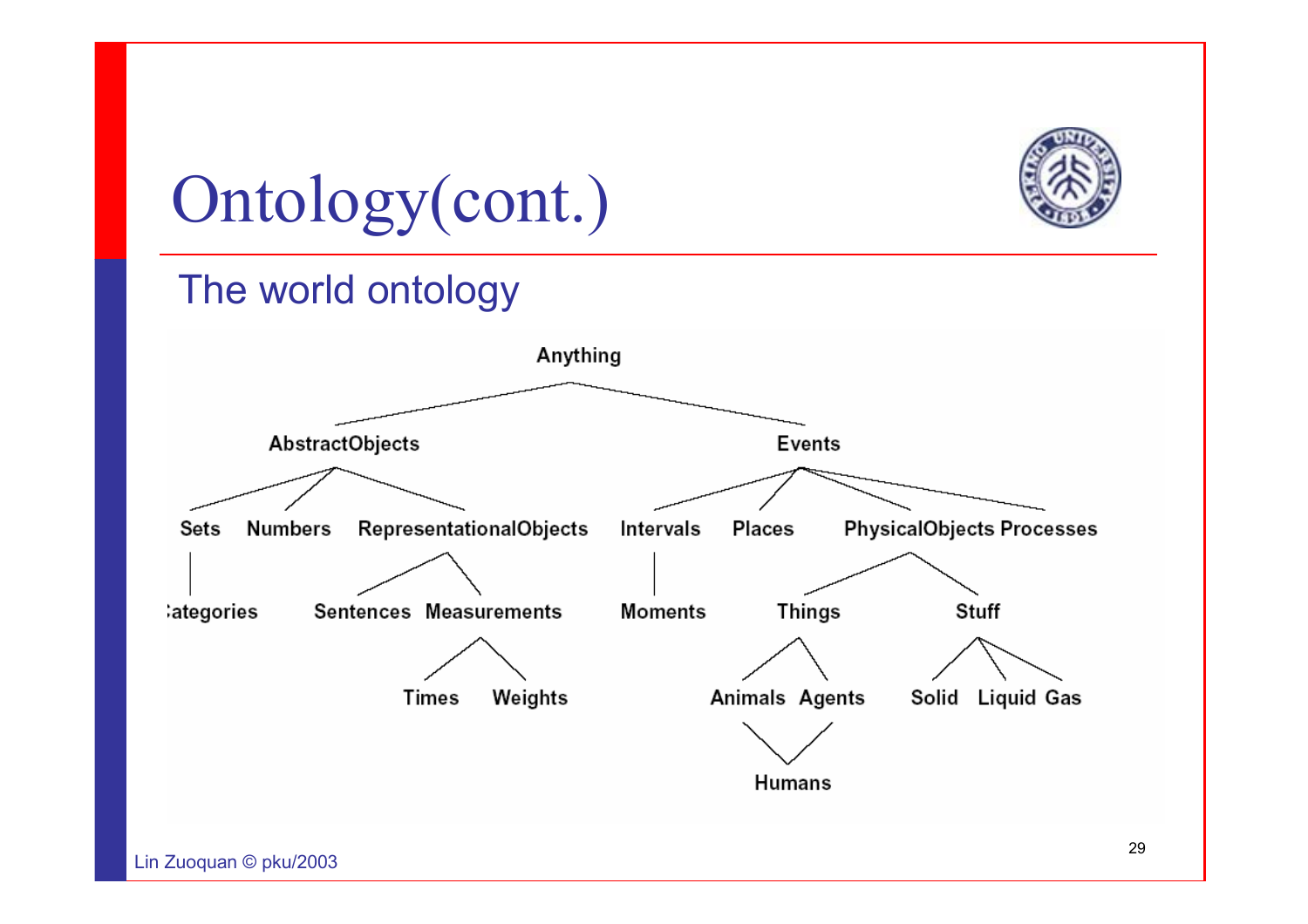# Ontology(cont.)

## The world ontology

- Anything
  - AbstractObjects
    - Sets
      - Categories
    - Numbers
    - RepresentationalObjects
      - Sentences
      - Measurements
        - Times
        - Weights
  - Events
    - Intervals
      - Moments
    - Places
    - PhysicalObjects
      - Things
        - Animals
          - Humans
        - Agents
          - Humans
      - Stuff
        - Solid
        - Liquid
        - Gas
    - Processes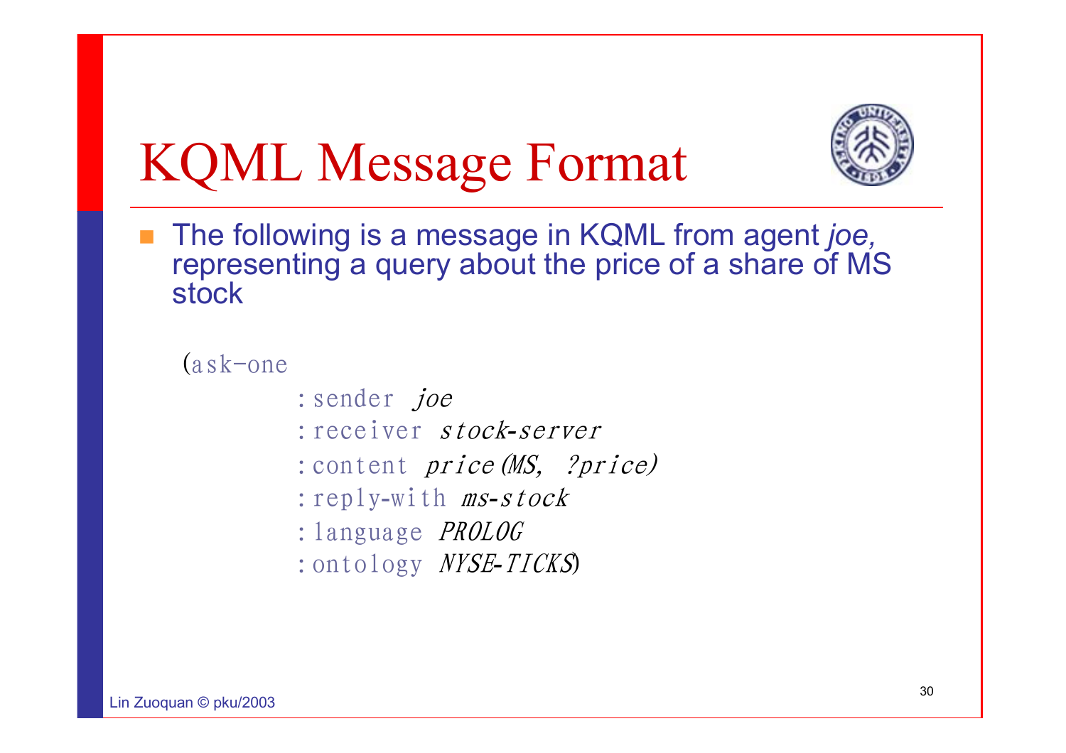# KQML Message Format

- The following is a message in KQML from agent *joe,* representing a query about the price of a share of MS stock

```
(ask-one
        :sender  joe
        :receiver  stock-server
        :content  price(MS, ?price)
        :reply-with  ms-stock
        :language  PROLOG
        :ontology  NYSE-TICKS)
```

Lin Zuoquan © pku/2003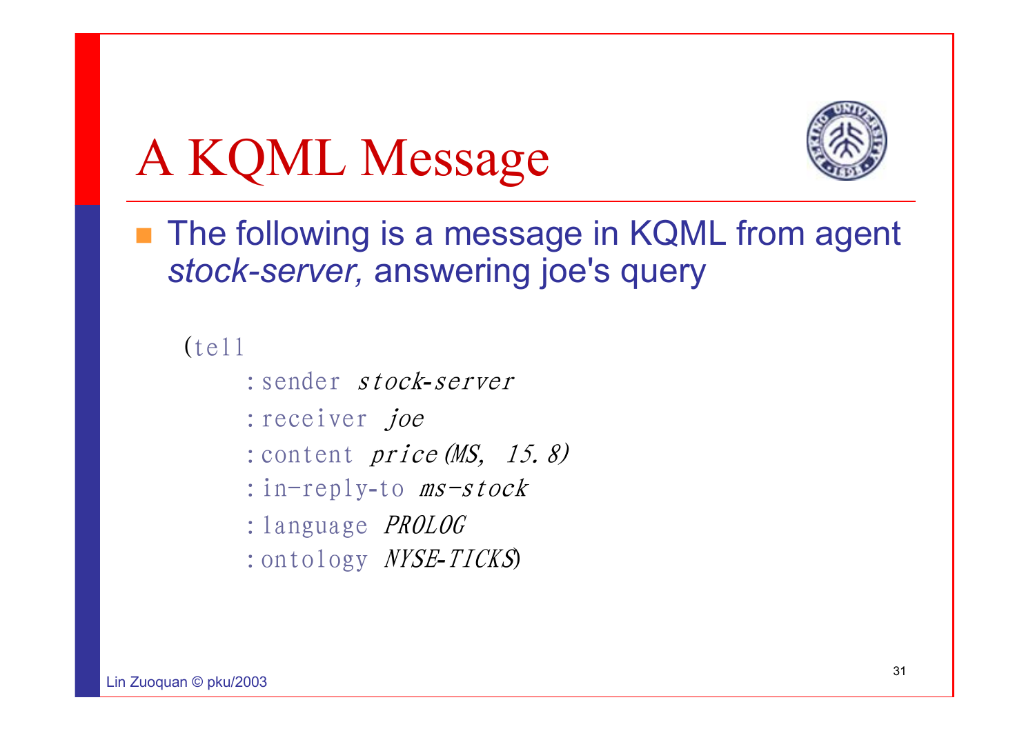# A KQML Message

- The following is a message in KQML from agent *stock-server,* answering joe's query

```
(tell
    :sender stock-server
    :receiver joe
    :content price(MS, 15.8)
    :in-reply-to ms-stock
    :language PROLOG
    :ontology NYSE-TICKS)
```

Lin Zuoquan © pku/2003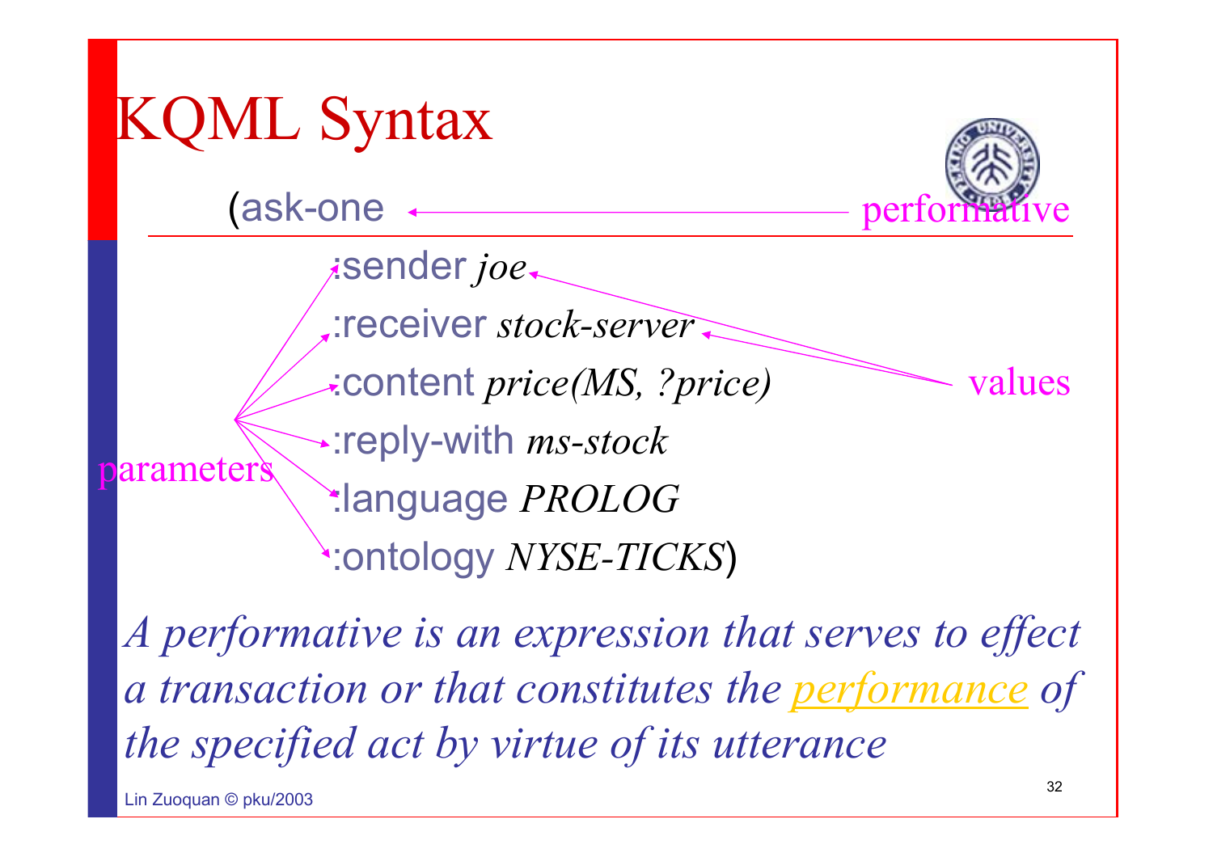# KQML Syntax

```
(ask-one                              <- performative
    :sender joe
    :receiver stock-server
    :content price(MS, ?price)
    :reply-with ms-stock
    :language PROLOG
    :ontology NYSE-TICKS)
```

parameters: :sender, :receiver, :content, :reply-with, :language, :ontology

values: joe, stock-server, ...

*A performative is an expression that serves to effect a transaction or that constitutes the performance of the specified act by virtue of its utterance*

Lin Zuoquan © pku/2003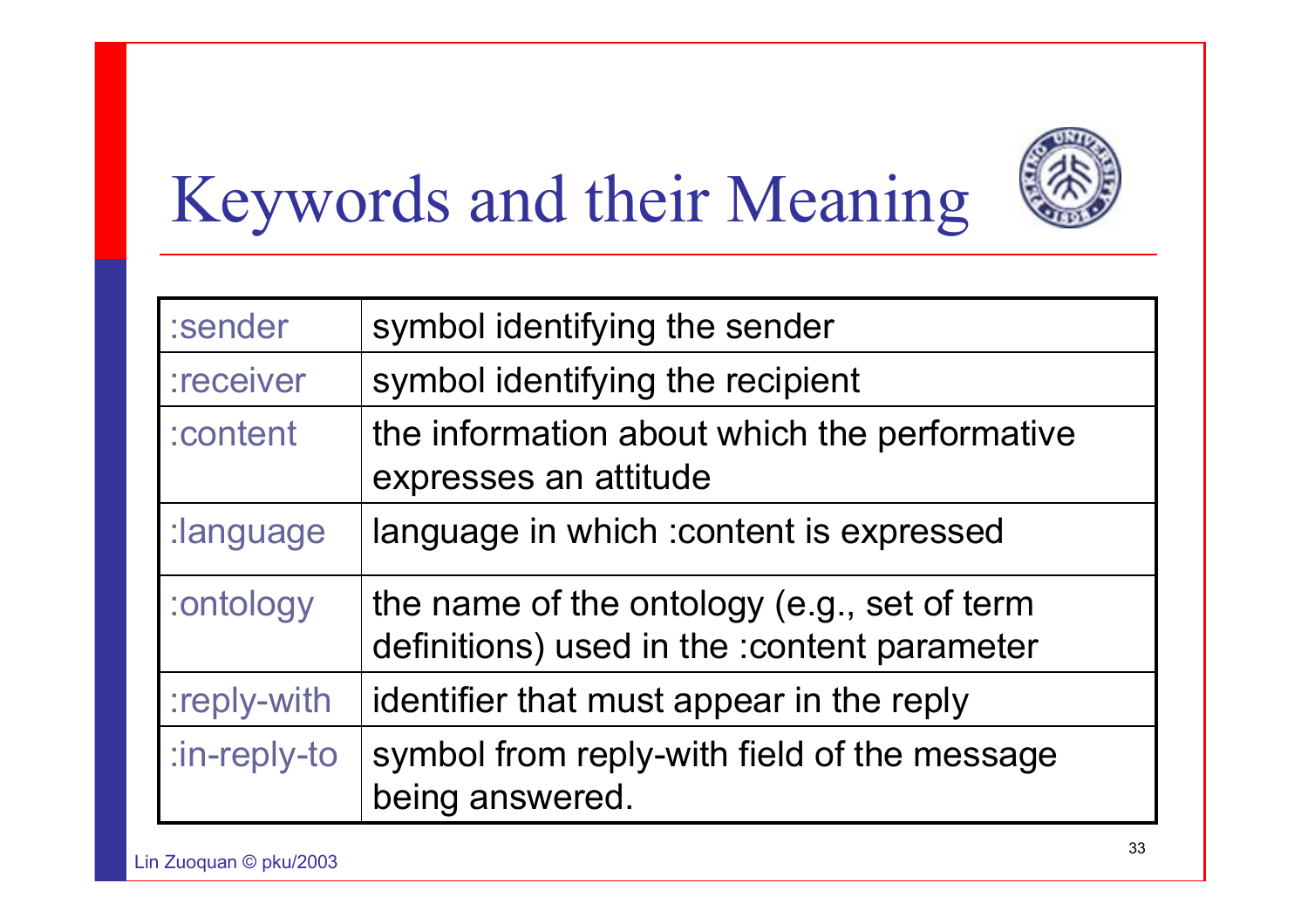# Keywords and their Meaning

| | |
|---|---|
| :sender | symbol identifying the sender |
| :receiver | symbol identifying the recipient |
| :content | the information about which the performative expresses an attitude |
| :language | language in which :content is expressed |
| :ontology | the name of the ontology (e.g., set of term definitions) used in the :content parameter |
| :reply-with | identifier that must appear in the reply |
| :in-reply-to | symbol from reply-with field of the message being answered. |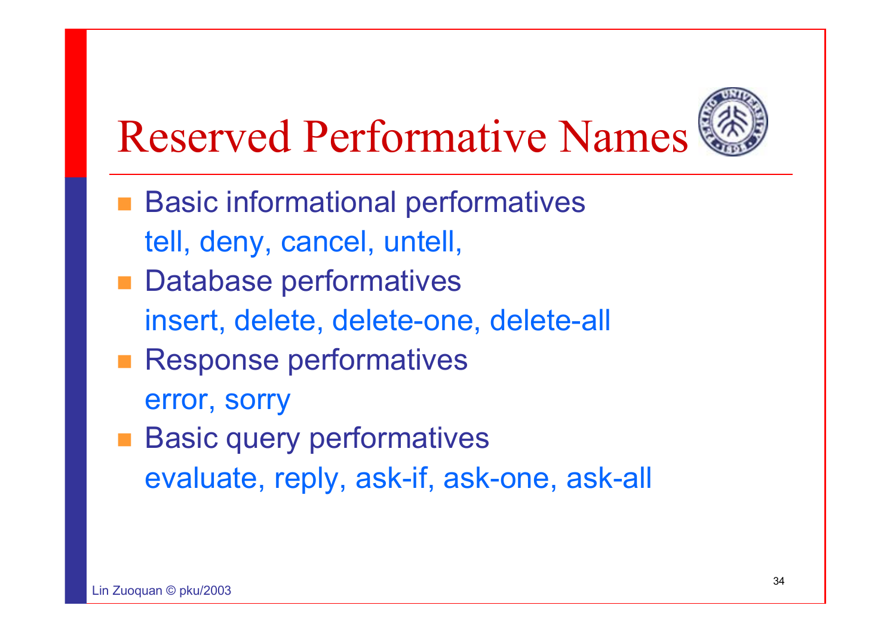# Reserved Performative Names

- Basic informational performatives
  tell, deny, cancel, untell,
- Database performatives
  insert, delete, delete-one, delete-all
- Response performatives
  error, sorry
- Basic query performatives
  evaluate, reply, ask-if, ask-one, ask-all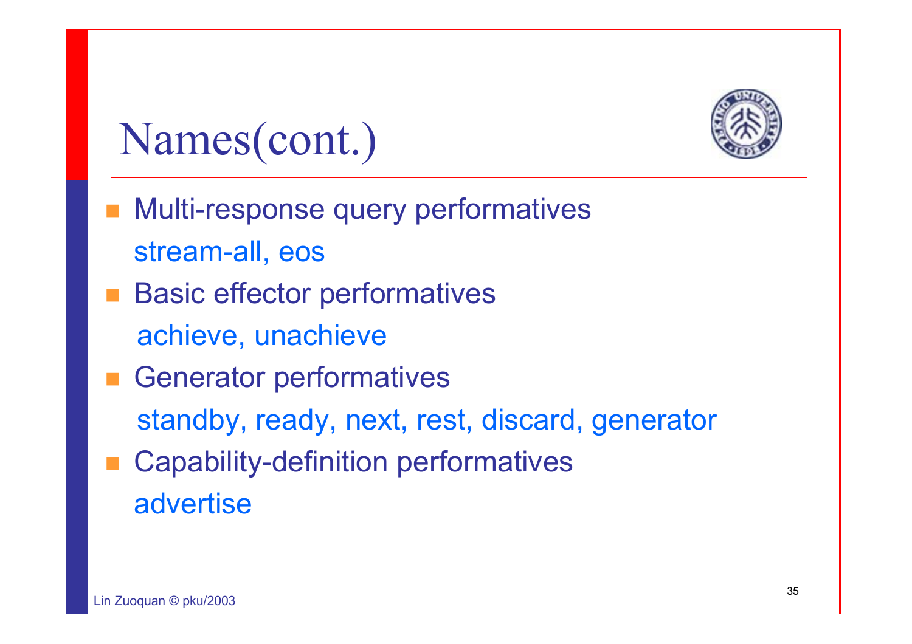# Names(cont.)

- Multi-response query performatives
  stream-all, eos
- Basic effector performatives
  achieve, unachieve
- Generator performatives
  standby, ready, next, rest, discard, generator
- Capability-definition performatives
  advertise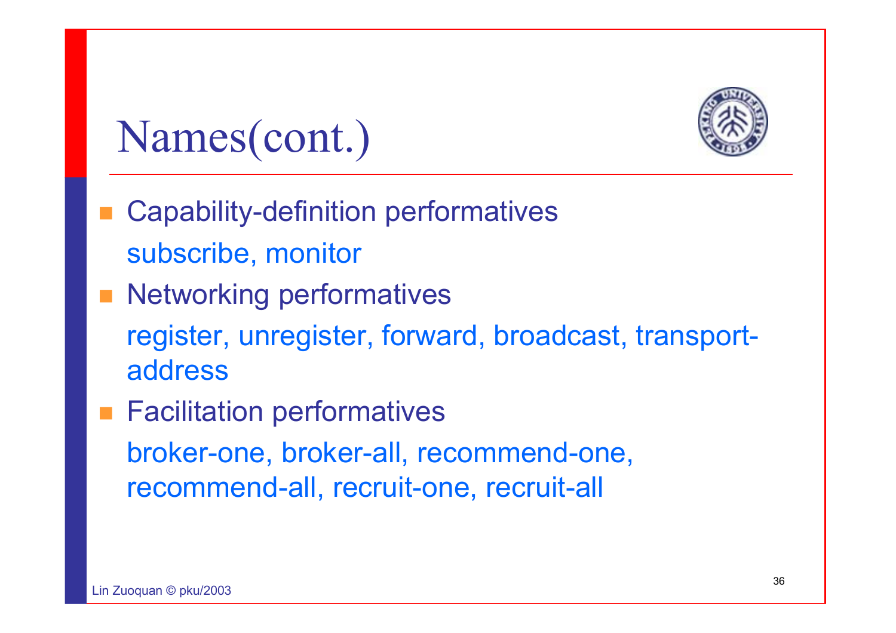# Names(cont.)

- Capability-definition performatives
  subscribe, monitor
- Networking performatives
  register, unregister, forward, broadcast, transport-address
- Facilitation performatives
  broker-one, broker-all, recommend-one, recommend-all, recruit-one, recruit-all

Lin Zuoquan © pku/2003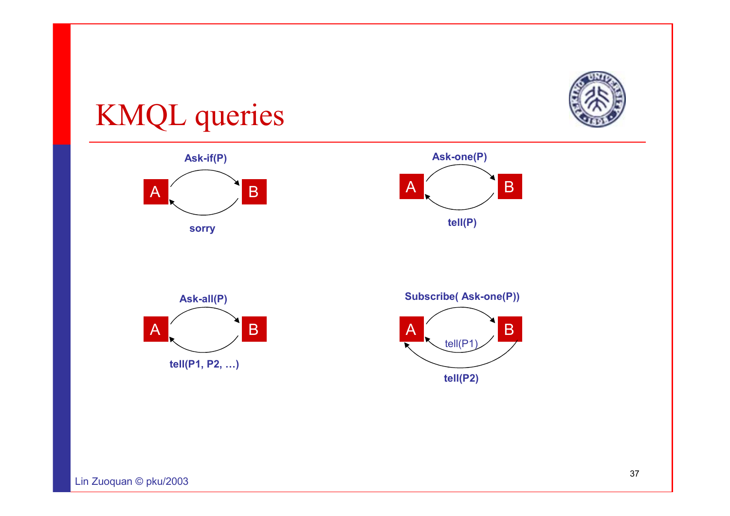# KMQL queries

Ask-if(P)

A → B

sorry

Ask-one(P)

A → B

tell(P)

Ask-all(P)

A → B

tell(P1, P2, …)

Subscribe( Ask-one(P))

A → B

tell(P1)

tell(P2)

Lin Zuoquan © pku/2003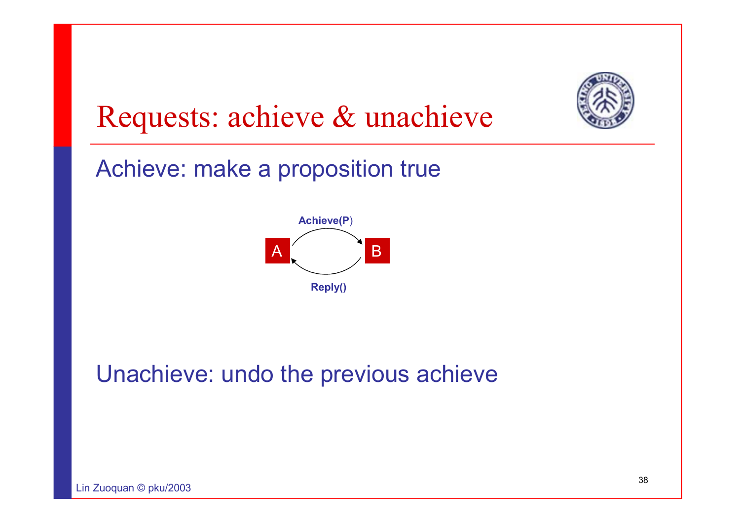# Requests: achieve & unachieve

Achieve: make a proposition true

Achieve(P)

A → B

Reply()

Unachieve: undo the previous achieve

Lin Zuoquan © pku/2003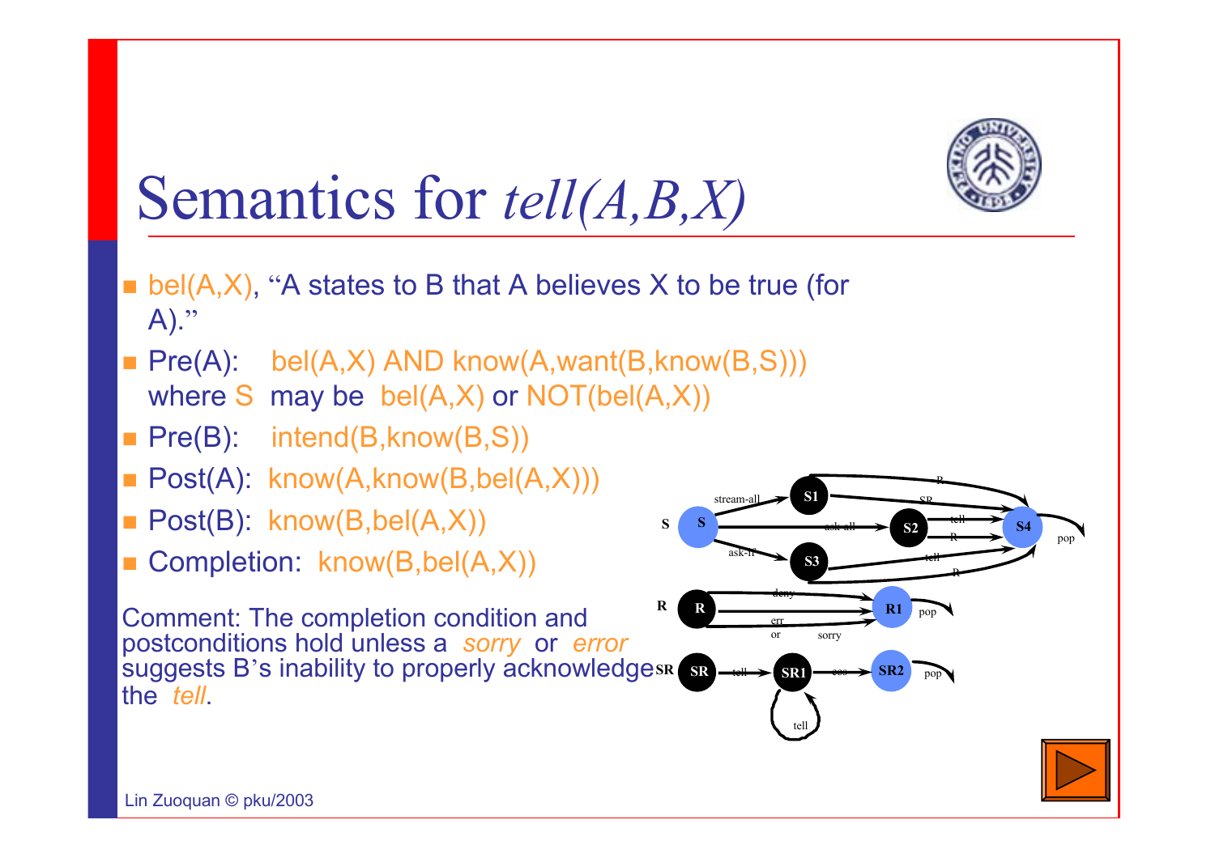# Semantics for *tell(A,B,X)*

- bel(A,X), "A states to B that A believes X to be true (for A)."
- Pre(A): bel(A,X) AND know(A,want(B,know(B,S))) where S may be bel(A,X) or NOT(bel(A,X))
- Pre(B): intend(B,know(B,S))
- Post(A): know(A,know(B,bel(A,X)))
- Post(B): know(B,bel(A,X))
- Completion: know(B,bel(A,X))

Comment: The completion condition and postconditions hold unless a *sorry* or *error* suggests B's inability to properly acknowledge the *tell*.

Lin Zuoquan © pku/2003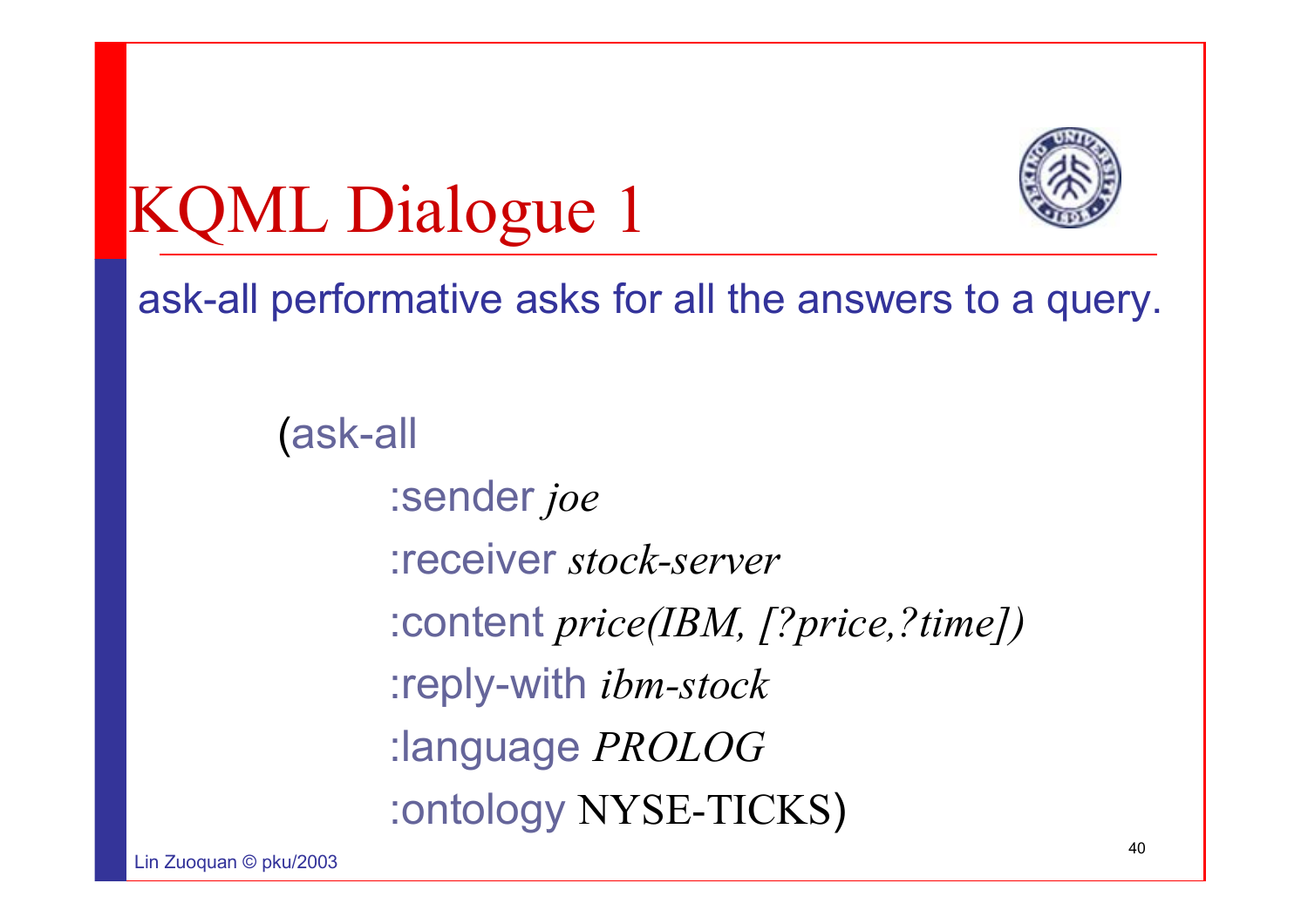# KQML Dialogue 1

ask-all performative asks for all the answers to a query.

```
(ask-all
    :sender joe
    :receiver stock-server
    :content price(IBM, [?price,?time])
    :reply-with ibm-stock
    :language PROLOG
    :ontology NYSE-TICKS)
```

Lin Zuoquan © pku/2003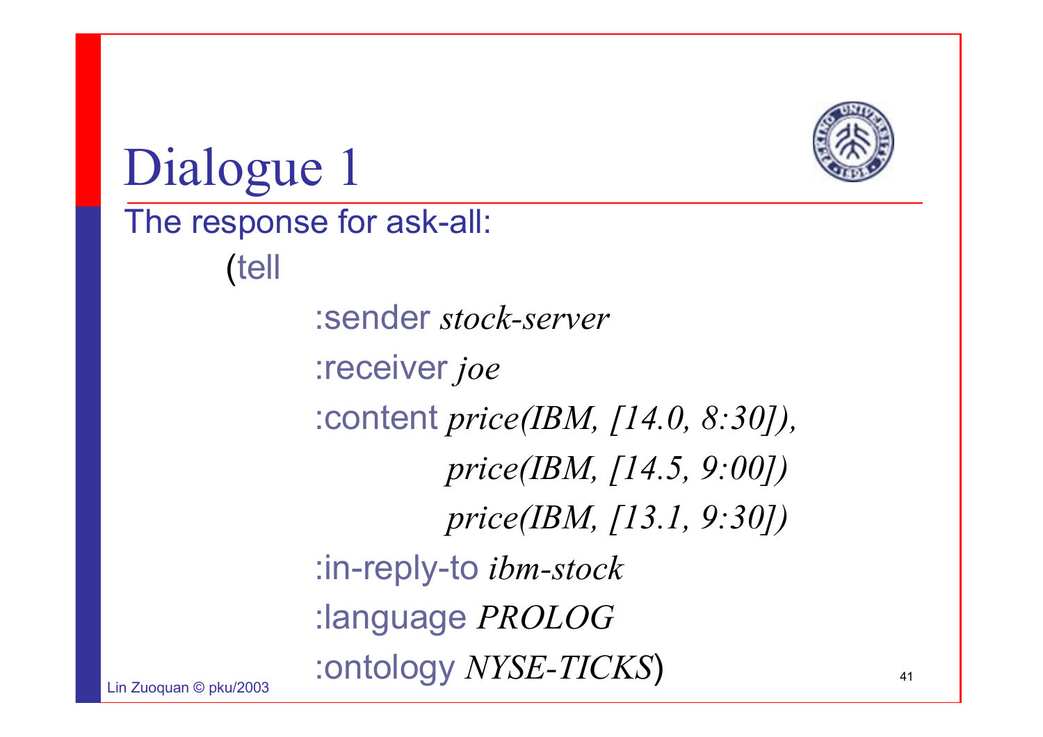# Dialogue 1

The response for ask-all:

```
(tell
        :sender stock-server
        :receiver joe
        :content price(IBM, [14.0, 8:30]),
                 price(IBM, [14.5, 9:00])
                 price(IBM, [13.1, 9:30])
        :in-reply-to ibm-stock
        :language PROLOG
        :ontology NYSE-TICKS)
```

Lin Zuoquan © pku/2003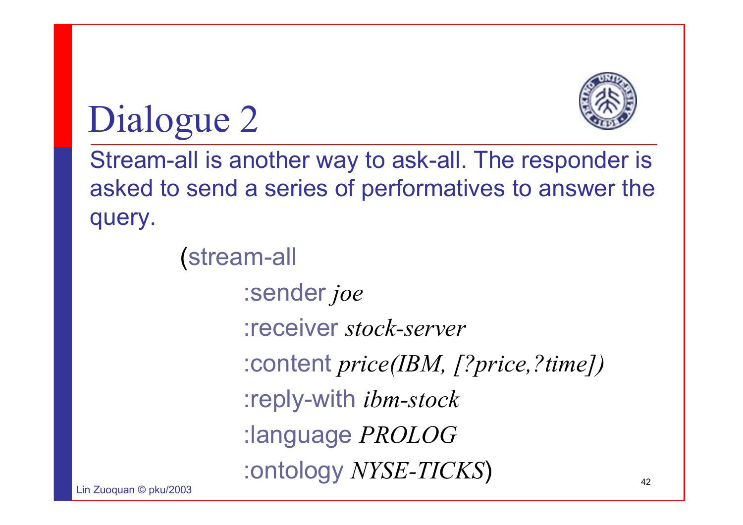# Dialogue 2

Stream-all is another way to ask-all. The responder is asked to send a series of performatives to answer the query.

```
(stream-all
        :sender joe
        :receiver stock-server
        :content price(IBM, [?price,?time])
        :reply-with ibm-stock
        :language PROLOG
        :ontology NYSE-TICKS)
```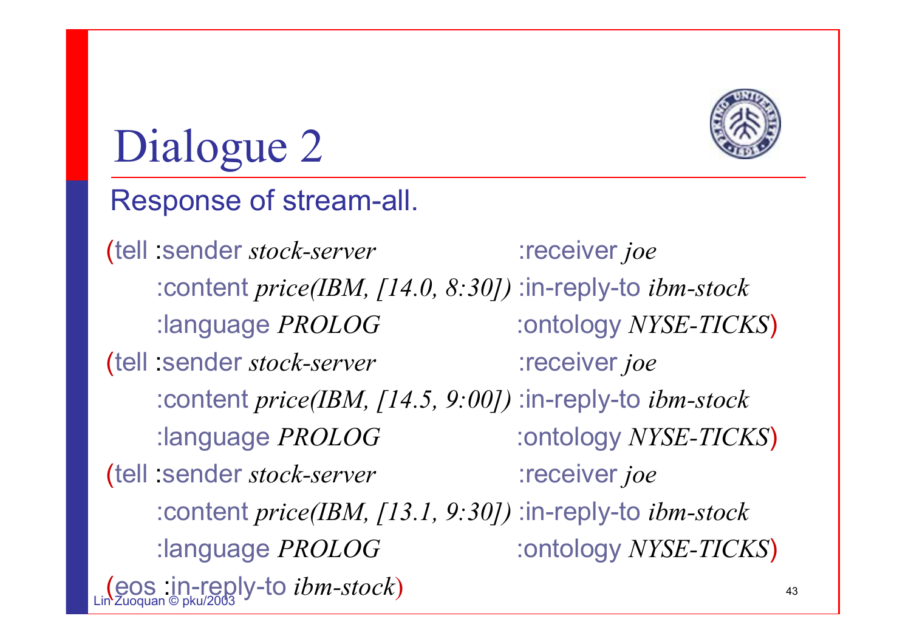# Dialogue 2

Response of stream-all.

```
(tell :sender stock-server                   :receiver joe
      :content price(IBM, [14.0, 8:30]) :in-reply-to ibm-stock
      :language PROLOG                  :ontology NYSE-TICKS)
(tell :sender stock-server                   :receiver joe
      :content price(IBM, [14.5, 9:00]) :in-reply-to ibm-stock
      :language PROLOG                  :ontology NYSE-TICKS)
(tell :sender stock-server                   :receiver joe
      :content price(IBM, [13.1, 9:30]) :in-reply-to ibm-stock
      :language PROLOG                  :ontology NYSE-TICKS)
(eos :in-reply-to ibm-stock)
```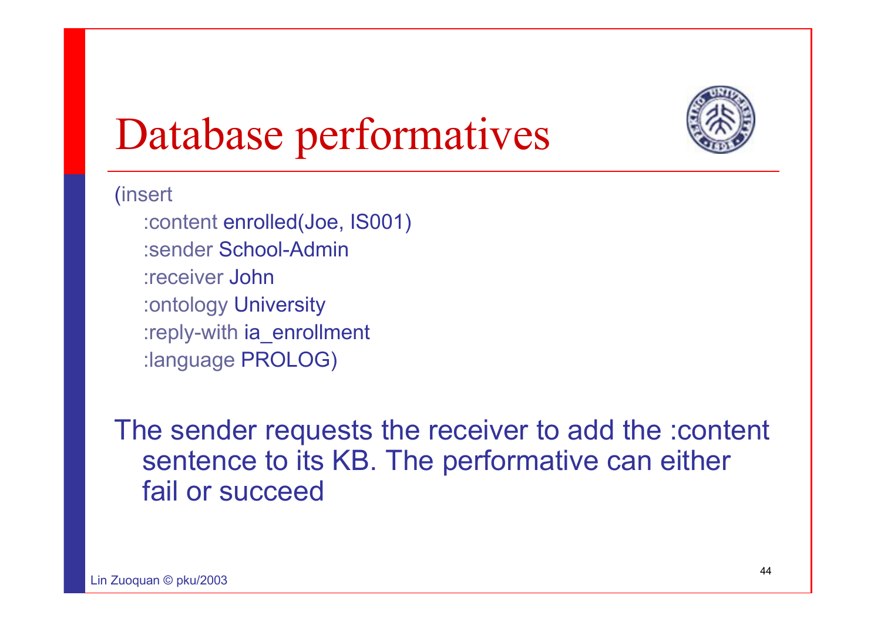# Database performatives

```
(insert
   :content enrolled(Joe, IS001)
   :sender School-Admin
   :receiver John
   :ontology University
   :reply-with ia_enrollment
   :language PROLOG)
```

The sender requests the receiver to add the :content sentence to its KB. The performative can either fail or succeed

Lin Zuoquan © pku/2003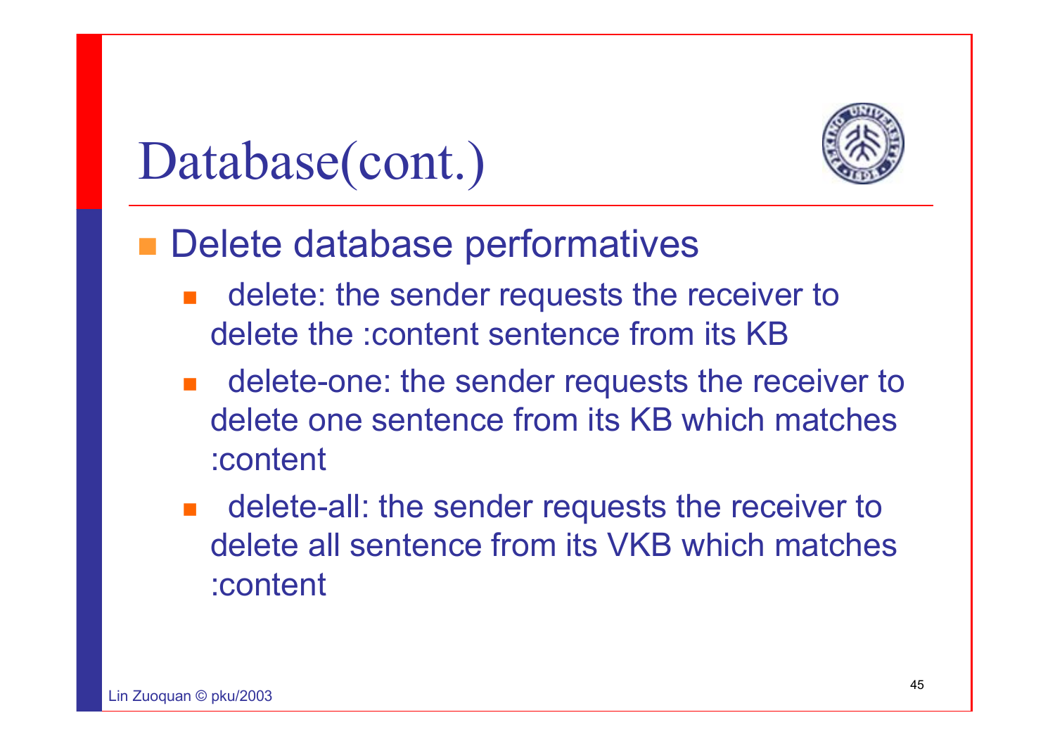# Database(cont.)

- Delete database performatives
  - delete: the sender requests the receiver to delete the :content sentence from its KB
  - delete-one: the sender requests the receiver to delete one sentence from its KB which matches :content
  - delete-all: the sender requests the receiver to delete all sentence from its VKB which matches :content

Lin Zuoquan © pku/2003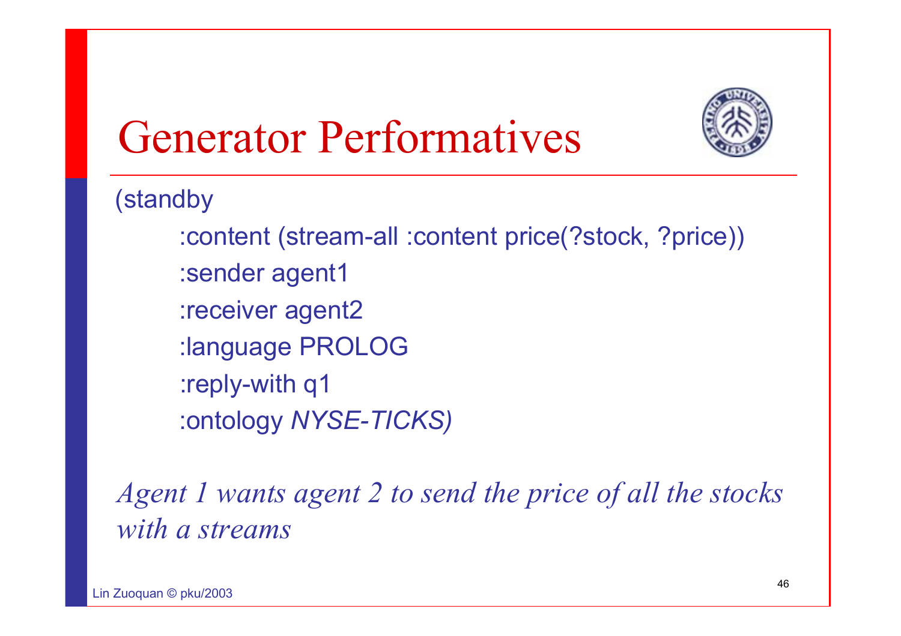# Generator Performatives

```
(standby
    :content (stream-all :content price(?stock, ?price))
    :sender agent1
    :receiver agent2
    :language PROLOG
    :reply-with q1
    :ontology NYSE-TICKS)
```

*Agent 1 wants agent 2 to send the price of all the stocks with a streams*

Lin Zuoquan © pku/2003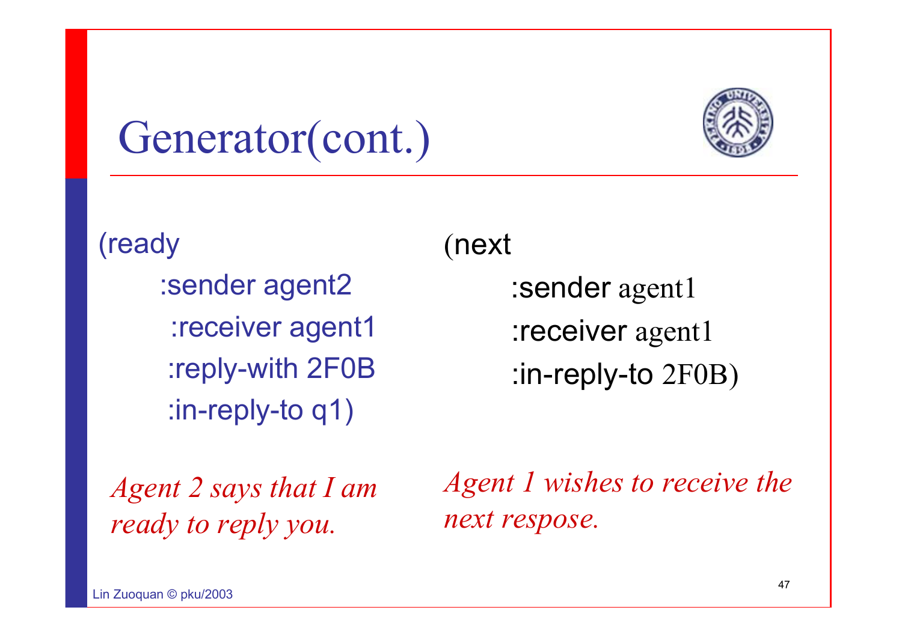# Generator(cont.)

```
(ready
    :sender agent2
    :receiver agent1
    :reply-with 2F0B
    :in-reply-to q1)
```

*Agent 2 says that I am ready to reply you.*

```
(next
    :sender agent1
    :receiver agent1
    :in-reply-to 2F0B)
```

*Agent 1 wishes to receive the next respose.*

Lin Zuoquan © pku/2003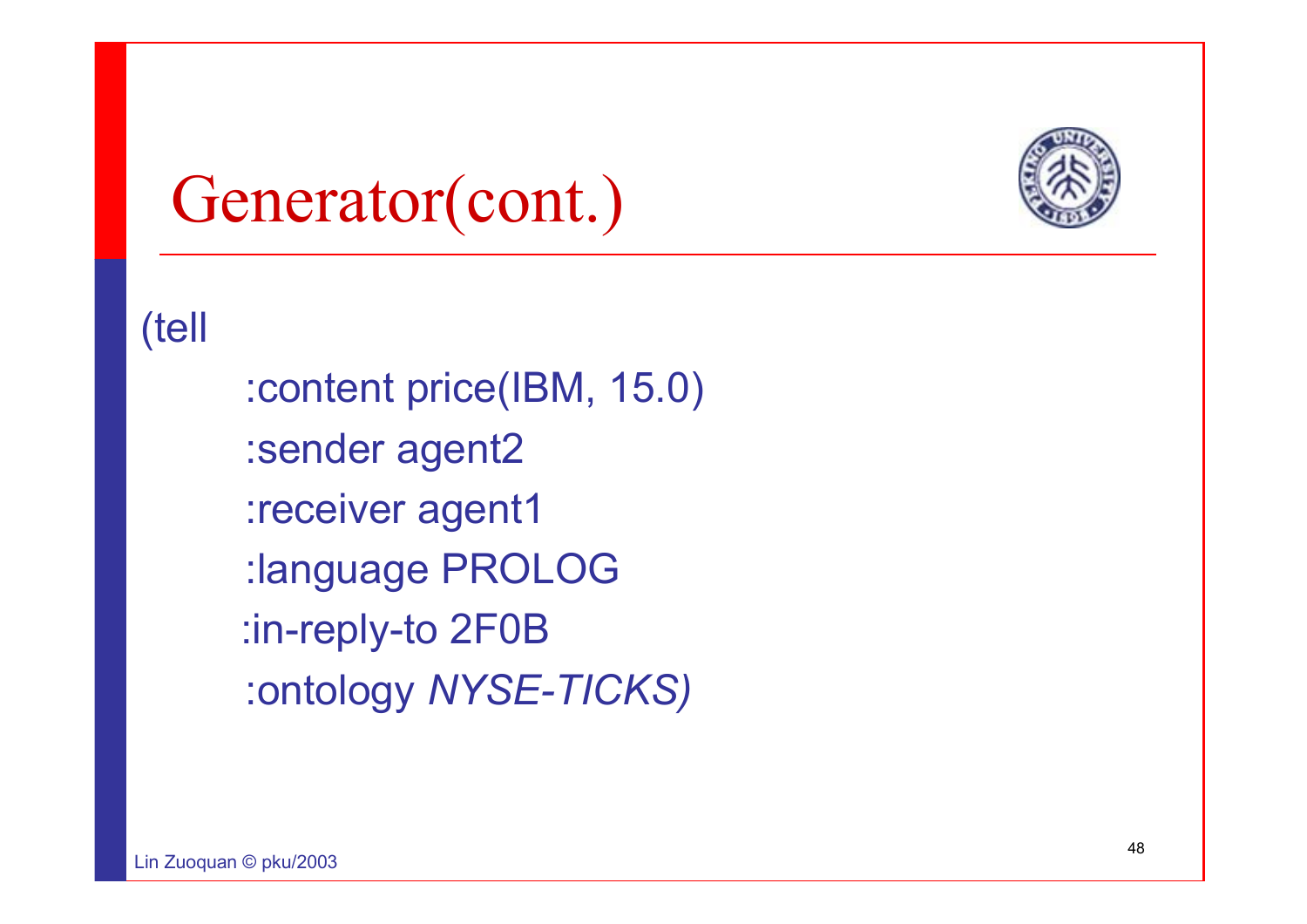# Generator(cont.)

```
(tell
    :content price(IBM, 15.0)
    :sender agent2
    :receiver agent1
    :language PROLOG
    :in-reply-to 2F0B
    :ontology NYSE-TICKS)
```

Lin Zuoquan © pku/2003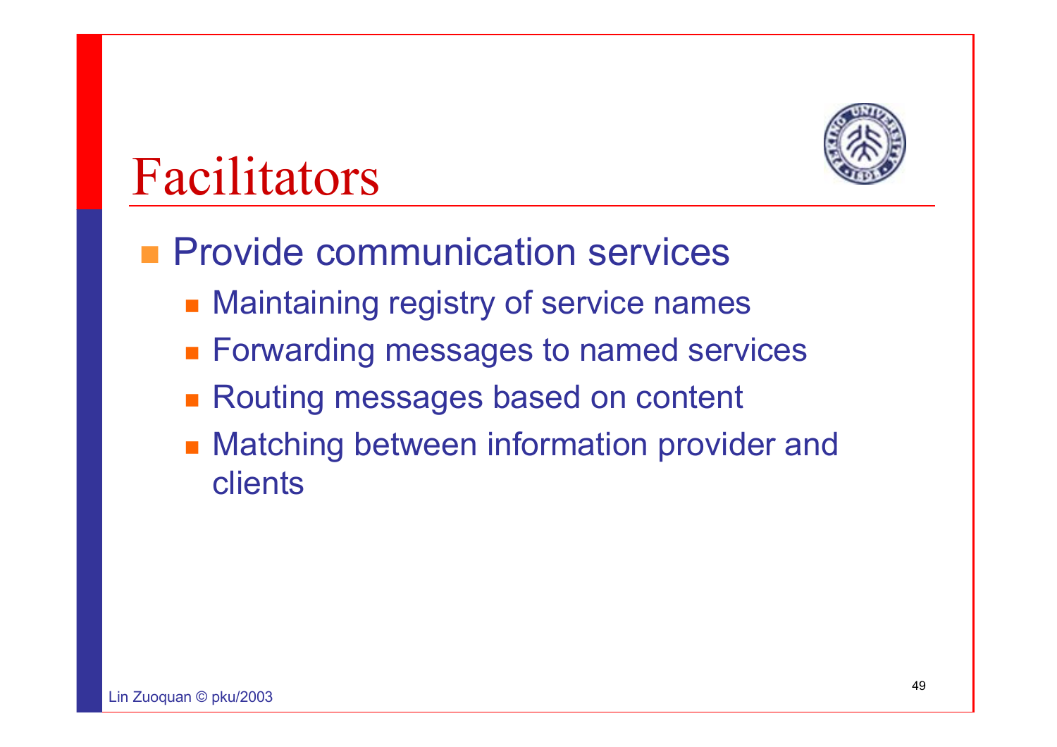# Facilitators

- Provide communication services
  - Maintaining registry of service names
  - Forwarding messages to named services
  - Routing messages based on content
  - Matching between information provider and clients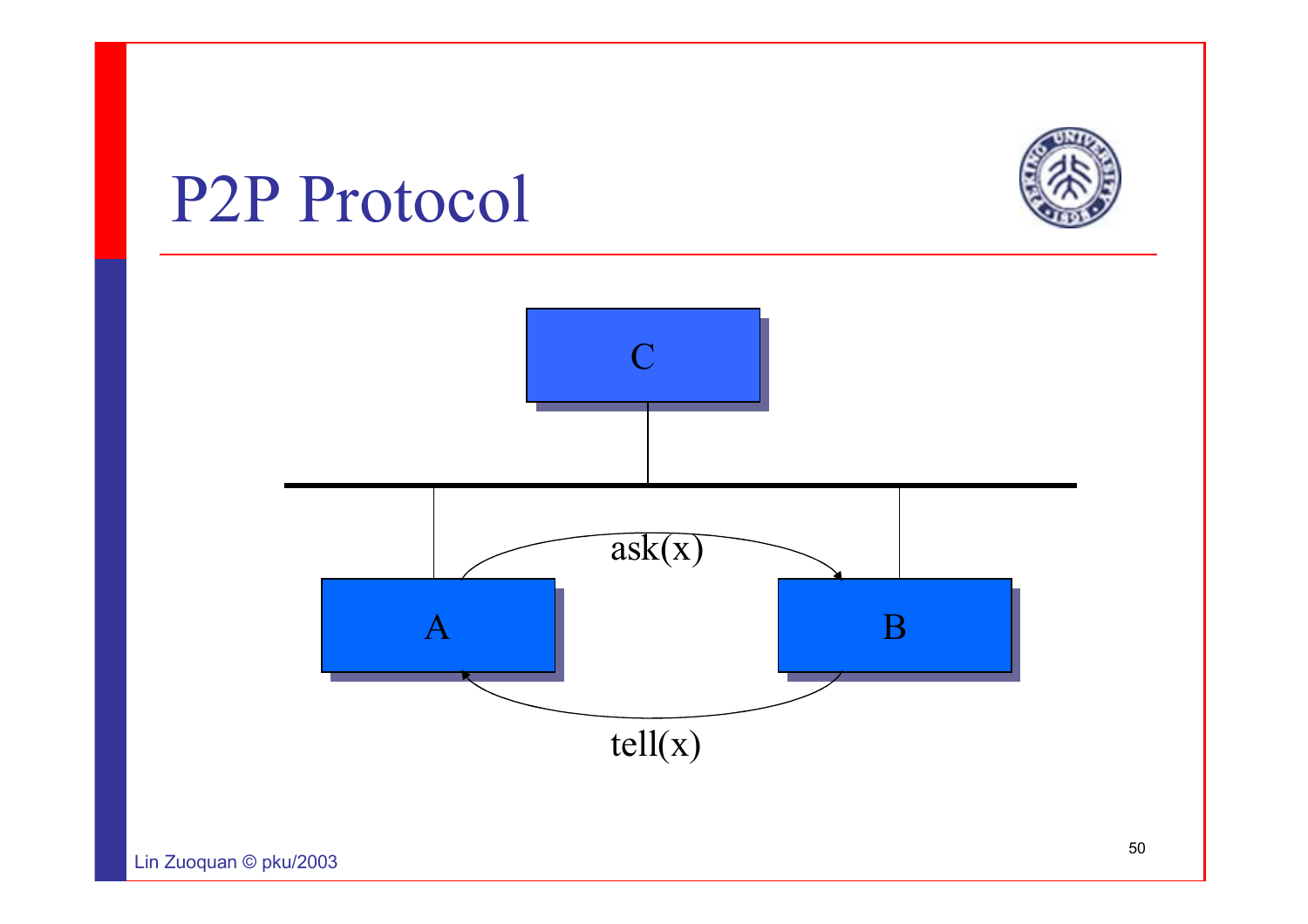# P2P Protocol

C

A

B

ask(x)

tell(x)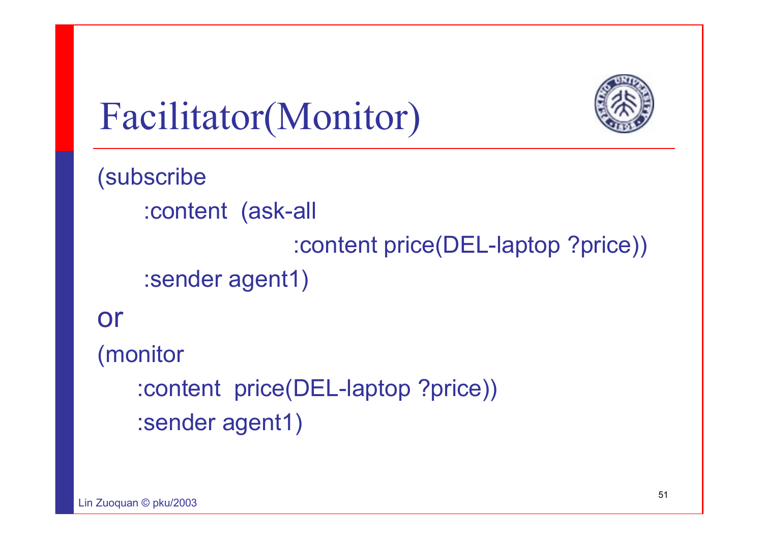# Facilitator(Monitor)

```
(subscribe
    :content  (ask-all
                    :content price(DEL-laptop ?price))
    :sender agent1)
```

or

```
(monitor
    :content  price(DEL-laptop ?price))
    :sender agent1)
```

Lin Zuoquan © pku/2003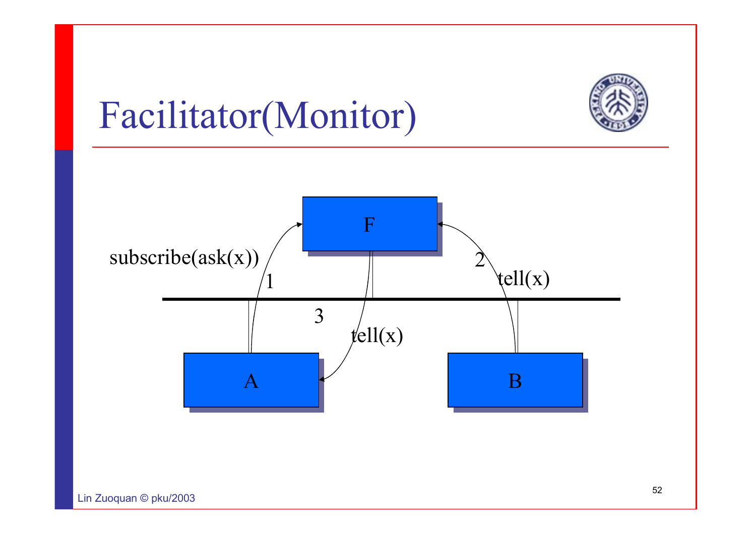# Facilitator(Monitor)

F

subscribe(ask(x))

1

2

tell(x)

3

tell(x)

A

B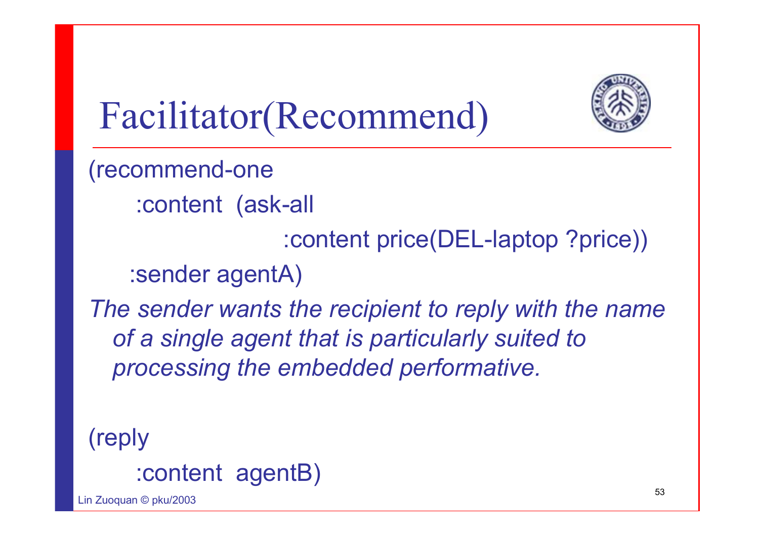# Facilitator(Recommend)

```
(recommend-one
    :content  (ask-all
                    :content price(DEL-laptop ?price))
    :sender agentA)
```

*The sender wants the recipient to reply with the name of a single agent that is particularly suited to processing the embedded performative.*

```
(reply
    :content  agentB)
```

Lin Zuoquan © pku/2003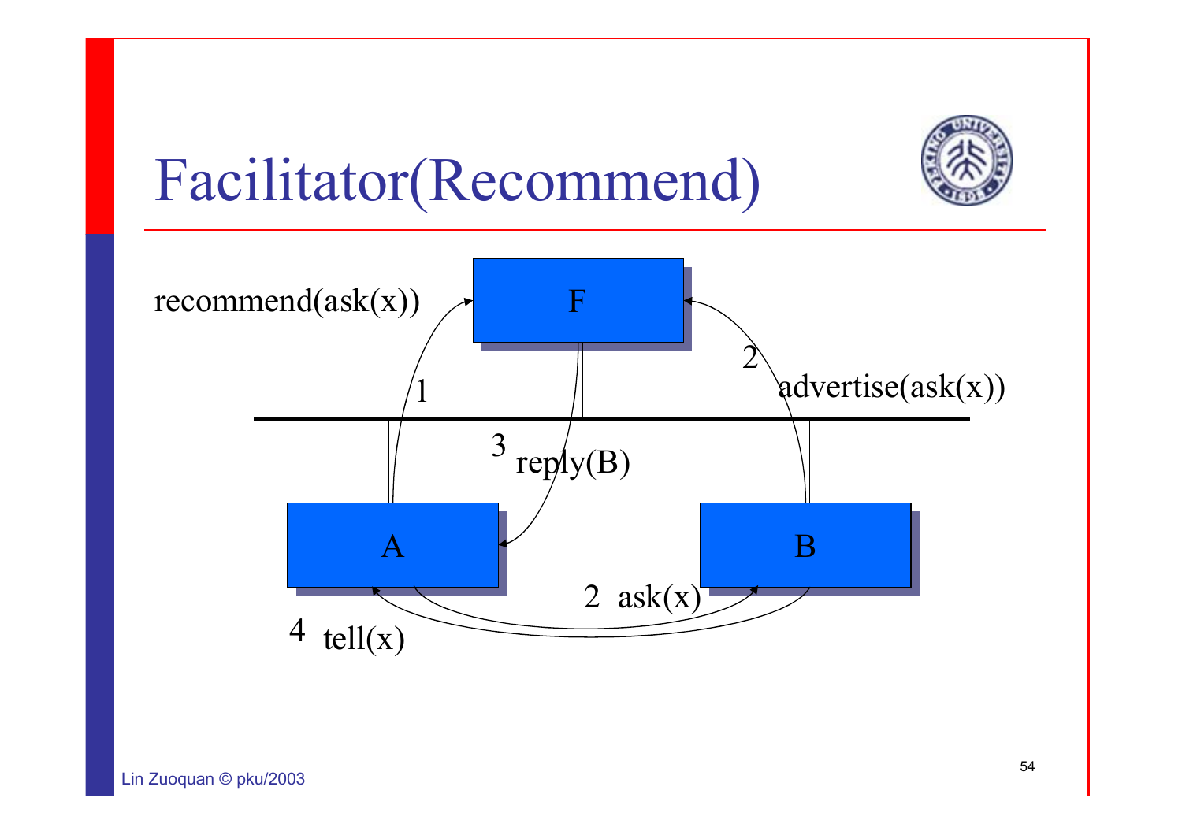# Facilitator(Recommend)

recommend(ask(x))

F

1

2

advertise(ask(x))

3 reply(B)

A

B

2 ask(x)

4 tell(x)

Lin Zuoquan © pku/2003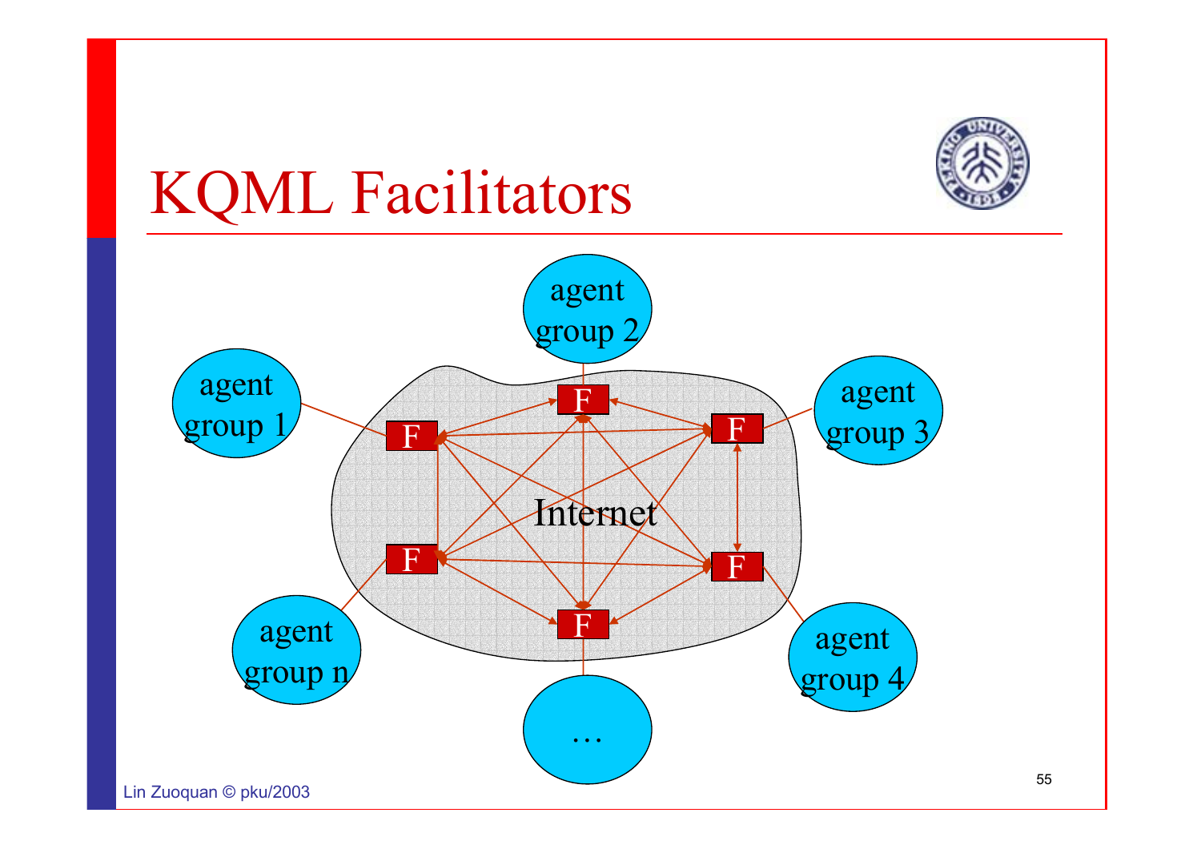# KQML Facilitators

agent group 1

agent group 2

agent group 3

agent group 4

agent group n

…

Internet

F F F F F F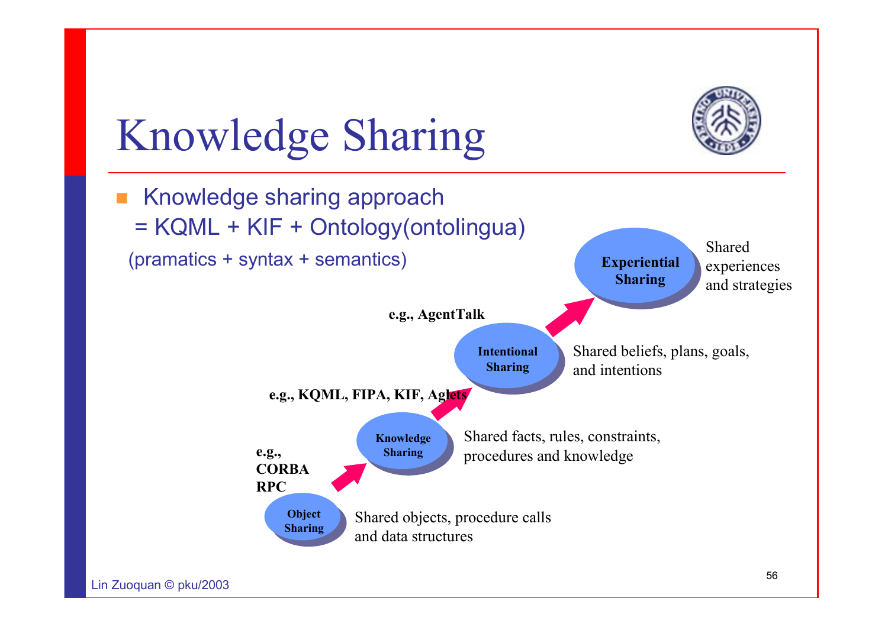# Knowledge Sharing

- Knowledge sharing approach
  = KQML + KIF + Ontology(ontolingua)
  (pramatics + syntax + semantics)

**Experiential Sharing** — Shared experiences and strategies

e.g., AgentTalk

**Intentional Sharing** — Shared beliefs, plans, goals, and intentions

e.g., KQML, FIPA, KIF, Aglets

**Knowledge Sharing** — Shared facts, rules, constraints, procedures and knowledge

e.g., CORBA RPC

**Object Sharing** — Shared objects, procedure calls and data structures

Lin Zuoquan © pku/2003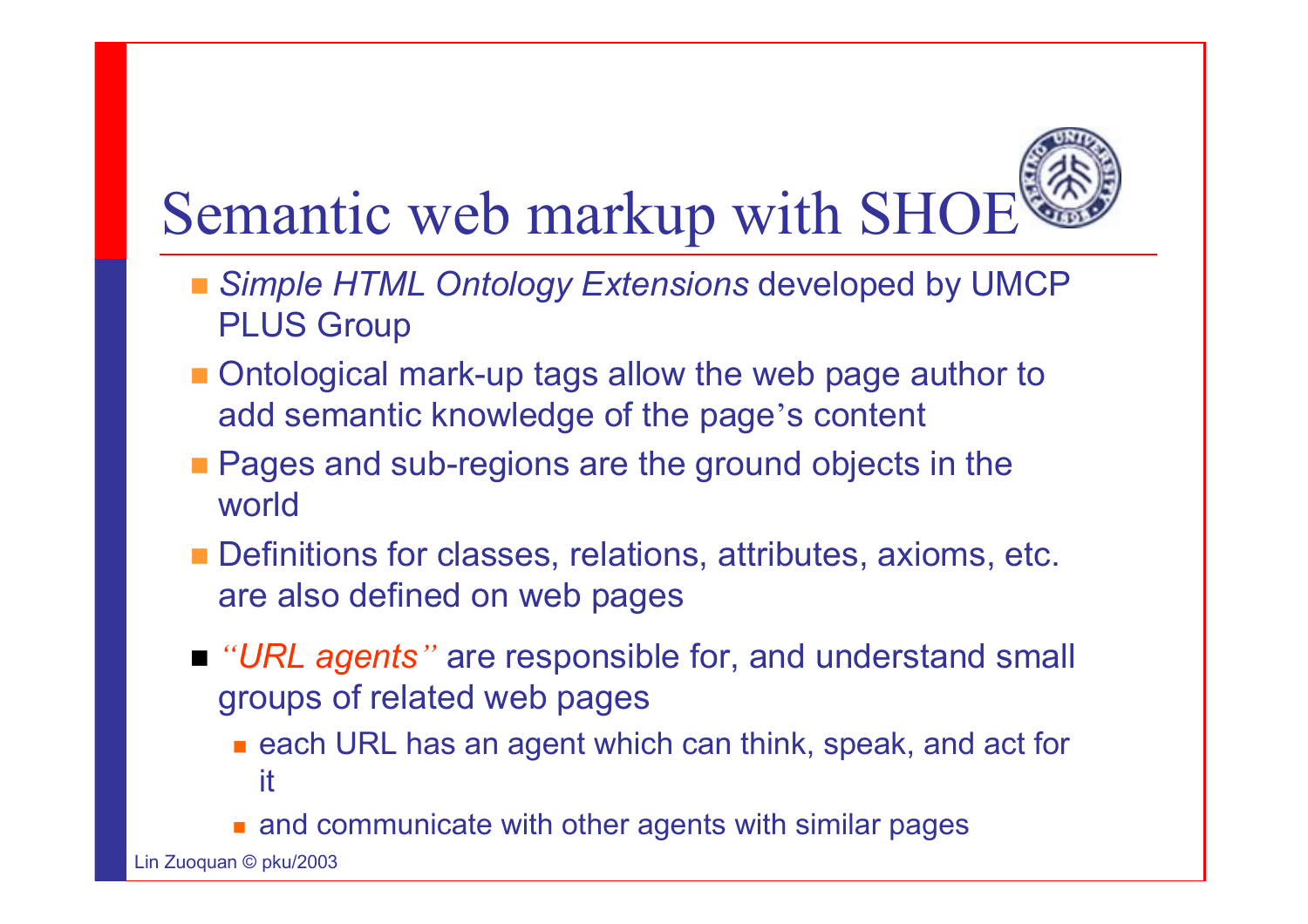# Semantic web markup with SHOE

- *Simple HTML Ontology Extensions* developed by UMCP PLUS Group
- Ontological mark-up tags allow the web page author to add semantic knowledge of the page's content
- Pages and sub-regions are the ground objects in the world
- Definitions for classes, relations, attributes, axioms, etc. are also defined on web pages
- *"URL agents"* are responsible for, and understand small groups of related web pages
  - each URL has an agent which can think, speak, and act for it
  - and communicate with other agents with similar pages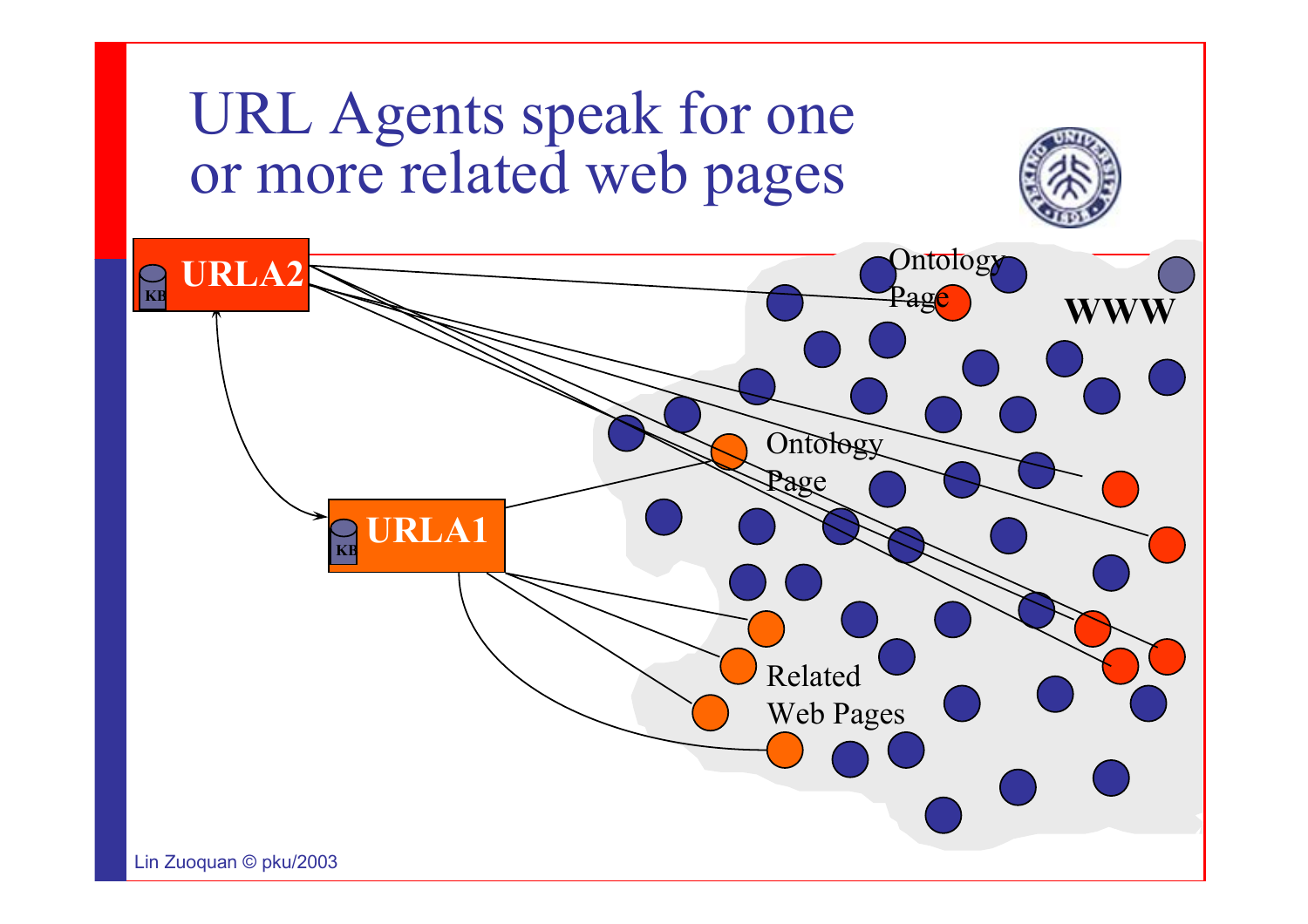# URL Agents speak for one or more related web pages

URLA2

URLA1

KB

WWW

Ontology Page

Ontology Page

Related Web Pages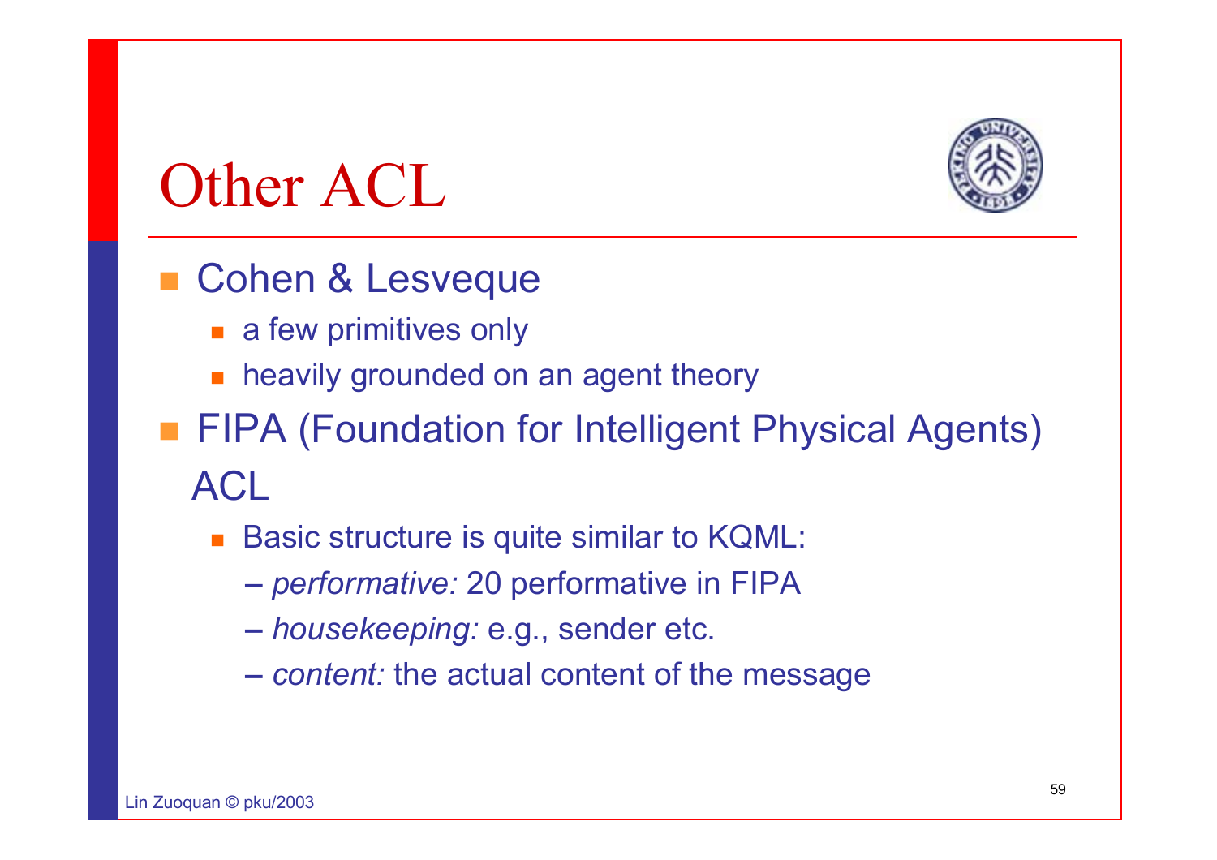# Other ACL

- Cohen & Lesveque
  - a few primitives only
  - heavily grounded on an agent theory
- FIPA (Foundation for Intelligent Physical Agents) ACL
  - Basic structure is quite similar to KQML:
    - *performative:* 20 performative in FIPA
    - *housekeeping:* e.g., sender etc.
    - *content:* the actual content of the message

Lin Zuoquan © pku/2003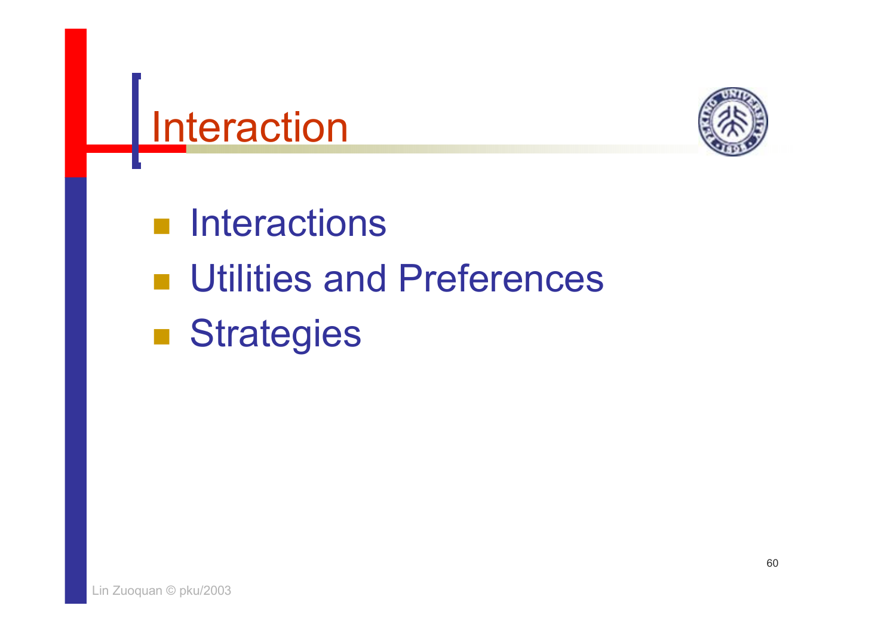# Interaction

- Interactions
- Utilities and Preferences
- Strategies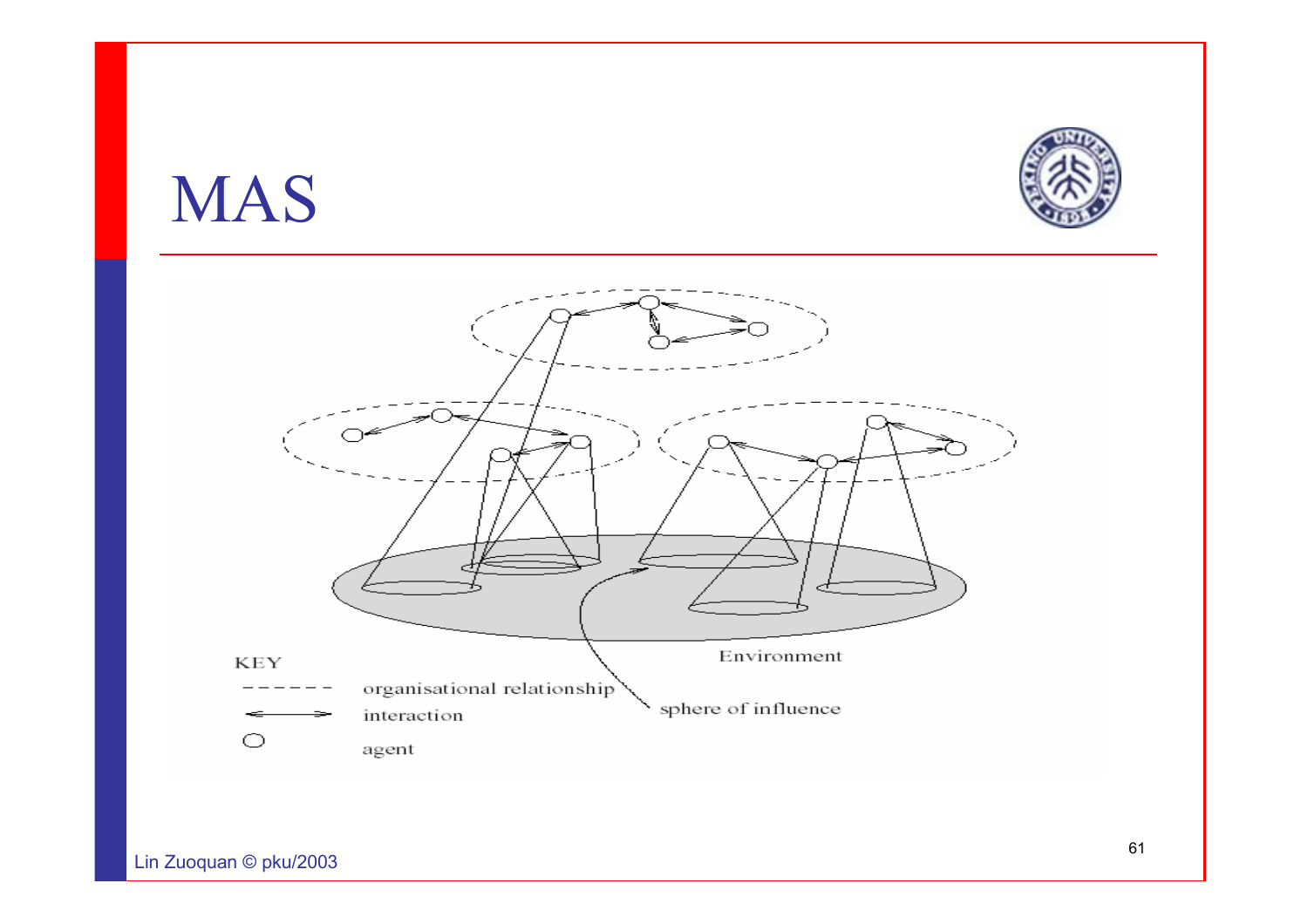# MAS

Environment

KEY

organisational relationship

interaction

agent

sphere of influence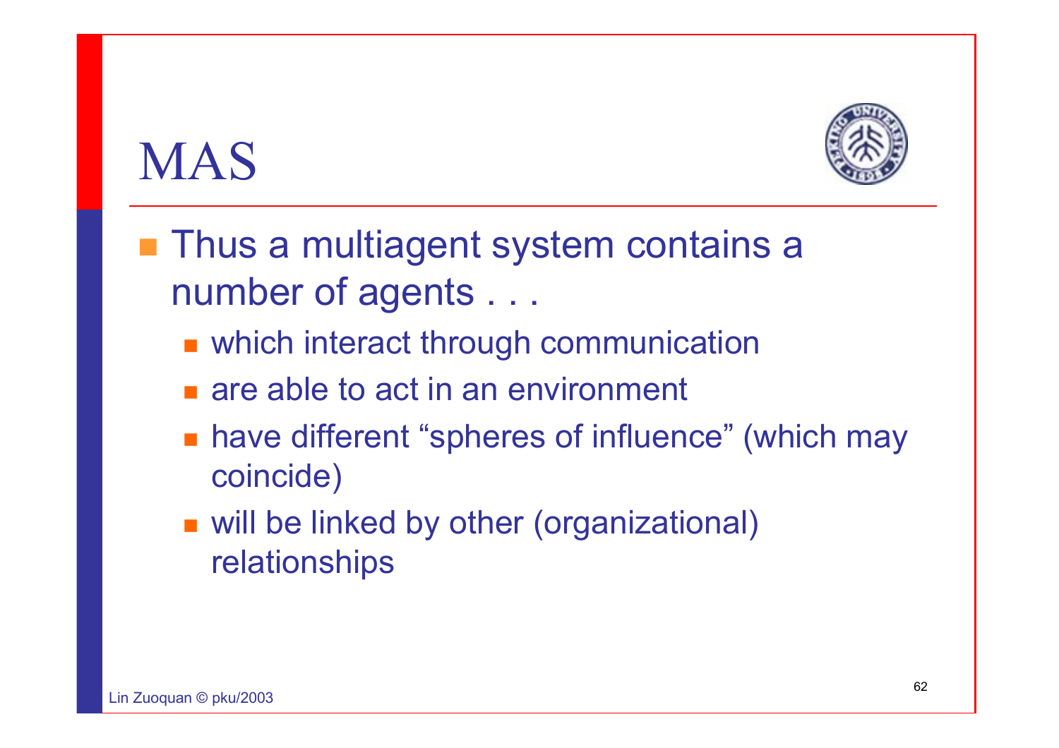# MAS

- Thus a multiagent system contains a number of agents . . .
  - which interact through communication
  - are able to act in an environment
  - have different “spheres of influence” (which may coincide)
  - will be linked by other (organizational) relationships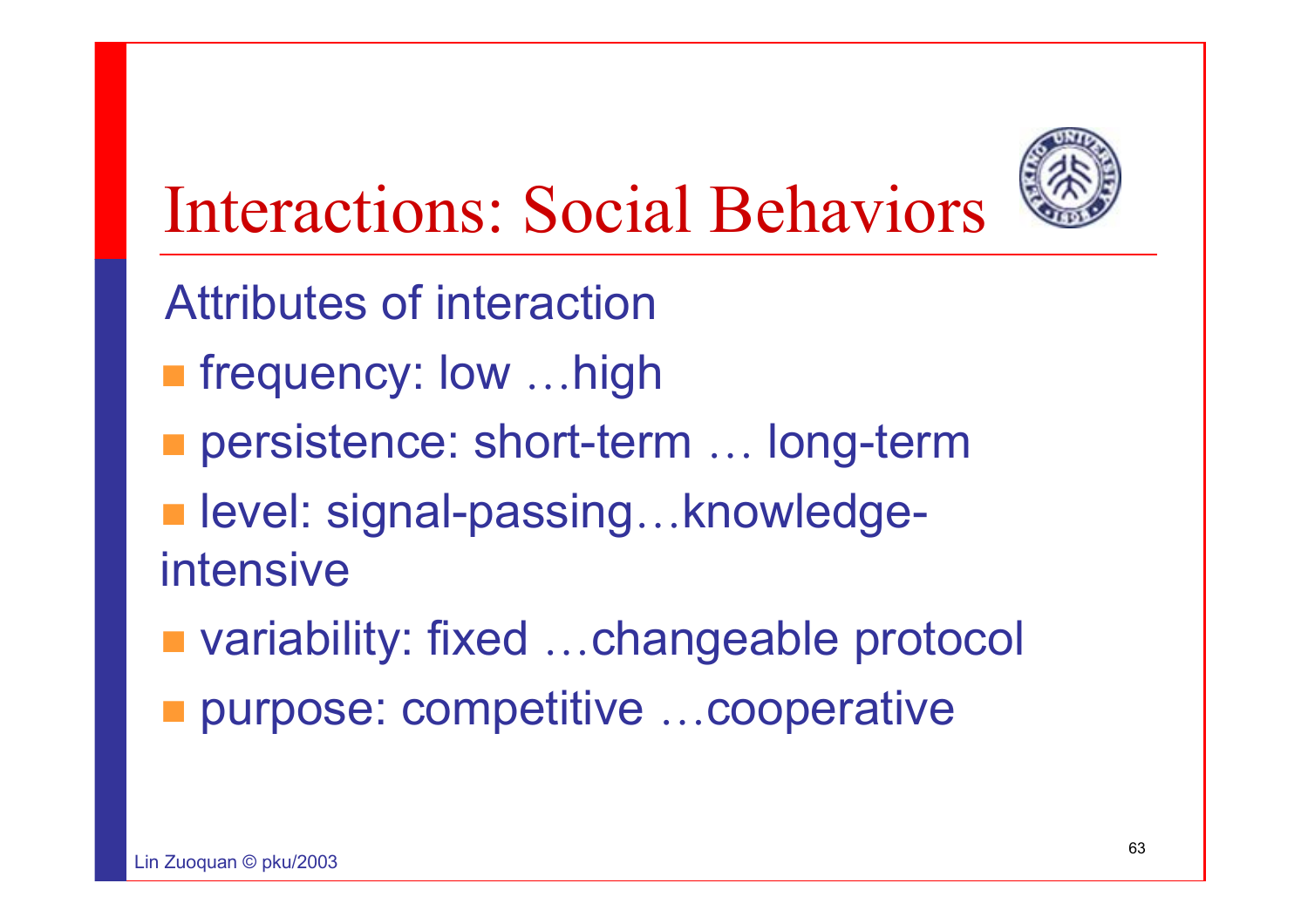# Interactions: Social Behaviors

Attributes of interaction

- frequency: low …high
- persistence: short-term … long-term
- level: signal-passing…knowledge-intensive
- variability: fixed …changeable protocol
- purpose: competitive …cooperative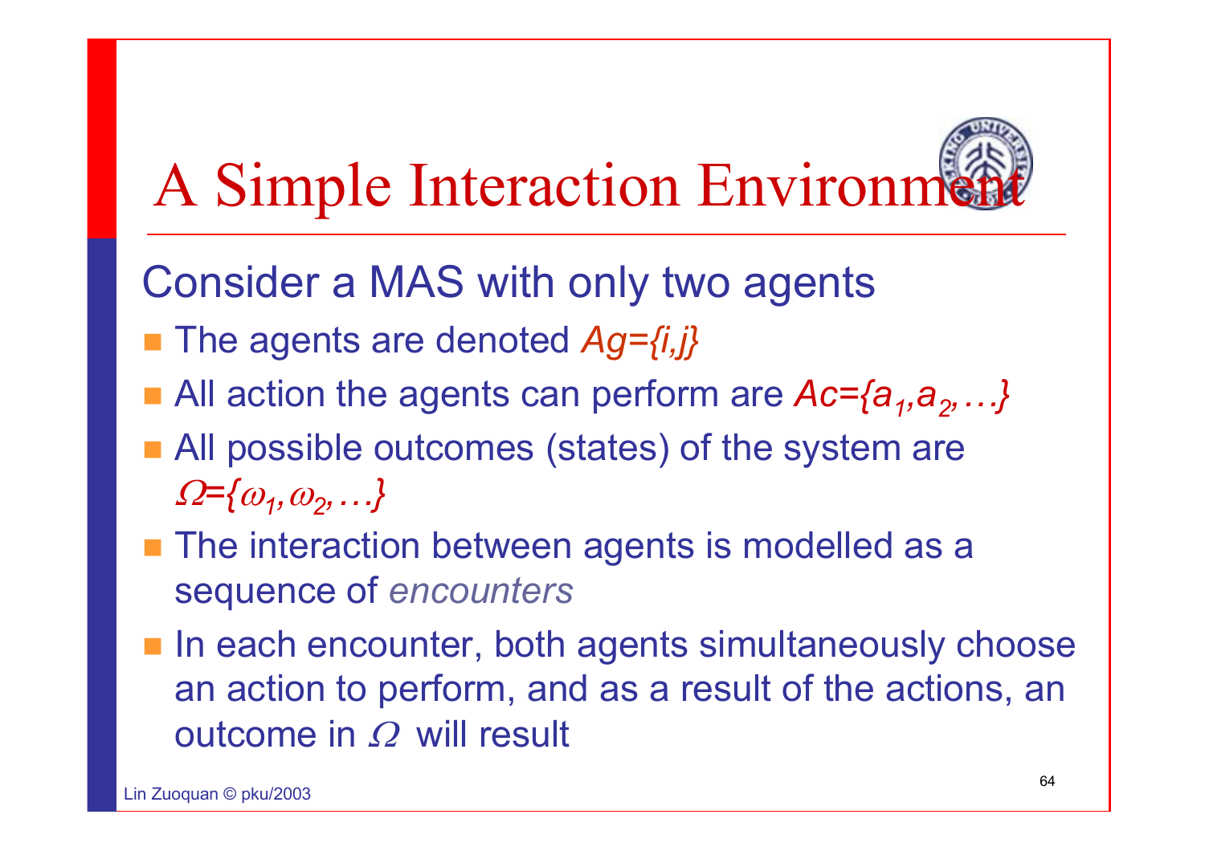# A Simple Interaction Environment

Consider a MAS with only two agents

- The agents are denoted $Ag=\{i,j\}$
- All action the agents can perform are $Ac=\{a_1,a_2,\ldots\}$
- All possible outcomes (states) of the system are $\Omega=\{\omega_1,\omega_2,\ldots\}$
- The interaction between agents is modelled as a sequence of *encounters*
- In each encounter, both agents simultaneously choose an action to perform, and as a result of the actions, an outcome in $\Omega$ will result

Lin Zuoquan © pku/2003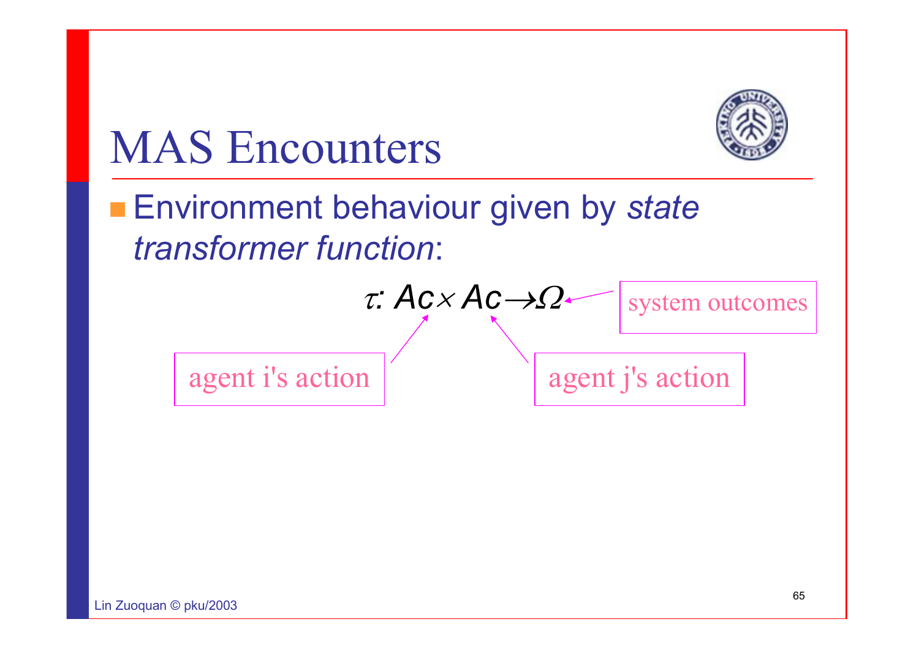# MAS Encounters

- Environment behaviour given by *state transformer function*:

$$\tau : Ac \times Ac \rightarrow \Omega$$

agent i's action

agent j's action

system outcomes

Lin Zuoquan © pku/2003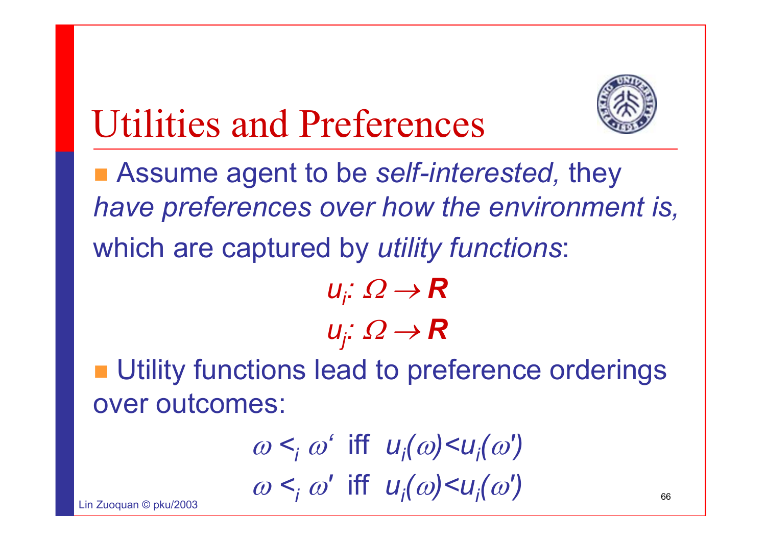# Utilities and Preferences

- Assume agent to be *self-interested,* they *have preferences over how the environment is,* which are captured by *utility functions*:

$$u_i: \Omega \rightarrow \mathbf{R}$$
$$u_j: \Omega \rightarrow \mathbf{R}$$

- Utility functions lead to preference orderings over outcomes:

$$\omega <_i \omega' \text{ iff } u_i(\omega) < u_i(\omega')$$
$$\omega <_i \omega' \text{ iff } u_i(\omega) < u_i(\omega')$$

Lin Zuoquan © pku/2003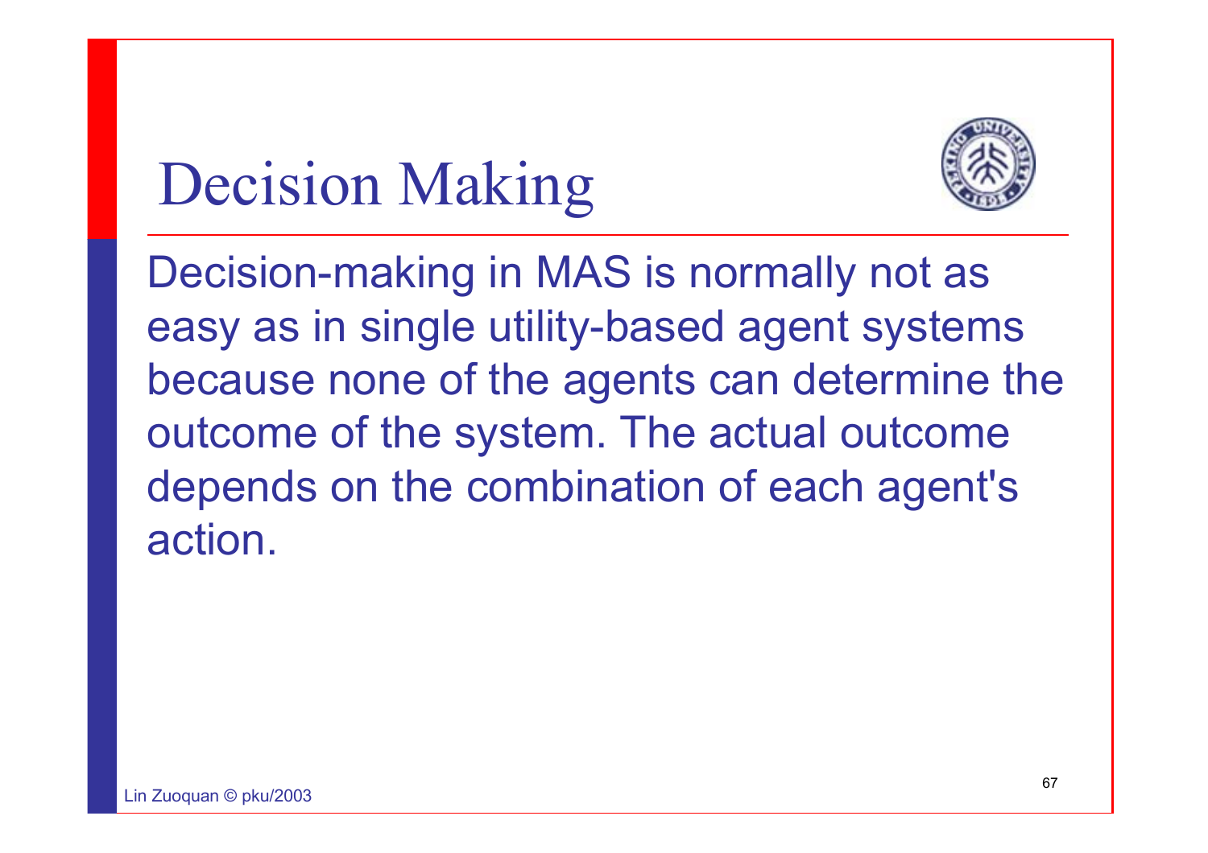# Decision Making

Decision-making in MAS is normally not as easy as in single utility-based agent systems because none of the agents can determine the outcome of the system. The actual outcome depends on the combination of each agent's action.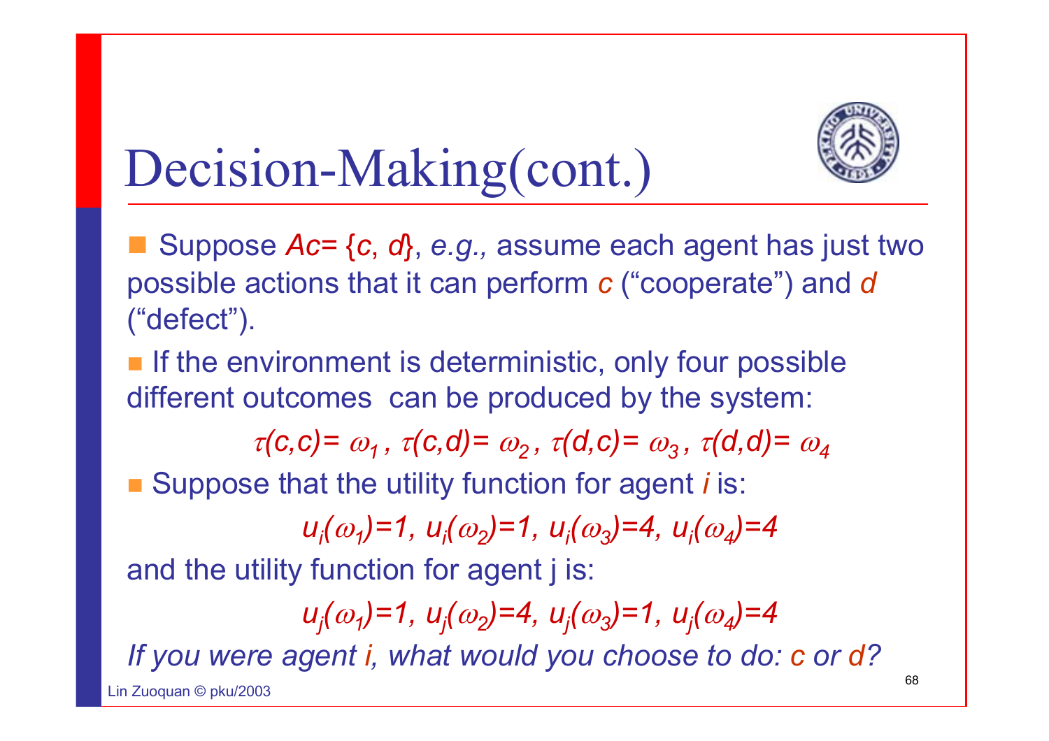# Decision-Making(cont.)

- Suppose *Ac*= {*c*, *d*}, *e.g.,* assume each agent has just two possible actions that it can perform *c* ("cooperate") and *d* ("defect").
- If the environment is deterministic, only four possible different outcomes can be produced by the system:

$$\tau(c,c)= \omega_1 ,\ \tau(c,d)= \omega_2 ,\ \tau(d,c)= \omega_3 ,\ \tau(d,d)= \omega_4$$

- Suppose that the utility function for agent *i* is:

$$u_i(\omega_1)=1,\ u_i(\omega_2)=1,\ u_i(\omega_3)=4,\ u_i(\omega_4)=4$$

and the utility function for agent j is:

$$u_j(\omega_1)=1,\ u_j(\omega_2)=4,\ u_j(\omega_3)=1,\ u_j(\omega_4)=4$$

*If you were agent i, what would you choose to do: c or d?*

Lin Zuoquan © pku/2003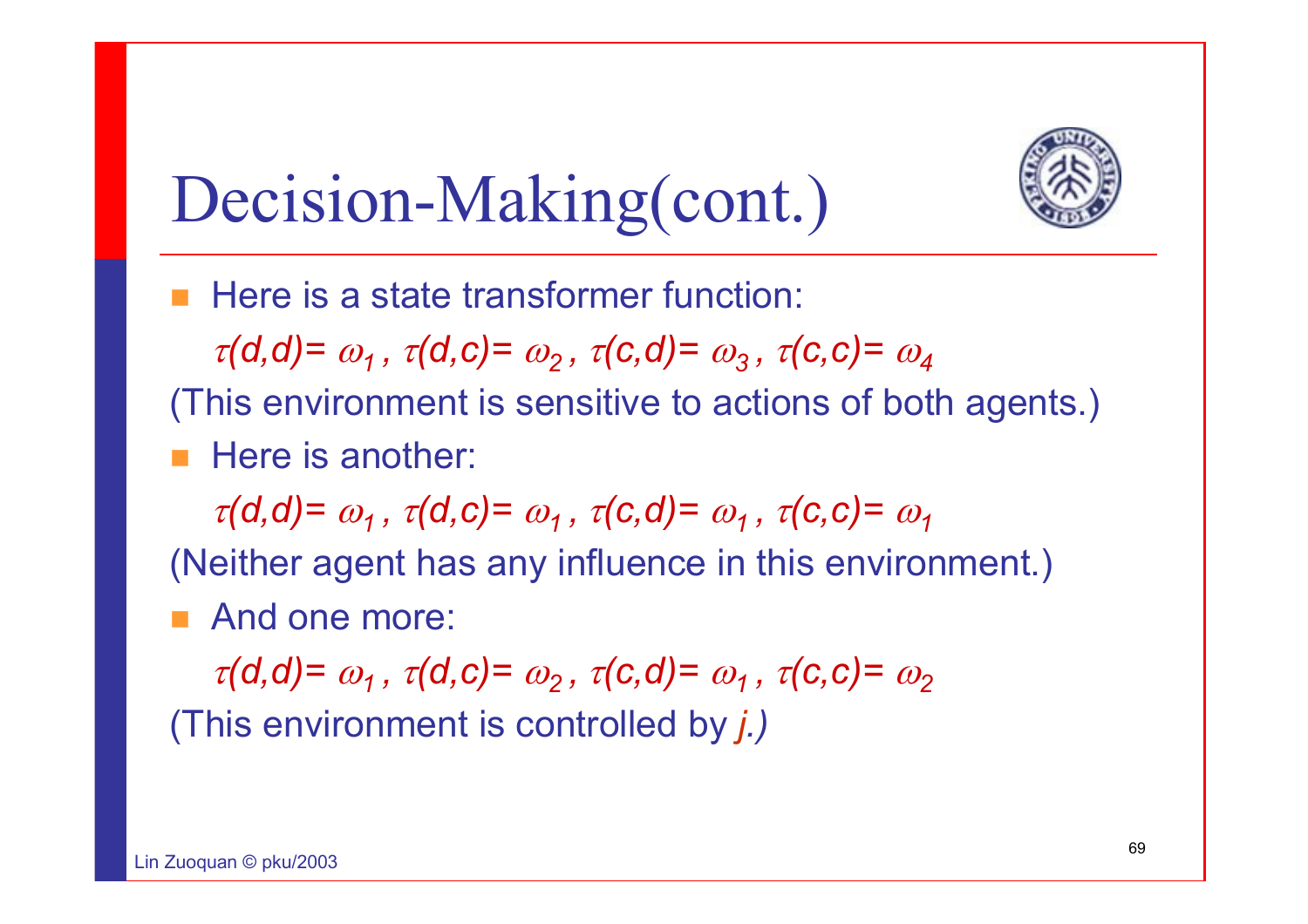# Decision-Making(cont.)

- Here is a state transformer function:

  $\tau(d,d)= \omega_1$ , $\tau(d,c)= \omega_2$ , $\tau(c,d)= \omega_3$ , $\tau(c,c)= \omega_4$

(This environment is sensitive to actions of both agents.)

- Here is another:

  $\tau(d,d)= \omega_1$ , $\tau(d,c)= \omega_1$ , $\tau(c,d)= \omega_1$ , $\tau(c,c)= \omega_1$

(Neither agent has any influence in this environment.)

- And one more:

  $\tau(d,d)= \omega_1$ , $\tau(d,c)= \omega_2$ , $\tau(c,d)= \omega_1$ , $\tau(c,c)= \omega_2$

(This environment is controlled by *j.)*

Lin Zuoquan © pku/2003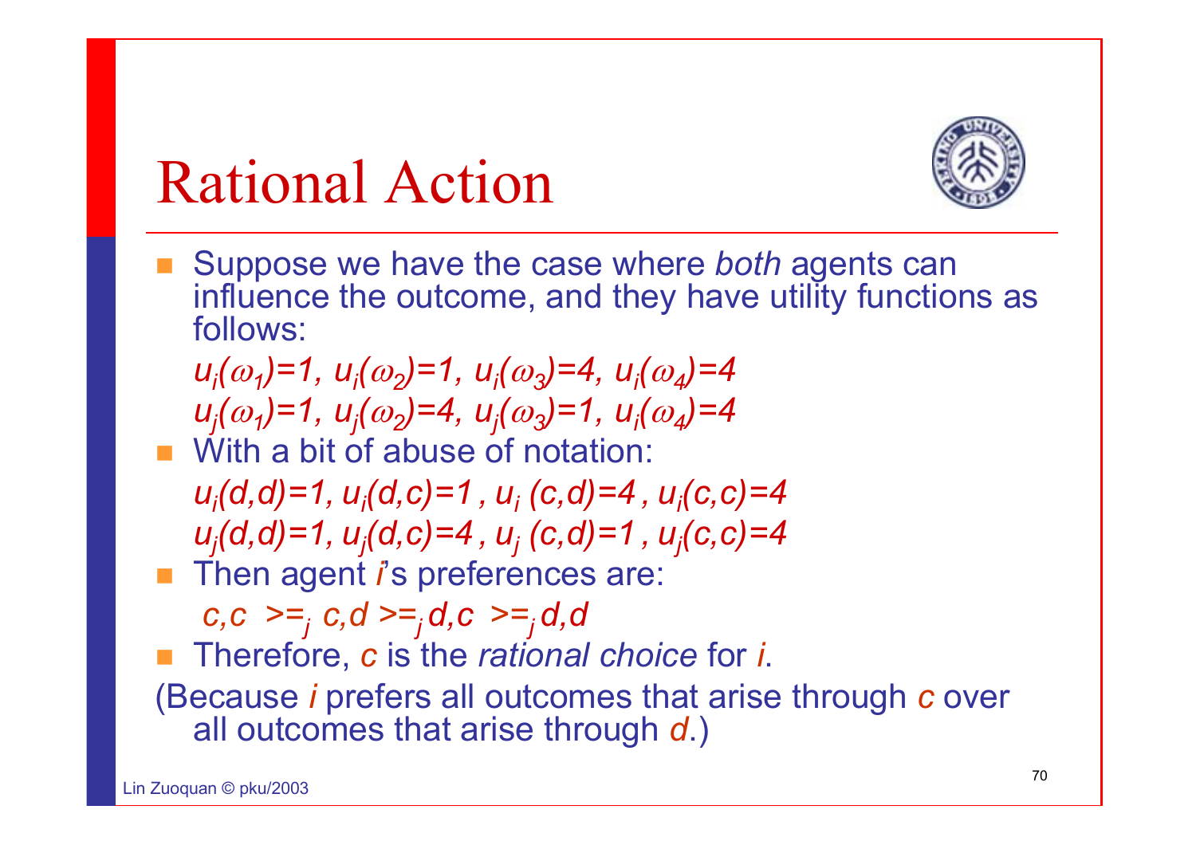# Rational Action

- Suppose we have the case where *both* agents can influence the outcome, and they have utility functions as follows:

  $u_i(\omega_1)=1,\ u_i(\omega_2)=1,\ u_i(\omega_3)=4,\ u_i(\omega_4)=4$
  $u_j(\omega_1)=1,\ u_j(\omega_2)=4,\ u_j(\omega_3)=1,\ u_i(\omega_4)=4$

- With a bit of abuse of notation:

  $u_i(d,d)=1,\ u_i(d,c)=1\ ,\ u_i\ (c,d)=4\ ,\ u_i(c,c)=4$
  $u_j(d,d)=1,\ u_j(d,c)=4\ ,\ u_j\ (c,d)=1\ ,\ u_j(c,c)=4$

- Then agent *i*'s preferences are:

  $c,c\ >=_j\ c,d\ >=_j d,c\ >=_j d,d$

- Therefore, *c* is the *rational choice* for *i*.

(Because *i* prefers all outcomes that arise through *c* over all outcomes that arise through *d*.)

Lin Zuoquan © pku/2003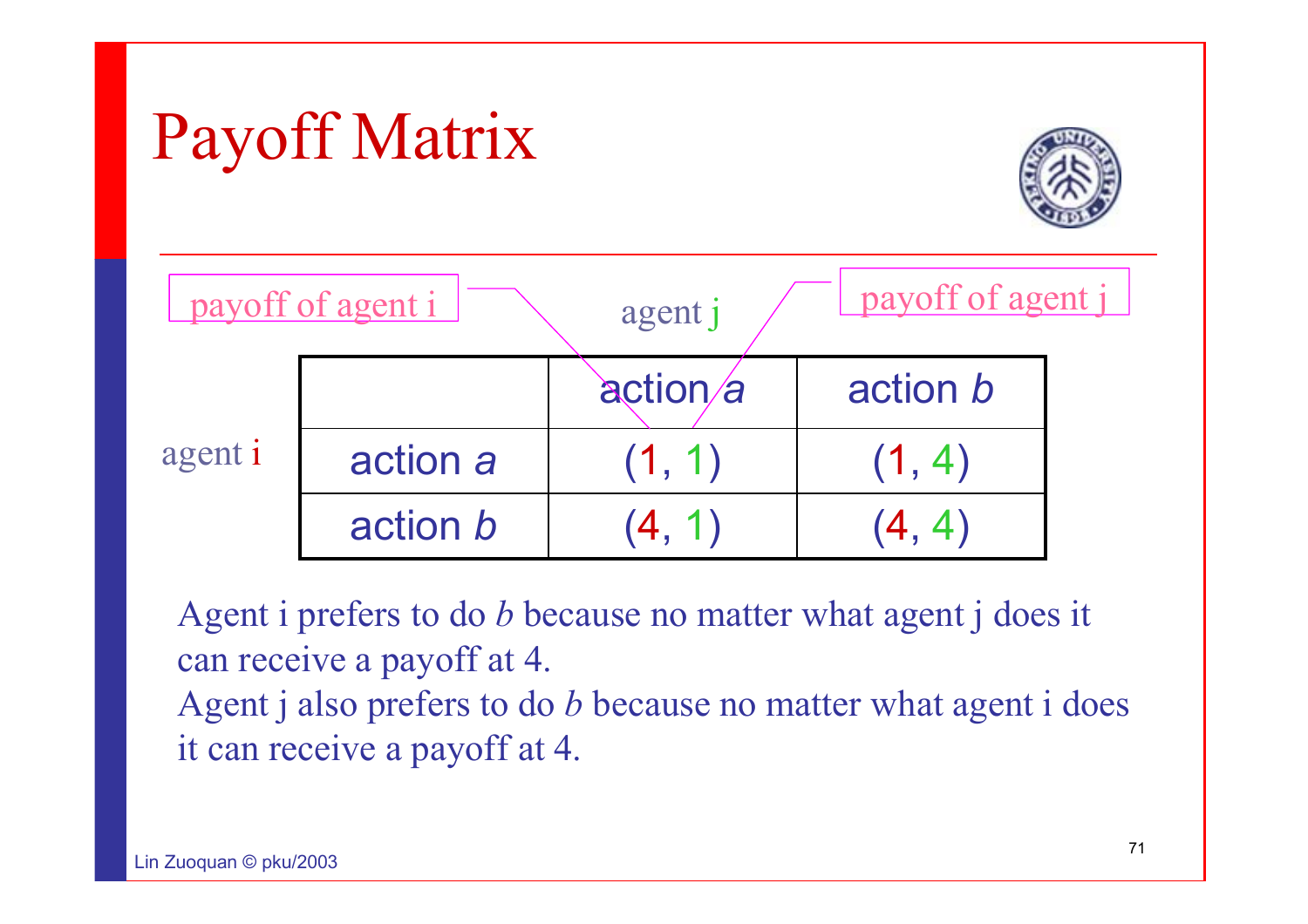# Payoff Matrix

payoff of agent i

agent j

payoff of agent j

agent i

| | action *a* | action *b* |
|---|---|---|
| action *a* | (1, 1) | (1, 4) |
| action *b* | (4, 1) | (4, 4) |

Agent i prefers to do *b* because no matter what agent j does it can receive a payoff at 4.

Agent j also prefers to do *b* because no matter what agent i does it can receive a payoff at 4.

Lin Zuoquan © pku/2003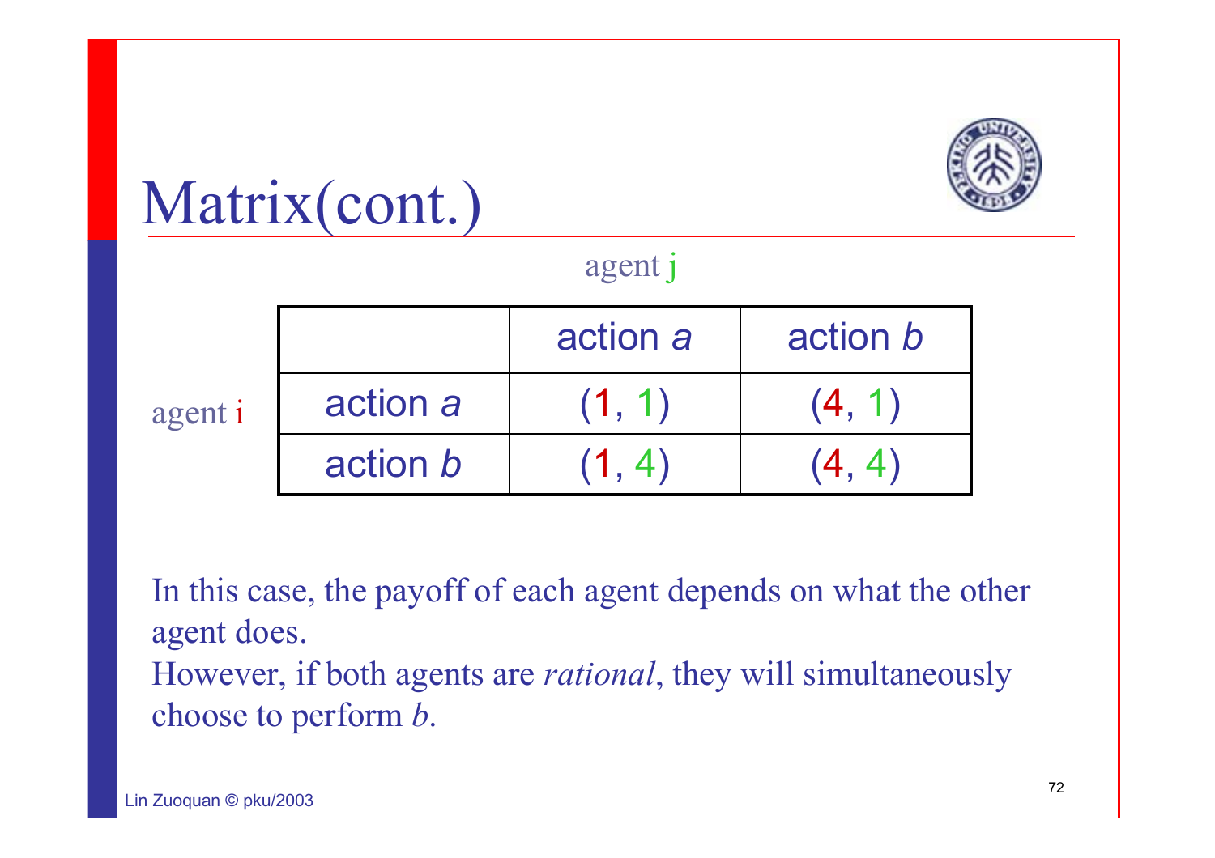# Matrix(cont.)

agent j

| agent i | action *a* | action *b* |
|---|---|---|
| action *a* | (1, 1) | (4, 1) |
| action *b* | (1, 4) | (4, 4) |

In this case, the payoff of each agent depends on what the other agent does.
However, if both agents are *rational*, they will simultaneously choose to perform *b*.

Lin Zuoquan © pku/2003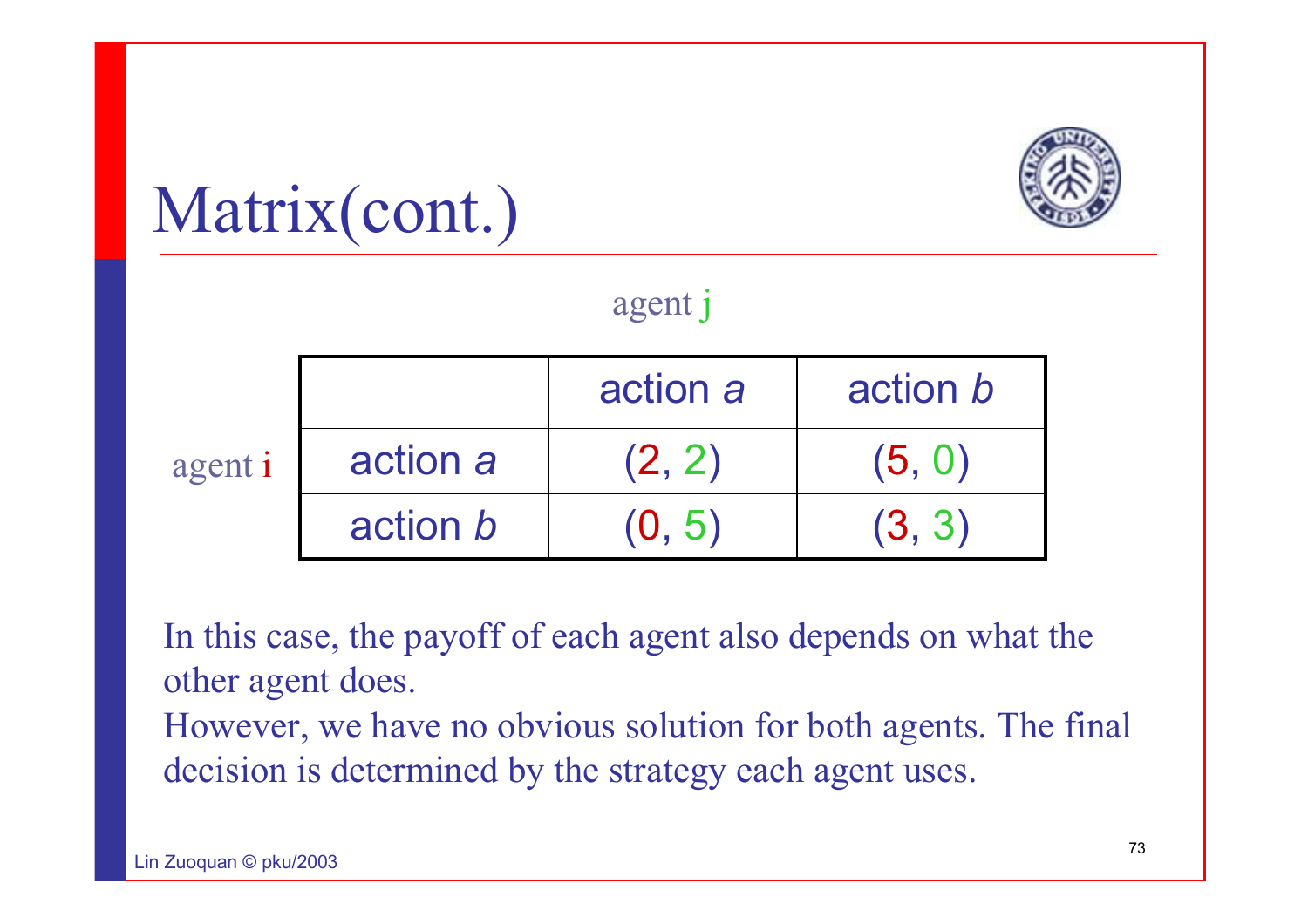# Matrix(cont.)

agent j

| agent i | | action *a* | action *b* |
|---|---|---|---|
| | action *a* | (2, 2) | (5, 0) |
| | action *b* | (0, 5) | (3, 3) |

In this case, the payoff of each agent also depends on what the other agent does.
However, we have no obvious solution for both agents. The final decision is determined by the strategy each agent uses.

Lin Zuoquan © pku/2003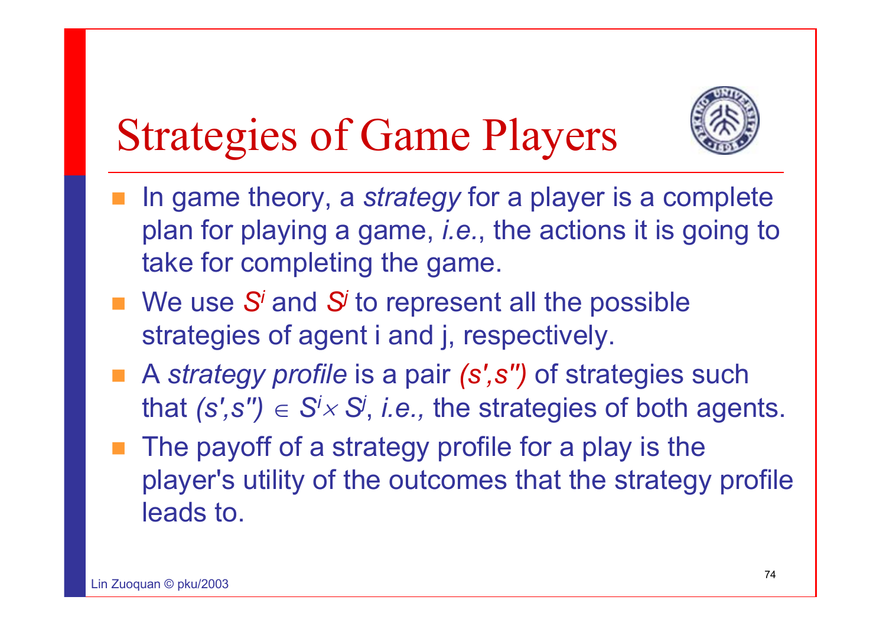# Strategies of Game Players

- In game theory, a *strategy* for a player is a complete plan for playing a game, *i.e.*, the actions it is going to take for completing the game.
- We use $S^i$ and $S^j$ to represent all the possible strategies of agent i and j, respectively.
- A *strategy profile* is a pair $(s',s'')$ of strategies such that $(s',s'') \in S^i \times S^j$, *i.e.,* the strategies of both agents.
- The payoff of a strategy profile for a play is the player's utility of the outcomes that the strategy profile leads to.

Lin Zuoquan © pku/2003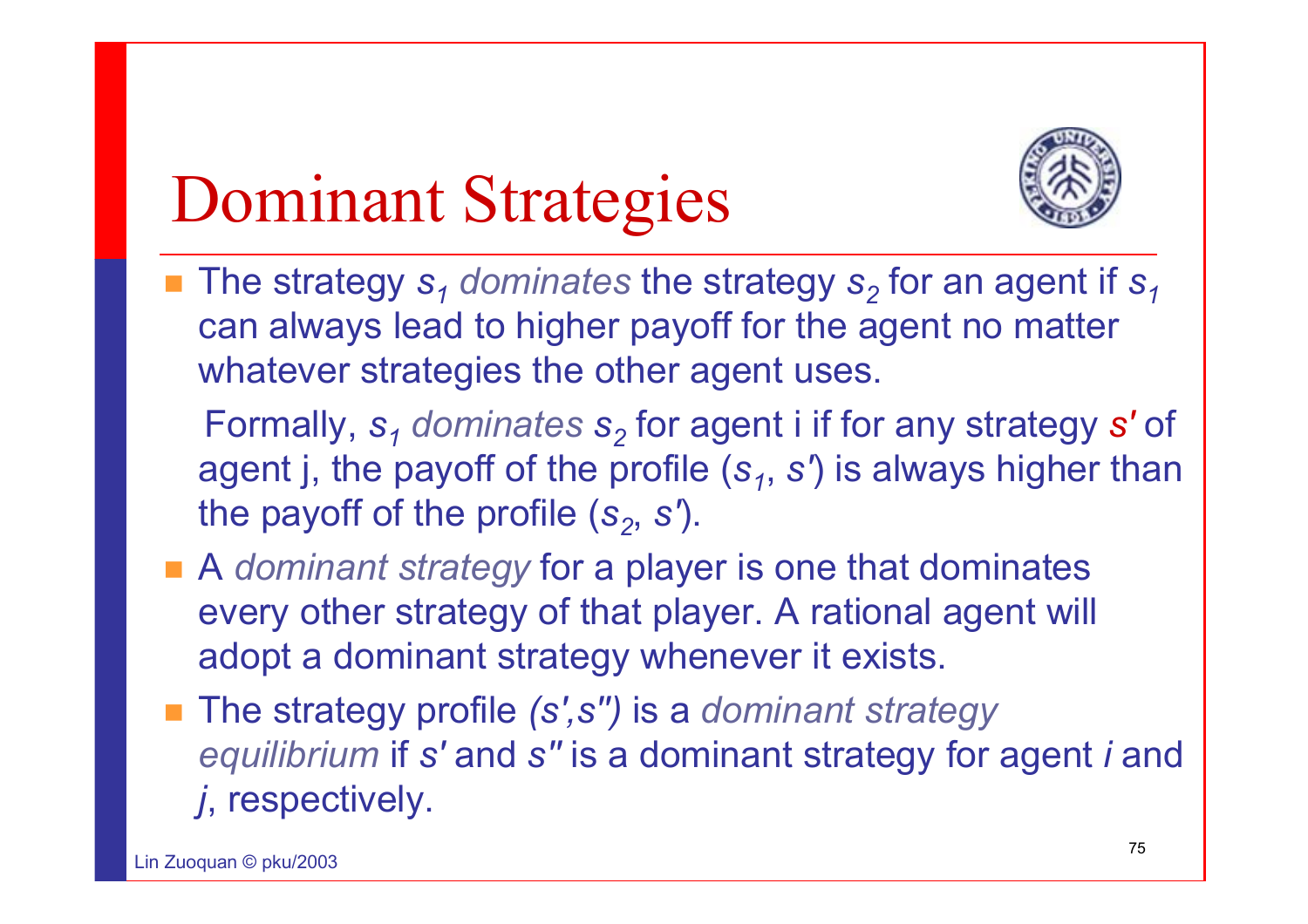# Dominant Strategies

- The strategy $s_1$ *dominates* the strategy $s_2$ for an agent if $s_1$ can always lead to higher payoff for the agent no matter whatever strategies the other agent uses.

  Formally, $s_1$ *dominates* $s_2$ for agent i if for any strategy $s'$ of agent j, the payoff of the profile ($s_1$, $s'$) is always higher than the payoff of the profile ($s_2$, $s'$).

- A *dominant strategy* for a player is one that dominates every other strategy of that player. A rational agent will adopt a dominant strategy whenever it exists.
- The strategy profile $(s', s'')$ is a *dominant strategy equilibrium* if $s'$ and $s''$ is a dominant strategy for agent *i* and *j*, respectively.

Lin Zuoquan © pku/2003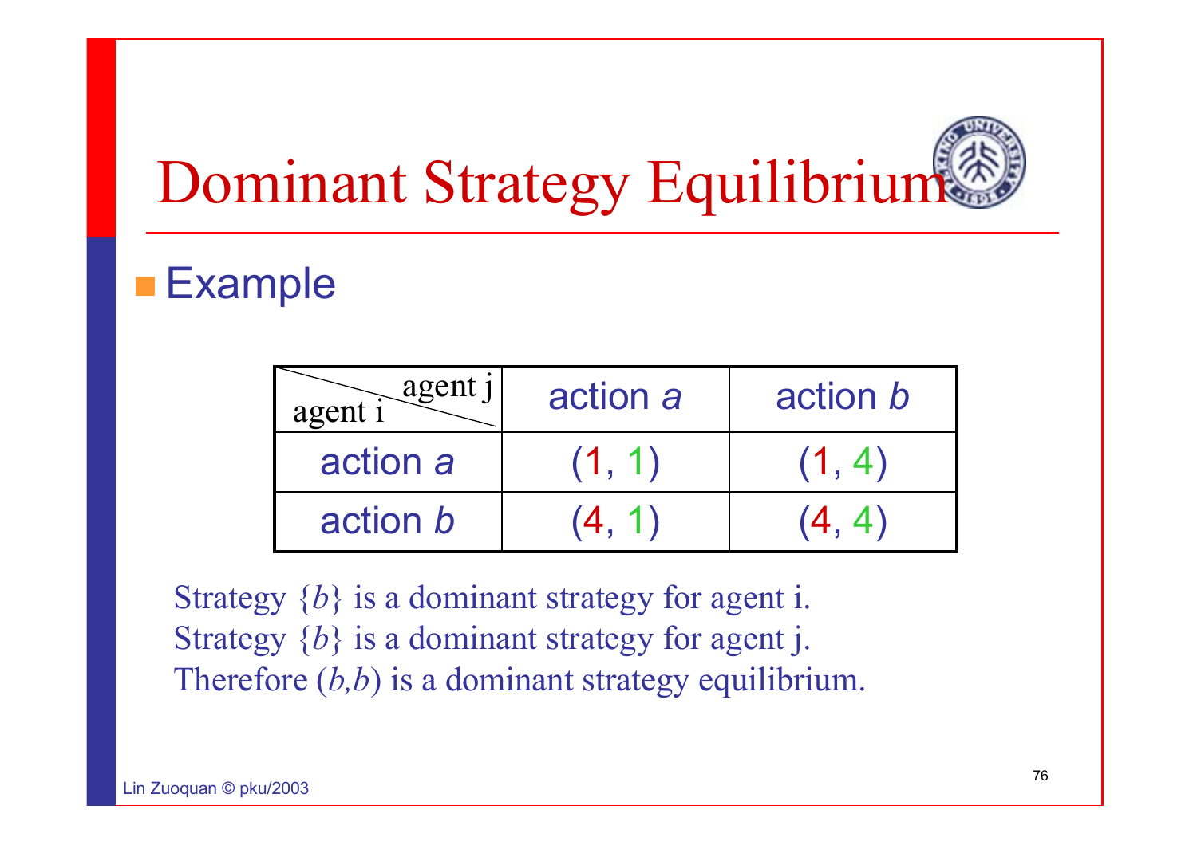# Dominant Strategy Equilibrium

- Example

| agent i \ agent j | action *a* | action *b* |
|---|---|---|
| action *a* | (1, 1) | (1, 4) |
| action *b* | (4, 1) | (4, 4) |

Strategy $\{b\}$ is a dominant strategy for agent i.
Strategy $\{b\}$ is a dominant strategy for agent j.
Therefore $(b,b)$ is a dominant strategy equilibrium.

Lin Zuoquan © pku/2003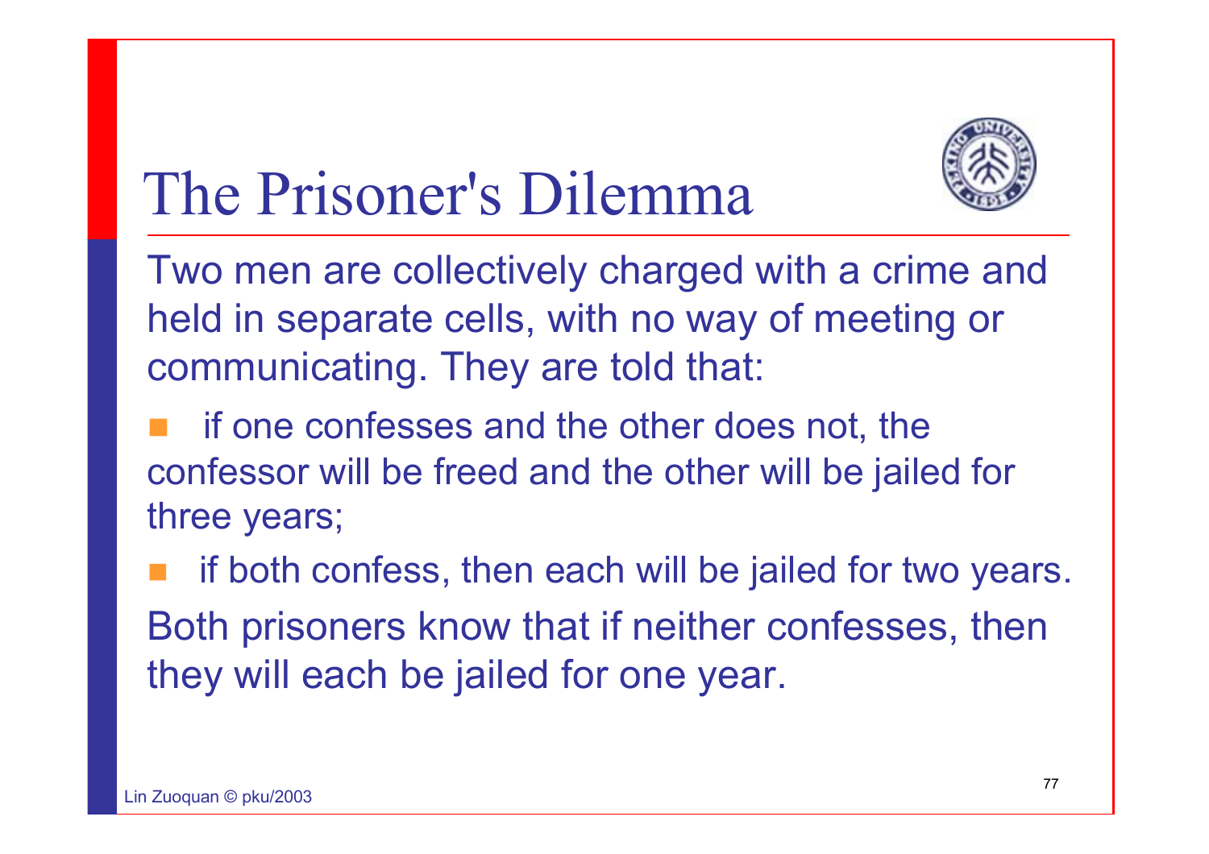# The Prisoner's Dilemma

Two men are collectively charged with a crime and held in separate cells, with no way of meeting or communicating. They are told that:

- if one confesses and the other does not, the confessor will be freed and the other will be jailed for three years;
- if both confess, then each will be jailed for two years.

Both prisoners know that if neither confesses, then they will each be jailed for one year.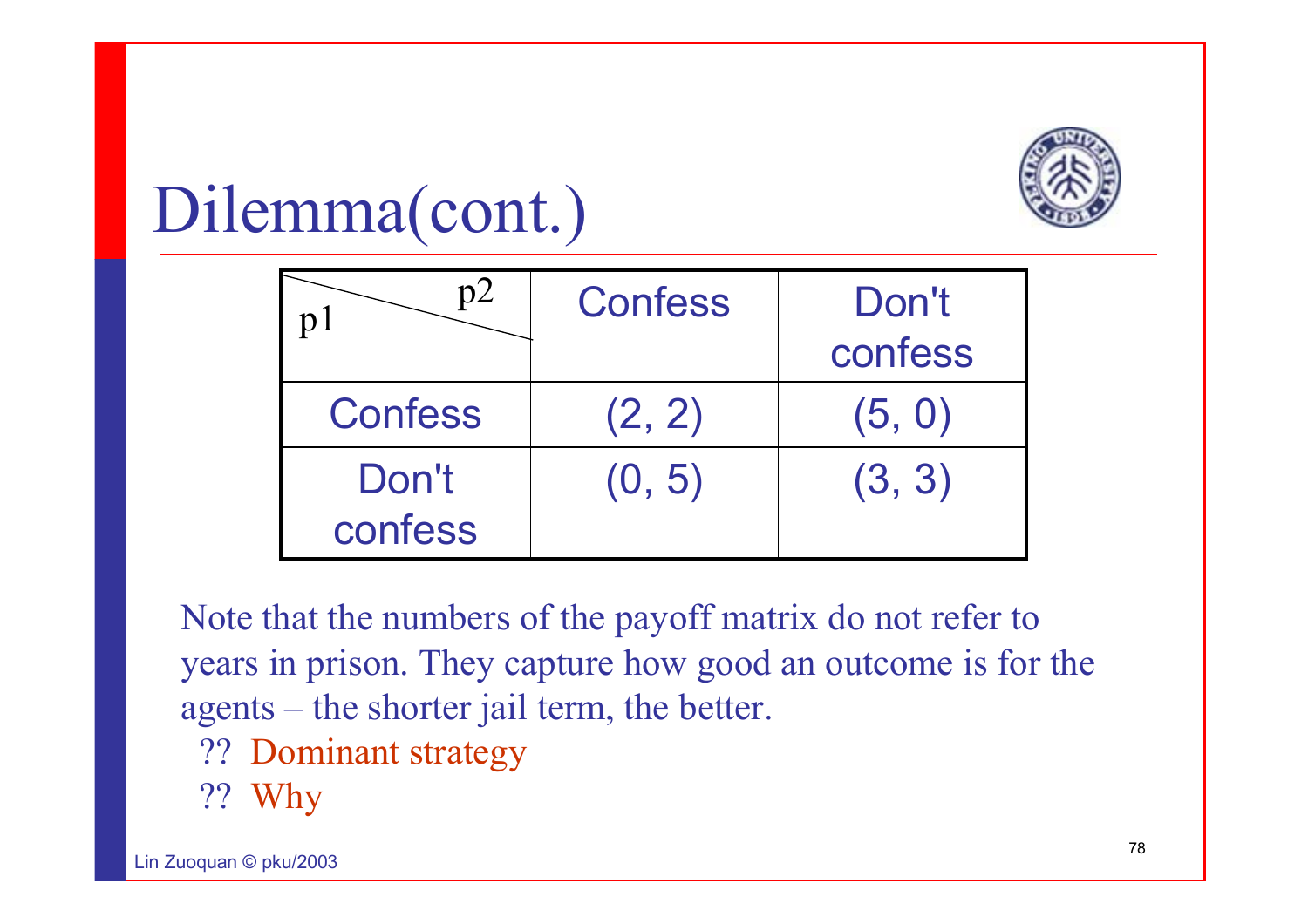# Dilemma(cont.)

| p1 \ p2 | Confess | Don't confess |
|---|---|---|
| Confess | (2, 2) | (5, 0) |
| Don't confess | (0, 5) | (3, 3) |

Note that the numbers of the payoff matrix do not refer to years in prison. They capture how good an outcome is for the agents – the shorter jail term, the better.

- ?? Dominant strategy
- ?? Why

Lin Zuoquan © pku/2003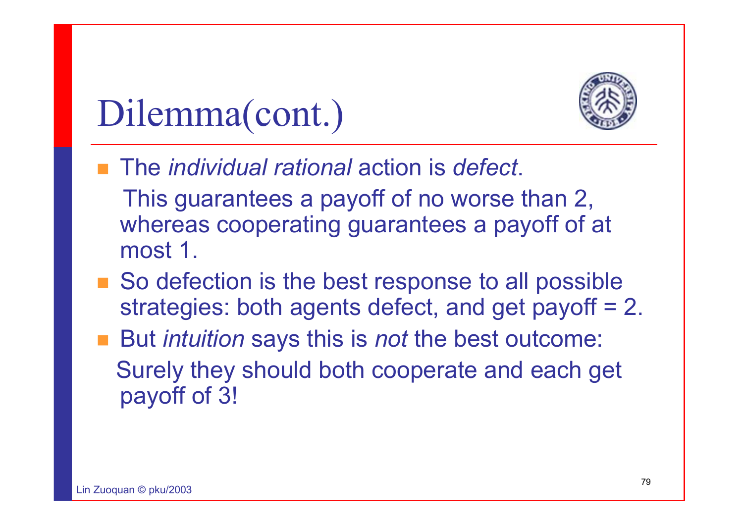# Dilemma(cont.)

- The *individual rational* action is *defect*.
  This guarantees a payoff of no worse than 2, whereas cooperating guarantees a payoff of at most 1.
- So defection is the best response to all possible strategies: both agents defect, and get payoff = 2.
- But *intuition* says this is *not* the best outcome:
  Surely they should both cooperate and each get payoff of 3!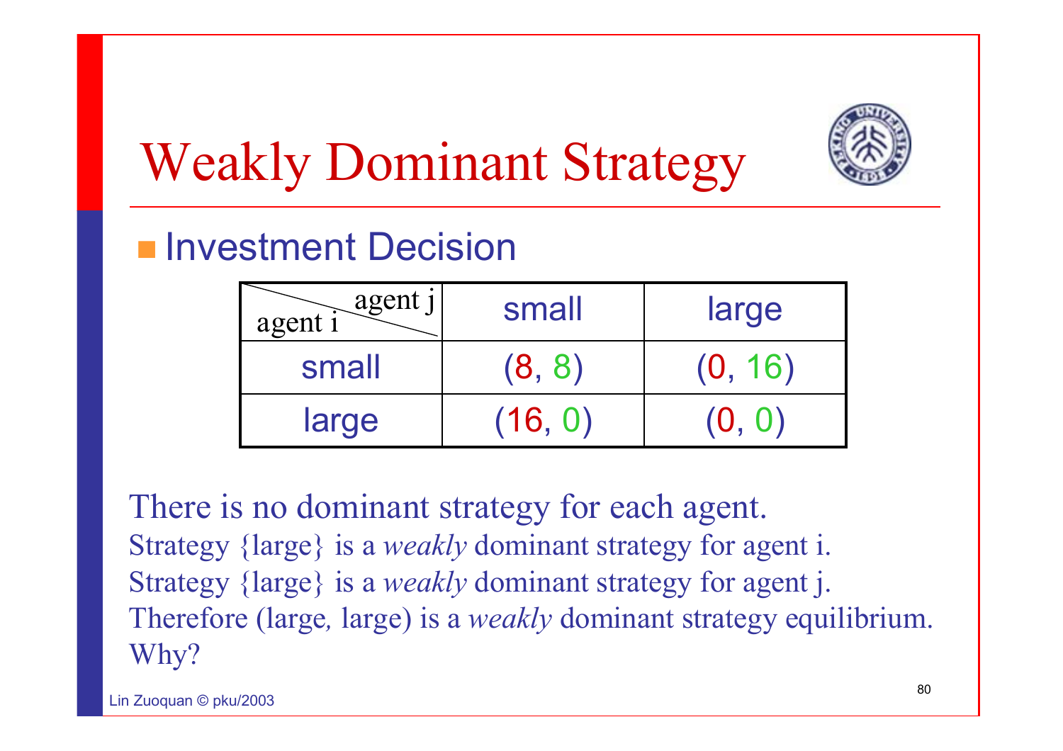# Weakly Dominant Strategy

- Investment Decision

| agent i \ agent j | small | large |
|---|---|---|
| small | (8, 8) | (0, 16) |
| large | (16, 0) | (0, 0) |

There is no dominant strategy for each agent.
Strategy {large} is a *weakly* dominant strategy for agent i.
Strategy {large} is a *weakly* dominant strategy for agent j.
Therefore (large, large) is a *weakly* dominant strategy equilibrium.
Why?

Lin Zuoquan © pku/2003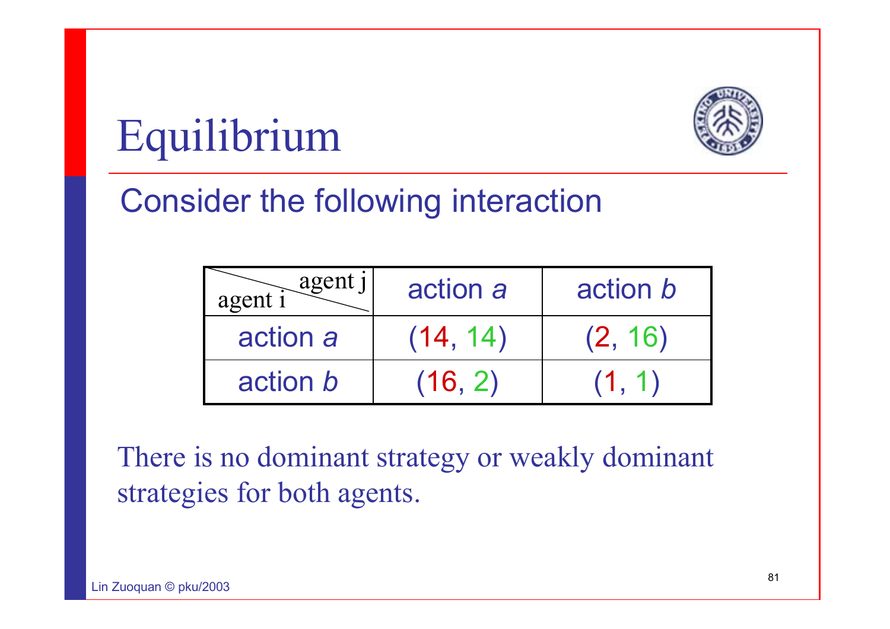# Equilibrium

## Consider the following interaction

| agent i \ agent j | action *a* | action *b* |
|---|---|---|
| action *a* | (14, 14) | (2, 16) |
| action *b* | (16, 2) | (1, 1) |

There is no dominant strategy or weakly dominant strategies for both agents.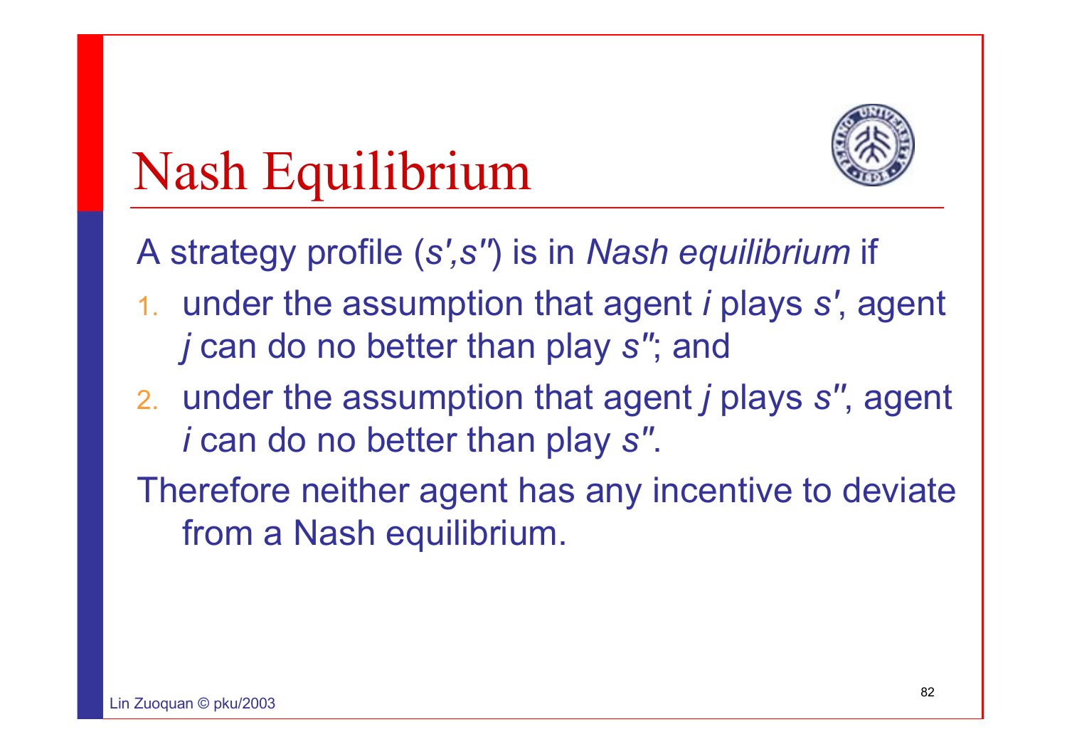# Nash Equilibrium

A strategy profile (*s′,s″*) is in *Nash equilibrium* if

1. under the assumption that agent *i* plays *s′*, agent *j* can do no better than play *s″*; and
2. under the assumption that agent *j* plays *s″*, agent *i* can do no better than play *s″*.

Therefore neither agent has any incentive to deviate from a Nash equilibrium.

Lin Zuoquan © pku/2003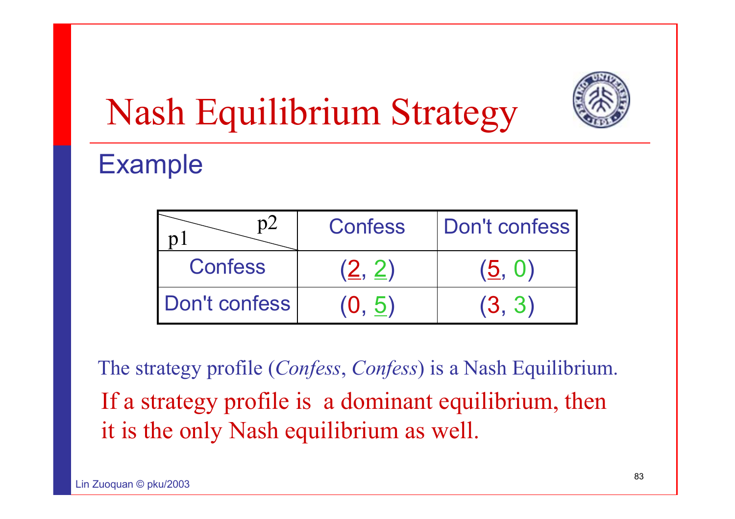# Nash Equilibrium Strategy

## Example

| p1 \ p2 | Confess | Don't confess |
|---|---|---|
| Confess | (2, 2) | (5, 0) |
| Don't confess | (0, 5) | (3, 3) |

The strategy profile (*Confess*, *Confess*) is a Nash Equilibrium.

If a strategy profile is a dominant equilibrium, then it is the only Nash equilibrium as well.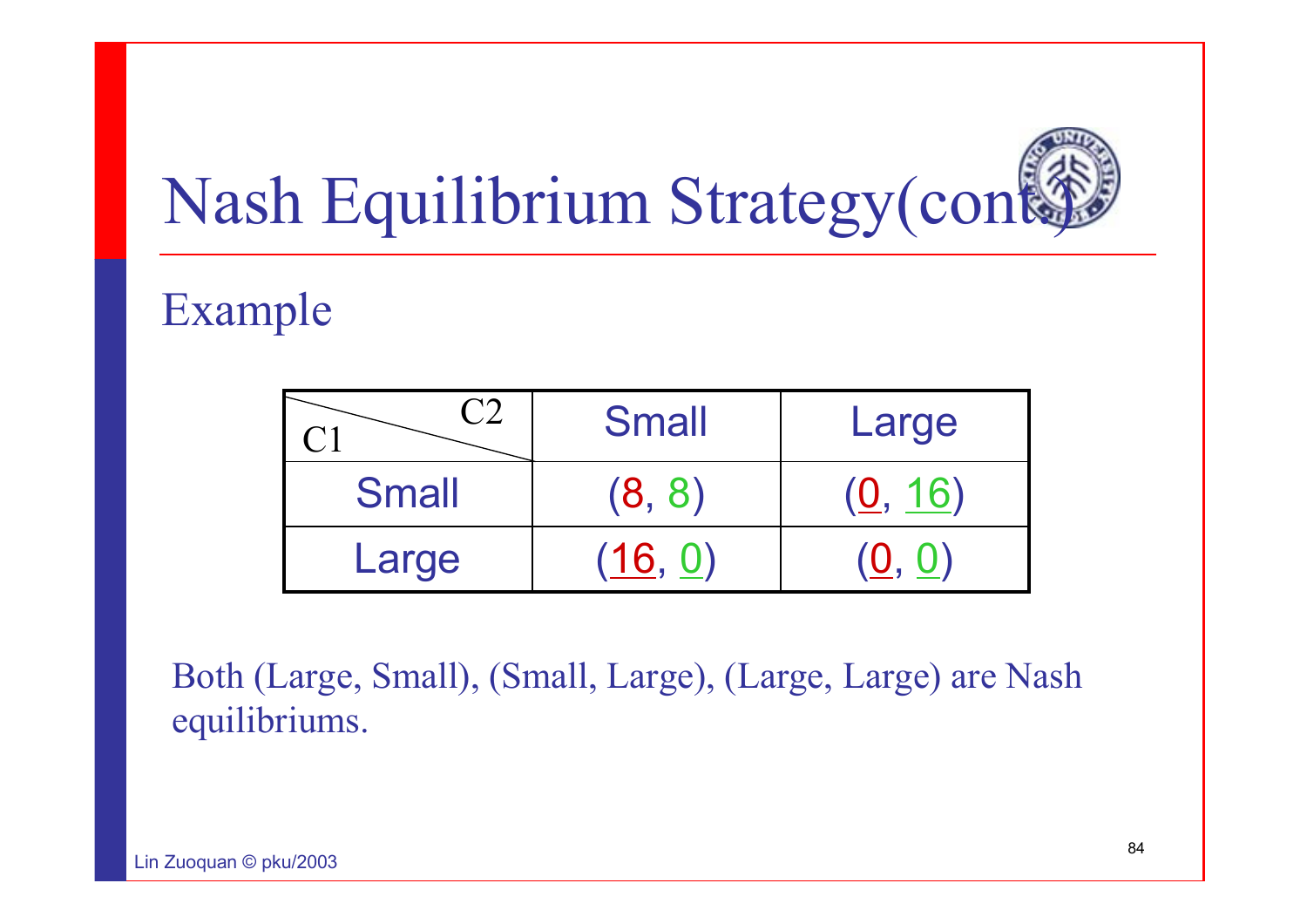# Nash Equilibrium Strategy(cont.)

## Example

| C1 \ C2 | Small | Large |
|---|---|---|
| Small | (8, 8) | (0, 16) |
| Large | (16, 0) | (0, 0) |

Both (Large, Small), (Small, Large), (Large, Large) are Nash equilibriums.

Lin Zuoquan © pku/2003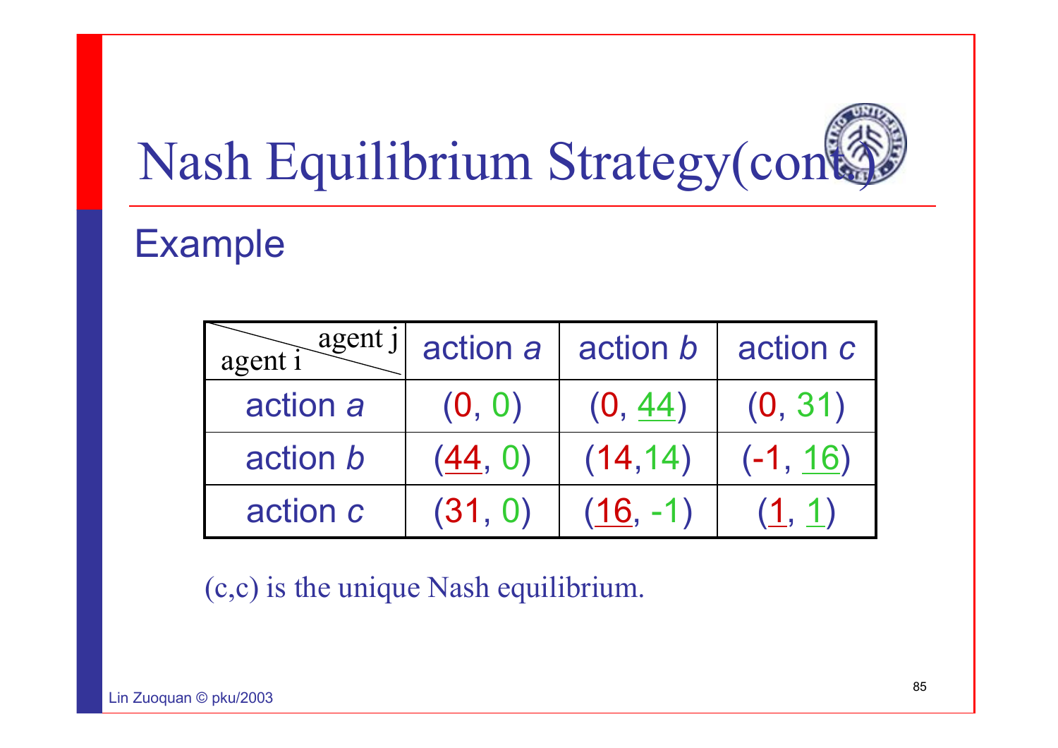# Nash Equilibrium Strategy(cont)

## Example

| agent i \ agent j | action *a* | action *b* | action *c* |
|---|---|---|---|
| action *a* | (0, 0) | (0, 44) | (0, 31) |
| action *b* | (44, 0) | (14,14) | (-1, 16) |
| action *c* | (31, 0) | (16, -1) | (1, 1) |

(c,c) is the unique Nash equilibrium.

Lin Zuoquan © pku/2003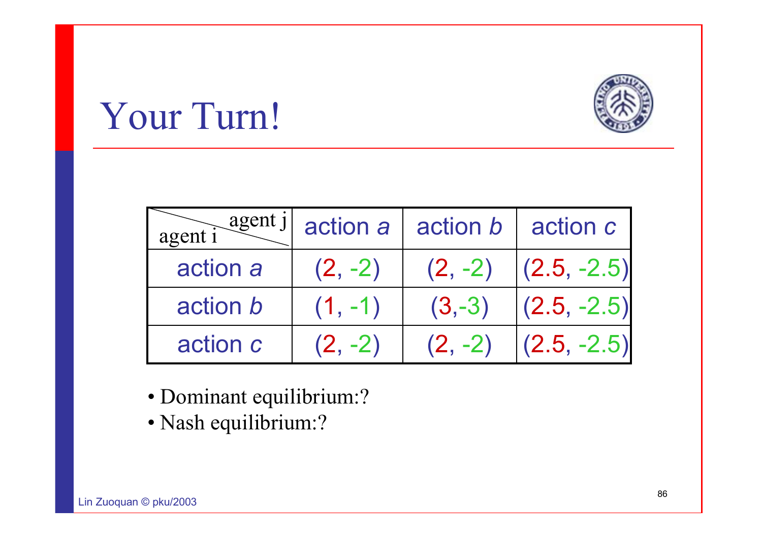# Your Turn!

| agent i \ agent j | action *a* | action *b* | action *c* |
|---|---|---|---|
| action *a* | (2, -2) | (2, -2) | (2.5, -2.5) |
| action *b* | (1, -1) | (3,-3) | (2.5, -2.5) |
| action *c* | (2, -2) | (2, -2) | (2.5, -2.5) |

- Dominant equilibrium:?
- Nash equilibrium:?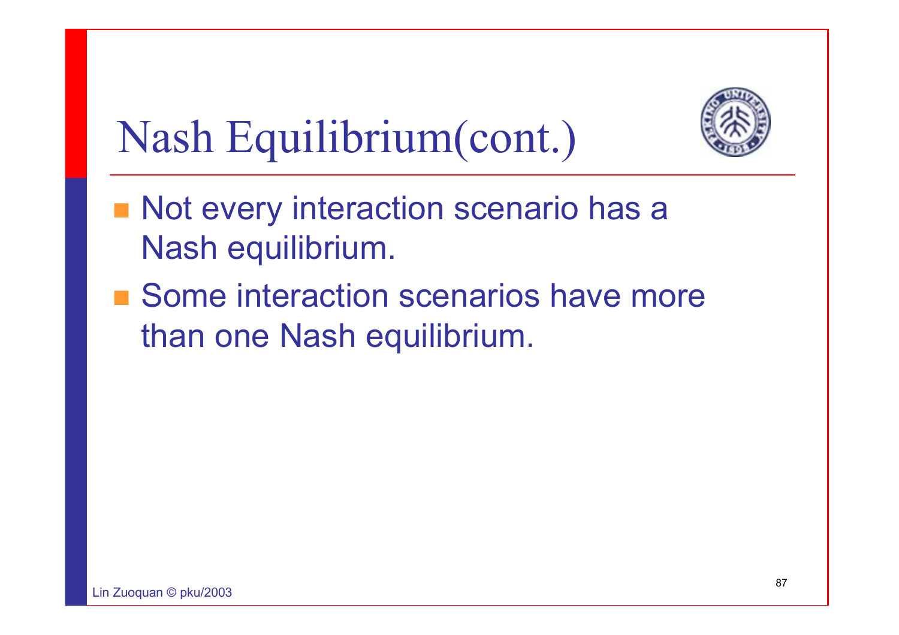# Nash Equilibrium(cont.)

- Not every interaction scenario has a Nash equilibrium.
- Some interaction scenarios have more than one Nash equilibrium.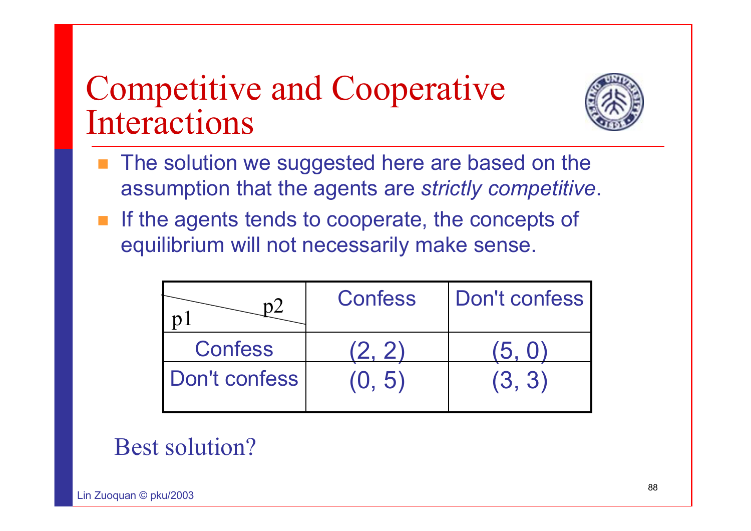# Competitive and Cooperative Interactions

- The solution we suggested here are based on the assumption that the agents are *strictly competitive*.
- If the agents tends to cooperate, the concepts of equilibrium will not necessarily make sense.

| p1 \ p2 | Confess | Don't confess |
|---|---|---|
| Confess | (2, 2) | (5, 0) |
| Don't confess | (0, 5) | (3, 3) |

Best solution?

Lin Zuoquan © pku/2003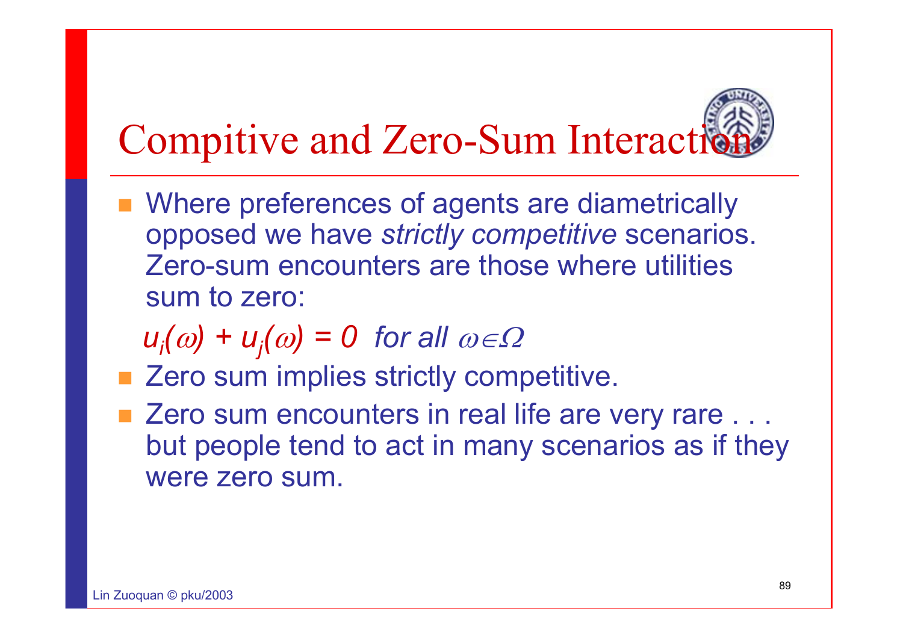# Compitive and Zero-Sum Interaction

- Where preferences of agents are diametrically opposed we have *strictly competitive* scenarios. Zero-sum encounters are those where utilities sum to zero:

  $u_i(\omega) + u_j(\omega) = 0$ *for all* $\omega \in \Omega$

- Zero sum implies strictly competitive.
- Zero sum encounters in real life are very rare . . . but people tend to act in many scenarios as if they were zero sum.

Lin Zuoquan © pku/2003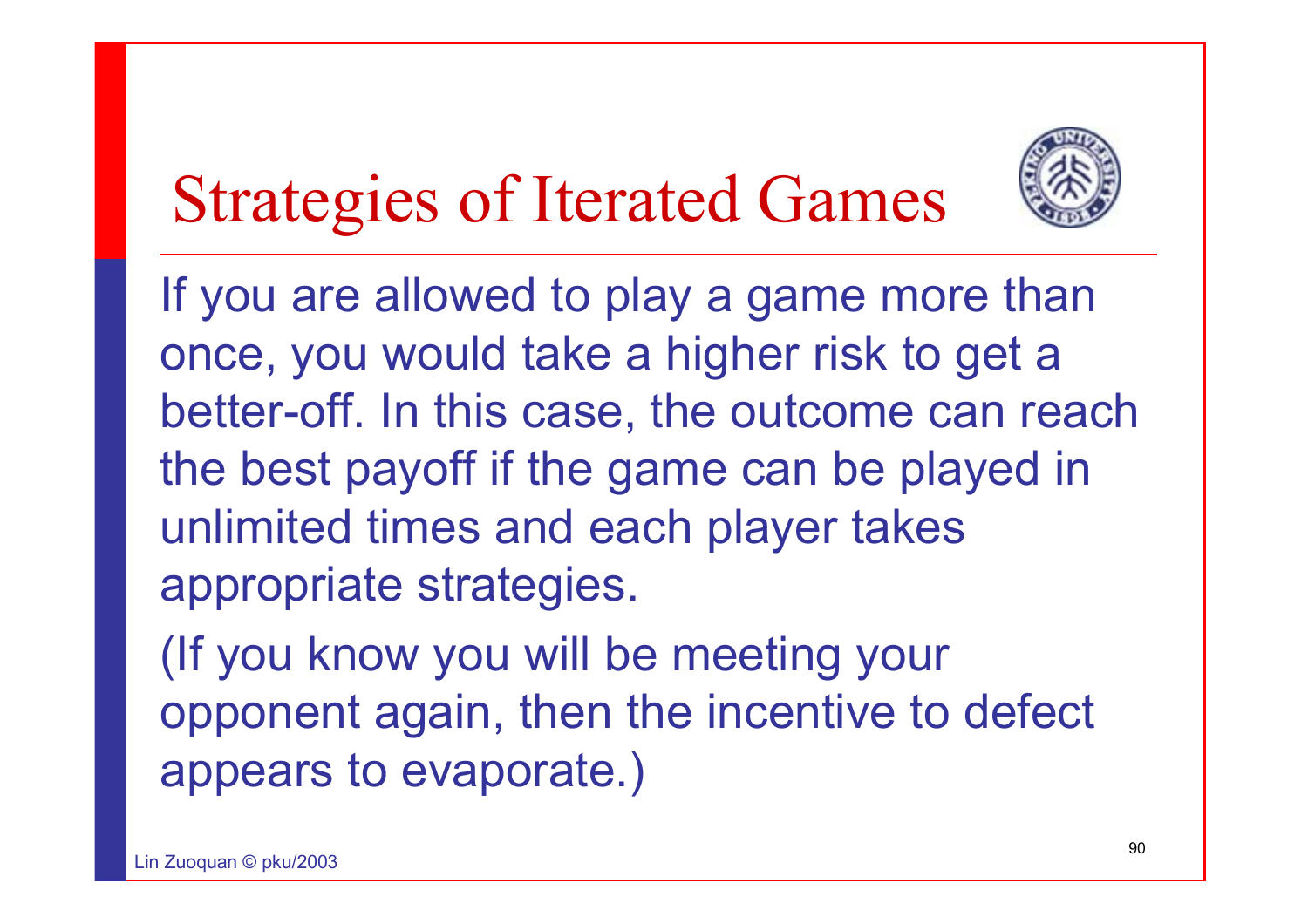# Strategies of Iterated Games

If you are allowed to play a game more than once, you would take a higher risk to get a better-off. In this case, the outcome can reach the best payoff if the game can be played in unlimited times and each player takes appropriate strategies.

(If you know you will be meeting your opponent again, then the incentive to defect appears to evaporate.)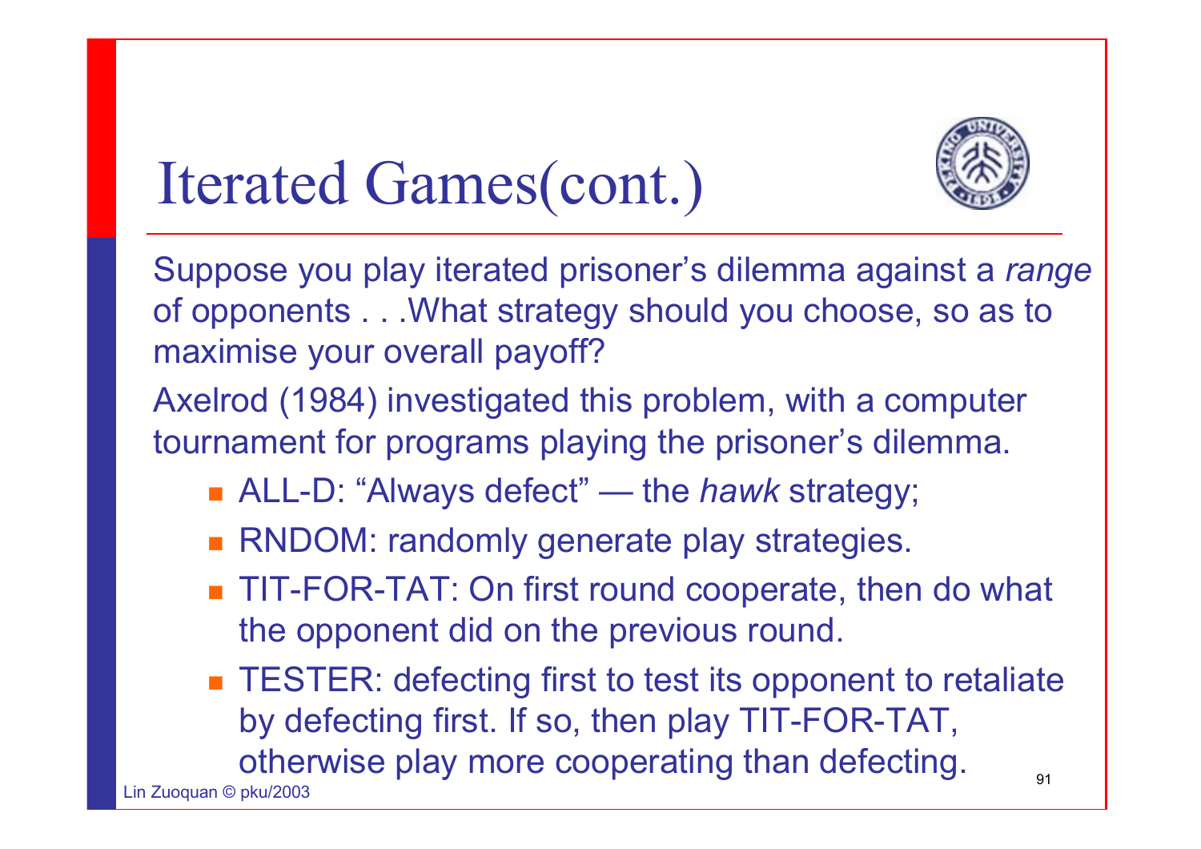# Iterated Games(cont.)

Suppose you play iterated prisoner's dilemma against a *range* of opponents . . .What strategy should you choose, so as to maximise your overall payoff?

Axelrod (1984) investigated this problem, with a computer tournament for programs playing the prisoner's dilemma.

- ALL-D: "Always defect" — the *hawk* strategy;
- RNDOM: randomly generate play strategies.
- TIT-FOR-TAT: On first round cooperate, then do what the opponent did on the previous round.
- TESTER: defecting first to test its opponent to retaliate by defecting first. If so, then play TIT-FOR-TAT, otherwise play more cooperating than defecting.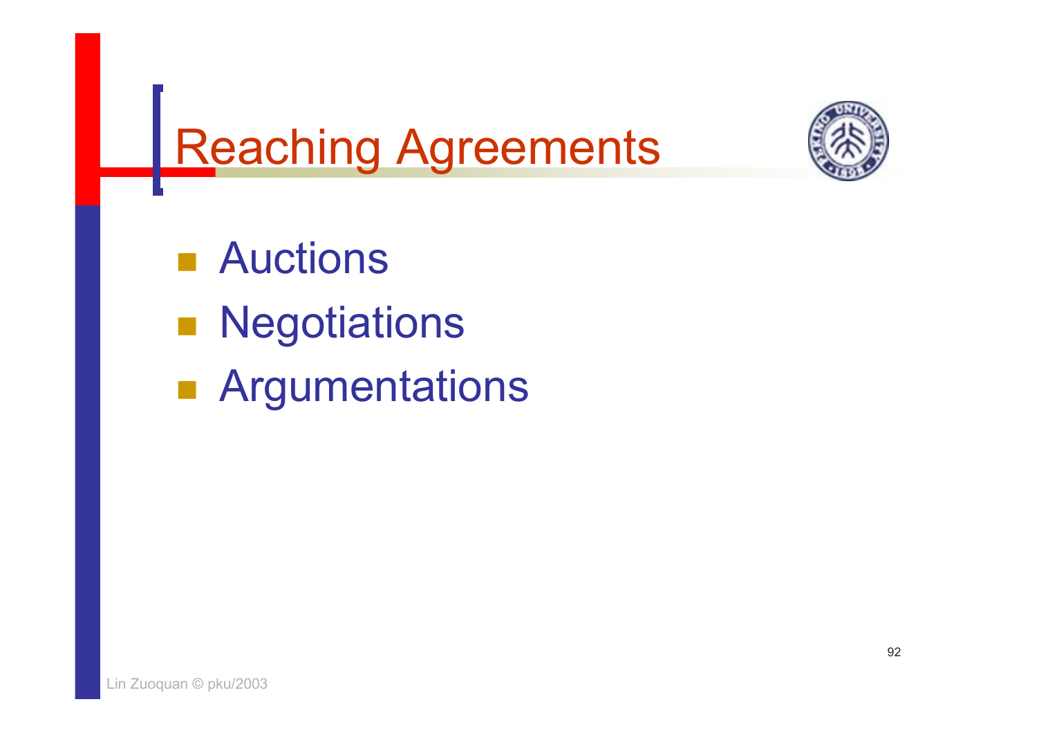# Reaching Agreements

- Auctions
- Negotiations
- Argumentations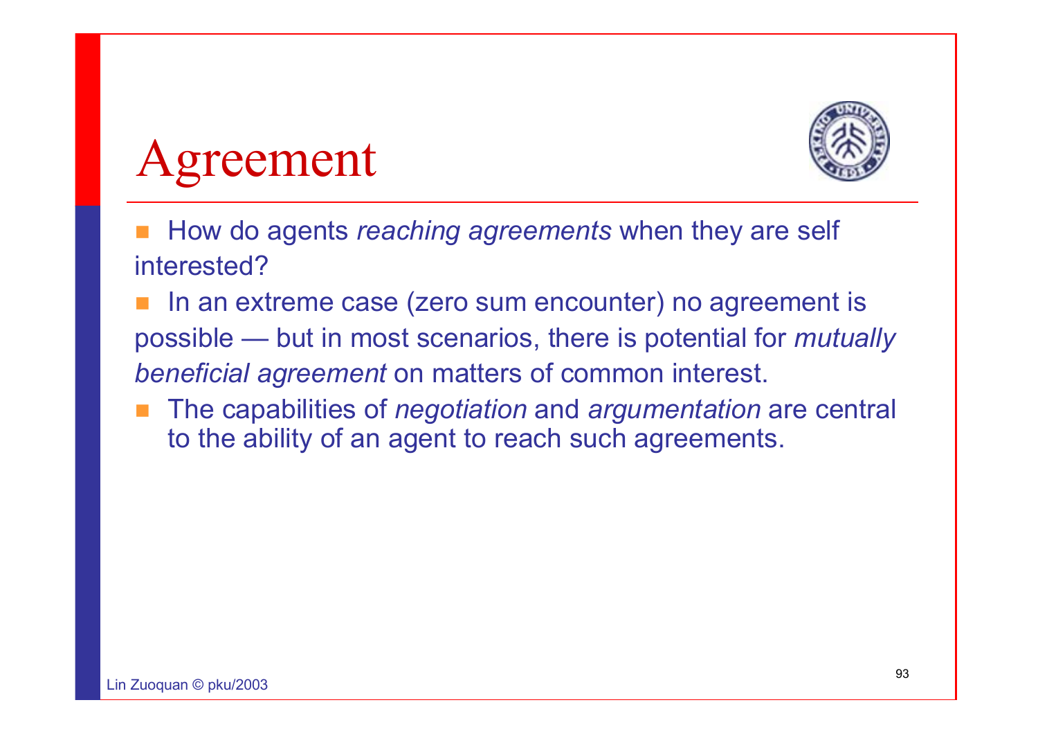# Agreement

- How do agents *reaching agreements* when they are self interested?
- In an extreme case (zero sum encounter) no agreement is possible — but in most scenarios, there is potential for *mutually beneficial agreement* on matters of common interest.
- The capabilities of *negotiation* and *argumentation* are central to the ability of an agent to reach such agreements.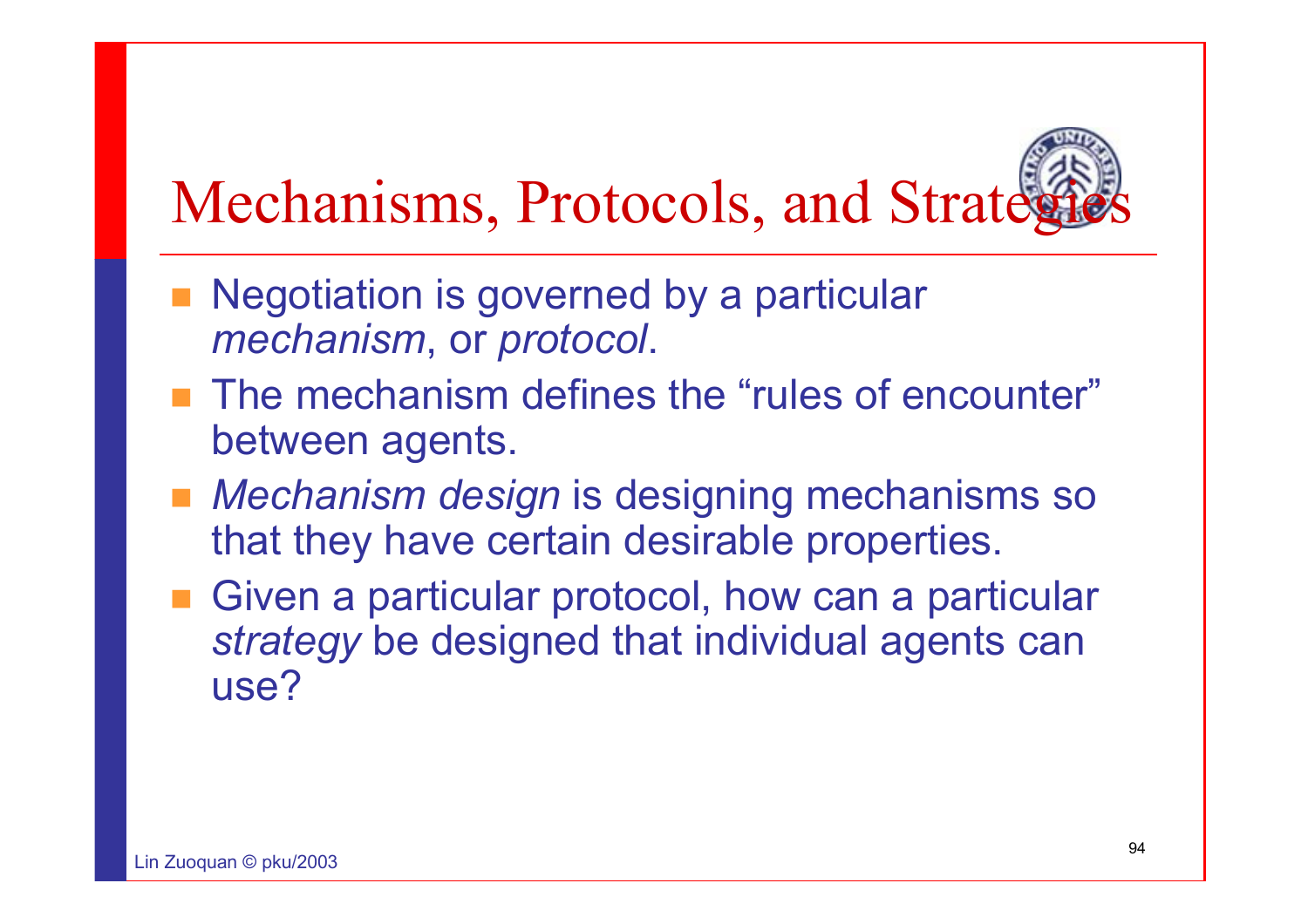# Mechanisms, Protocols, and Strategies

- Negotiation is governed by a particular *mechanism*, or *protocol*.
- The mechanism defines the “rules of encounter” between agents.
- *Mechanism design* is designing mechanisms so that they have certain desirable properties.
- Given a particular protocol, how can a particular *strategy* be designed that individual agents can use?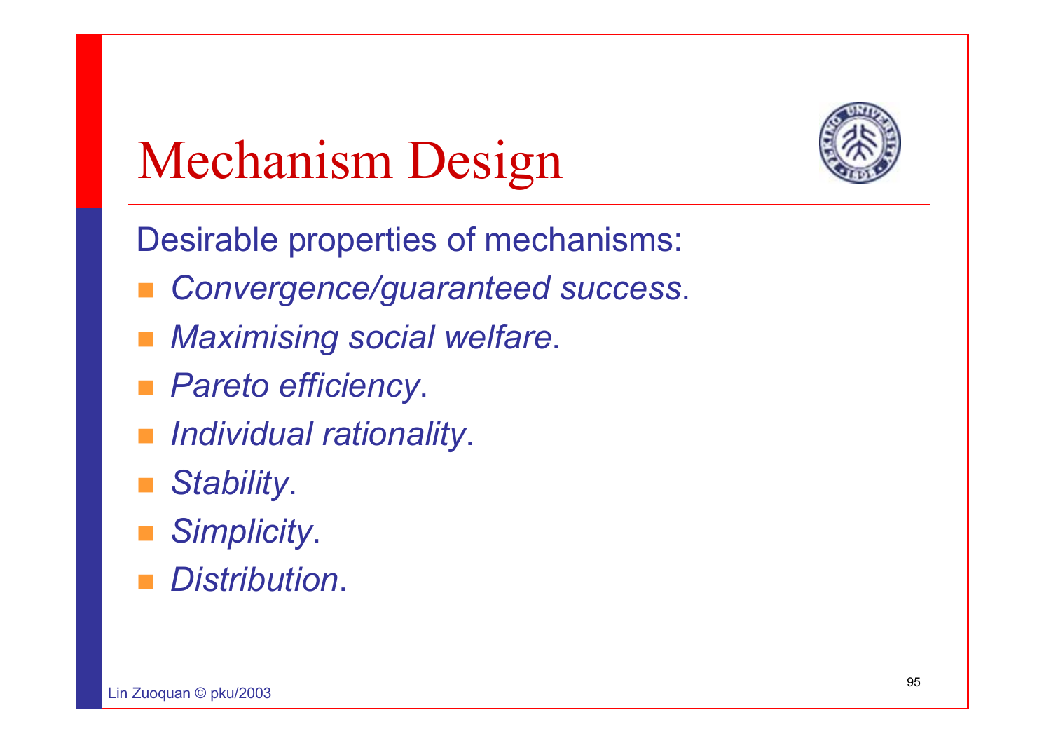# Mechanism Design

Desirable properties of mechanisms:

- *Convergence/guaranteed success*.
- *Maximising social welfare*.
- *Pareto efficiency*.
- *Individual rationality*.
- *Stability*.
- *Simplicity*.
- *Distribution*.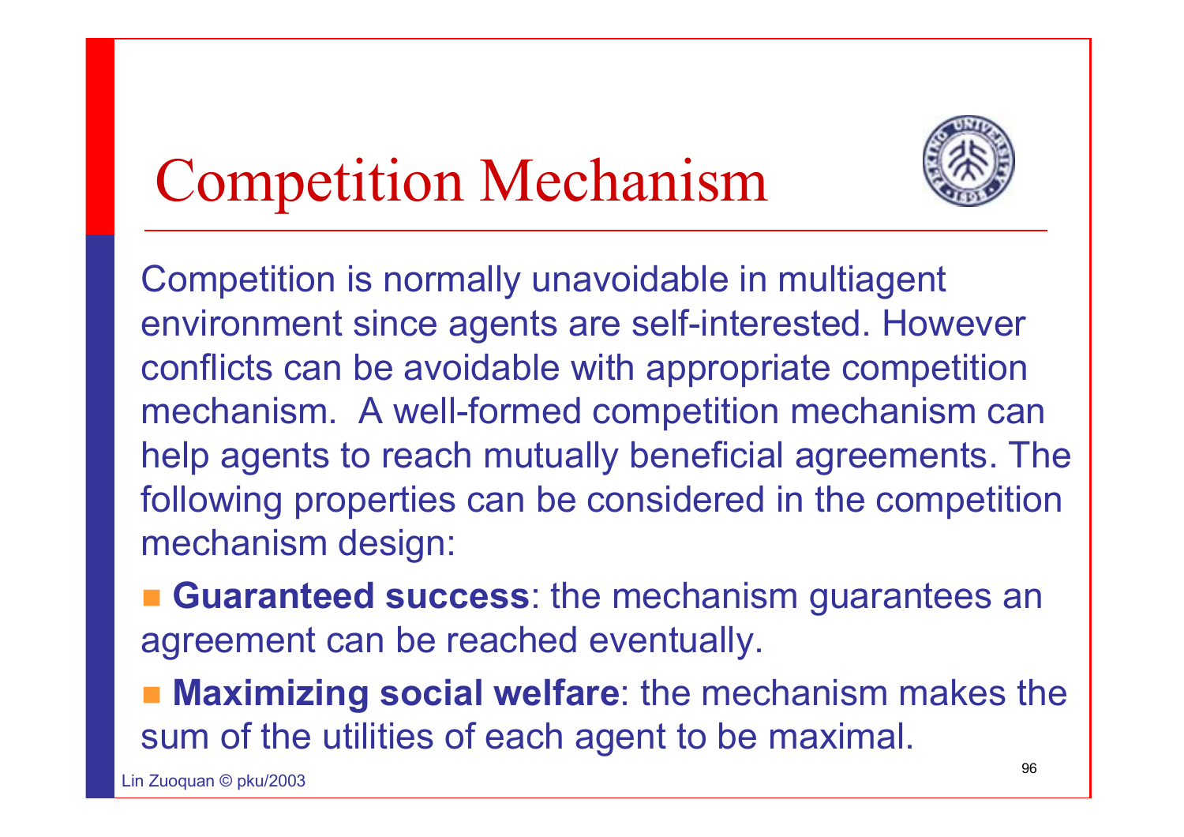# Competition Mechanism

Competition is normally unavoidable in multiagent environment since agents are self-interested. However conflicts can be avoidable with appropriate competition mechanism. A well-formed competition mechanism can help agents to reach mutually beneficial agreements. The following properties can be considered in the competition mechanism design:

- **Guaranteed success**: the mechanism guarantees an agreement can be reached eventually.
- **Maximizing social welfare**: the mechanism makes the sum of the utilities of each agent to be maximal.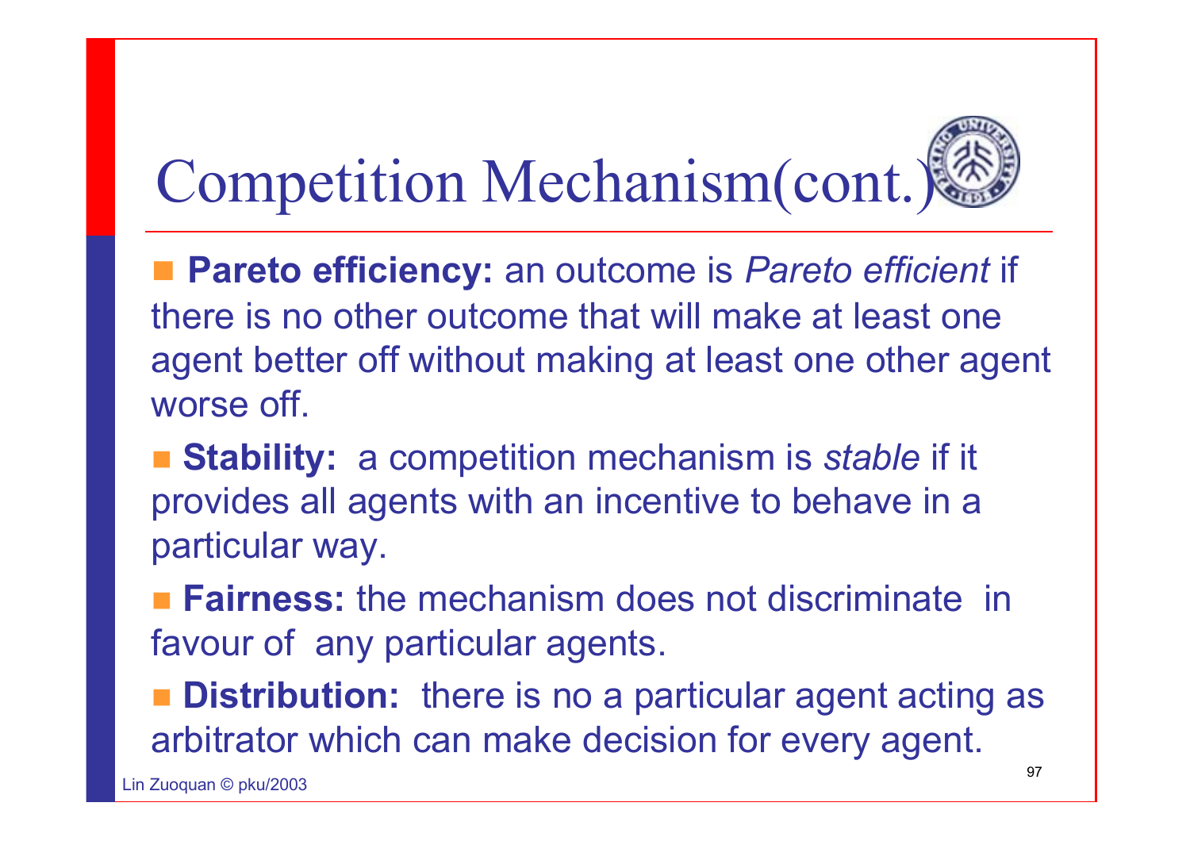# Competition Mechanism(cont.)

- **Pareto efficiency:** an outcome is *Pareto efficient* if there is no other outcome that will make at least one agent better off without making at least one other agent worse off.
- **Stability:** a competition mechanism is *stable* if it provides all agents with an incentive to behave in a particular way.
- **Fairness:** the mechanism does not discriminate in favour of any particular agents.
- **Distribution:** there is no a particular agent acting as arbitrator which can make decision for every agent.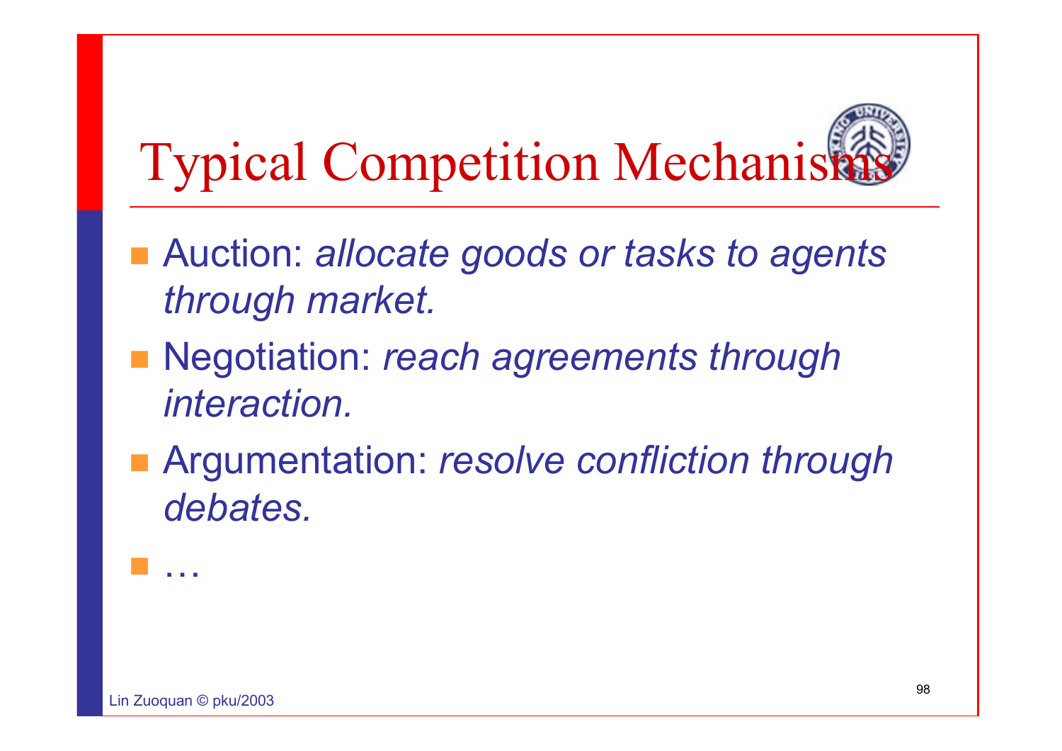# Typical Competition Mechanisms

- Auction: *allocate goods or tasks to agents through market.*
- Negotiation: *reach agreements through interaction.*
- Argumentation: *resolve confliction through debates.*
- …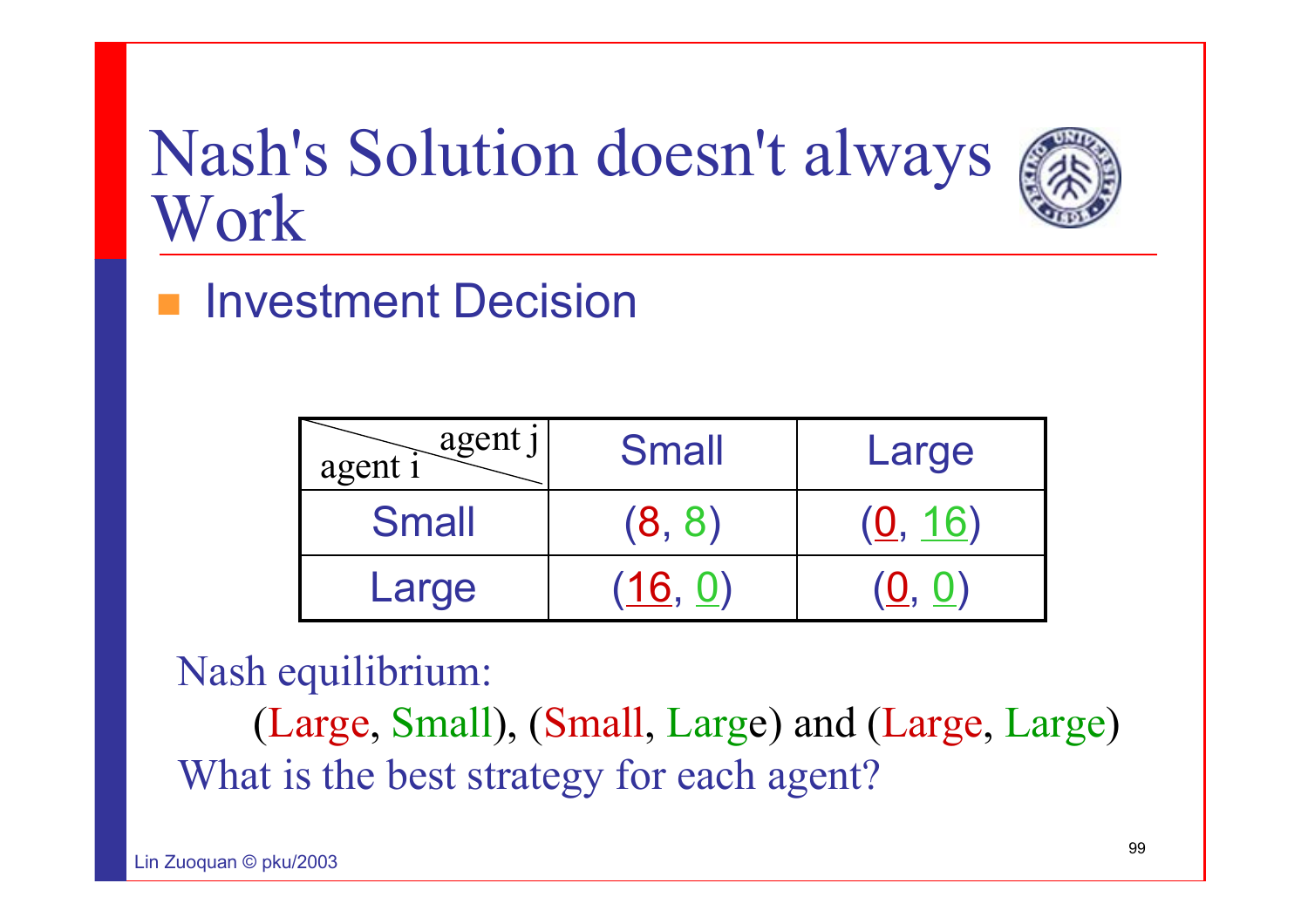# Nash's Solution doesn't always Work

- Investment Decision

| agent i \ agent j | Small | Large |
|---|---|---|
| Small | (8, 8) | (0, 16) |
| Large | (16, 0) | (0, 0) |

Nash equilibrium:

(Large, Small), (Small, Large) and (Large, Large)

What is the best strategy for each agent?

Lin Zuoquan © pku/2003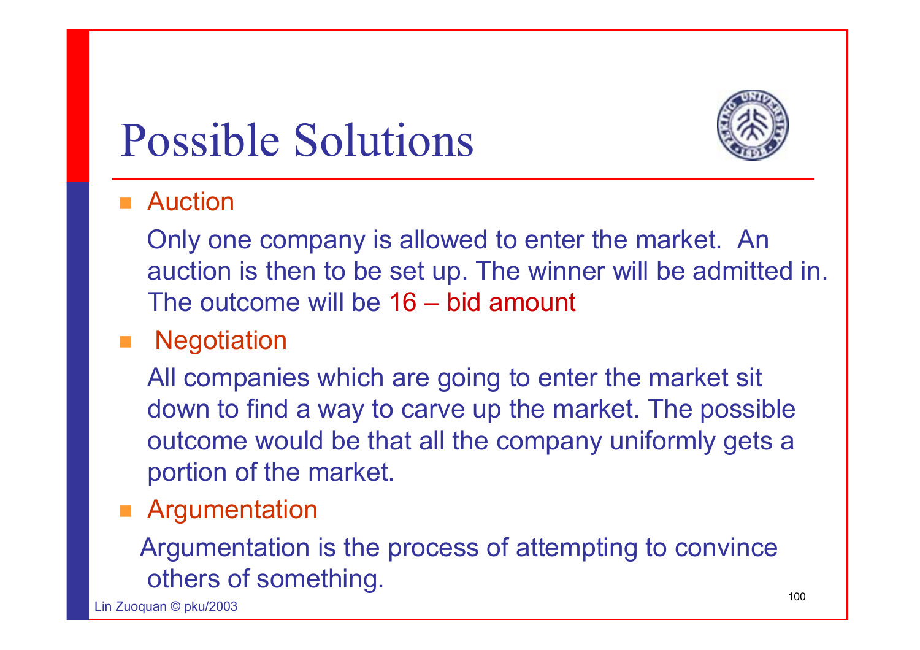# Possible Solutions

- Auction

  Only one company is allowed to enter the market. An auction is then to be set up. The winner will be admitted in. The outcome will be 16 – bid amount

- Negotiation

  All companies which are going to enter the market sit down to find a way to carve up the market. The possible outcome would be that all the company uniformly gets a portion of the market.

- Argumentation

  Argumentation is the process of attempting to convince others of something.

Lin Zuoquan © pku/2003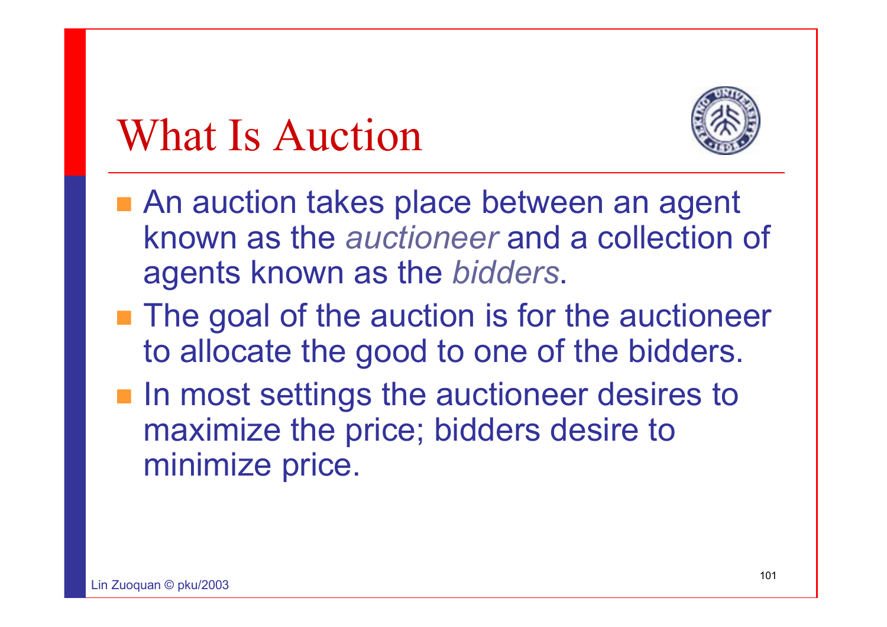# What Is Auction

- An auction takes place between an agent known as the *auctioneer* and a collection of agents known as the *bidders*.
- The goal of the auction is for the auctioneer to allocate the good to one of the bidders.
- In most settings the auctioneer desires to maximize the price; bidders desire to minimize price.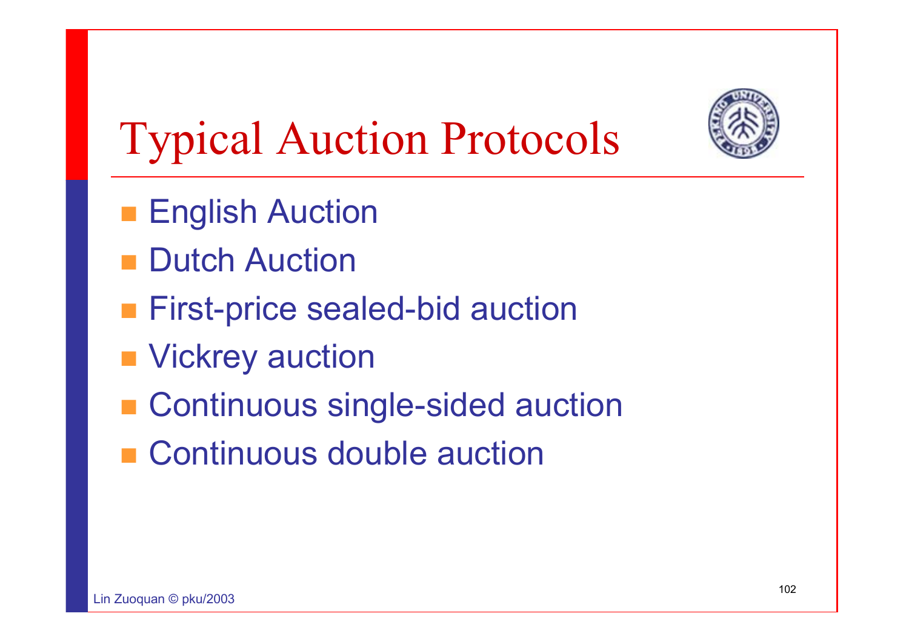# Typical Auction Protocols

- English Auction
- Dutch Auction
- First-price sealed-bid auction
- Vickrey auction
- Continuous single-sided auction
- Continuous double auction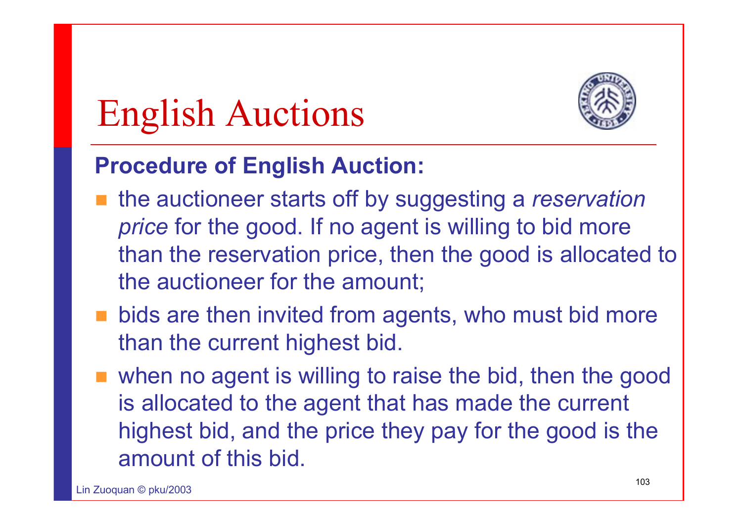# English Auctions

**Procedure of English Auction:**

- the auctioneer starts off by suggesting a *reservation price* for the good. If no agent is willing to bid more than the reservation price, then the good is allocated to the auctioneer for the amount;
- bids are then invited from agents, who must bid more than the current highest bid.
- when no agent is willing to raise the bid, then the good is allocated to the agent that has made the current highest bid, and the price they pay for the good is the amount of this bid.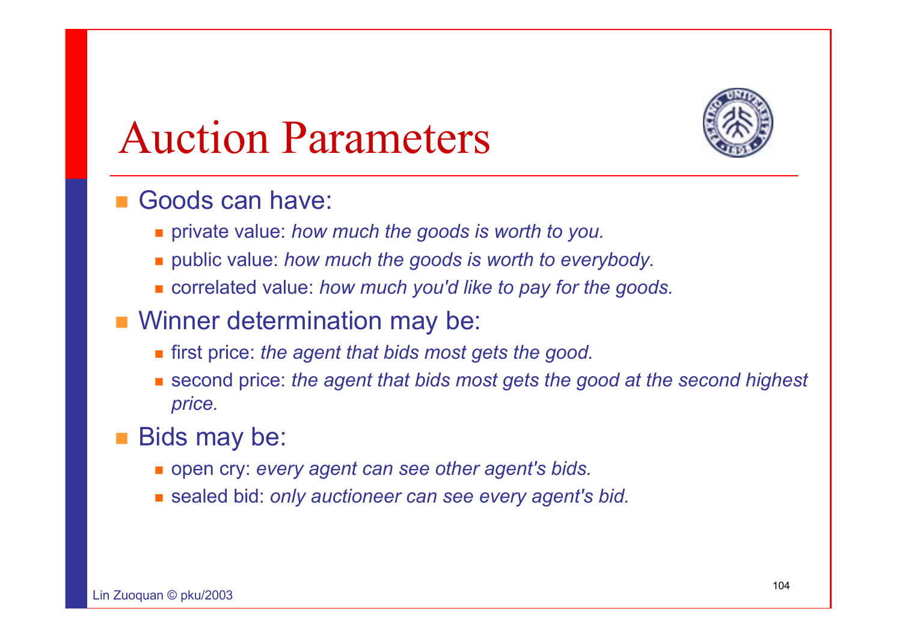# Auction Parameters

- Goods can have:
  - private value: *how much the goods is worth to you.*
  - public value: *how much the goods is worth to everybody.*
  - correlated value: *how much you'd like to pay for the goods.*
- Winner determination may be:
  - first price: *the agent that bids most gets the good.*
  - second price: *the agent that bids most gets the good at the second highest price.*
- Bids may be:
  - open cry: *every agent can see other agent's bids.*
  - sealed bid: *only auctioneer can see every agent's bid.*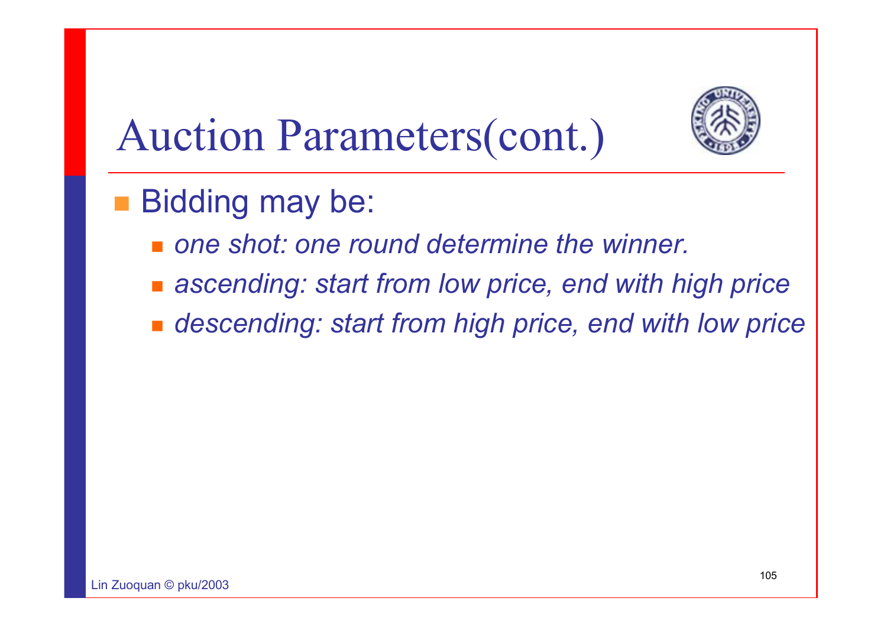# Auction Parameters(cont.)

- Bidding may be:
  - *one shot: one round determine the winner.*
  - *ascending: start from low price, end with high price*
  - *descending: start from high price, end with low price*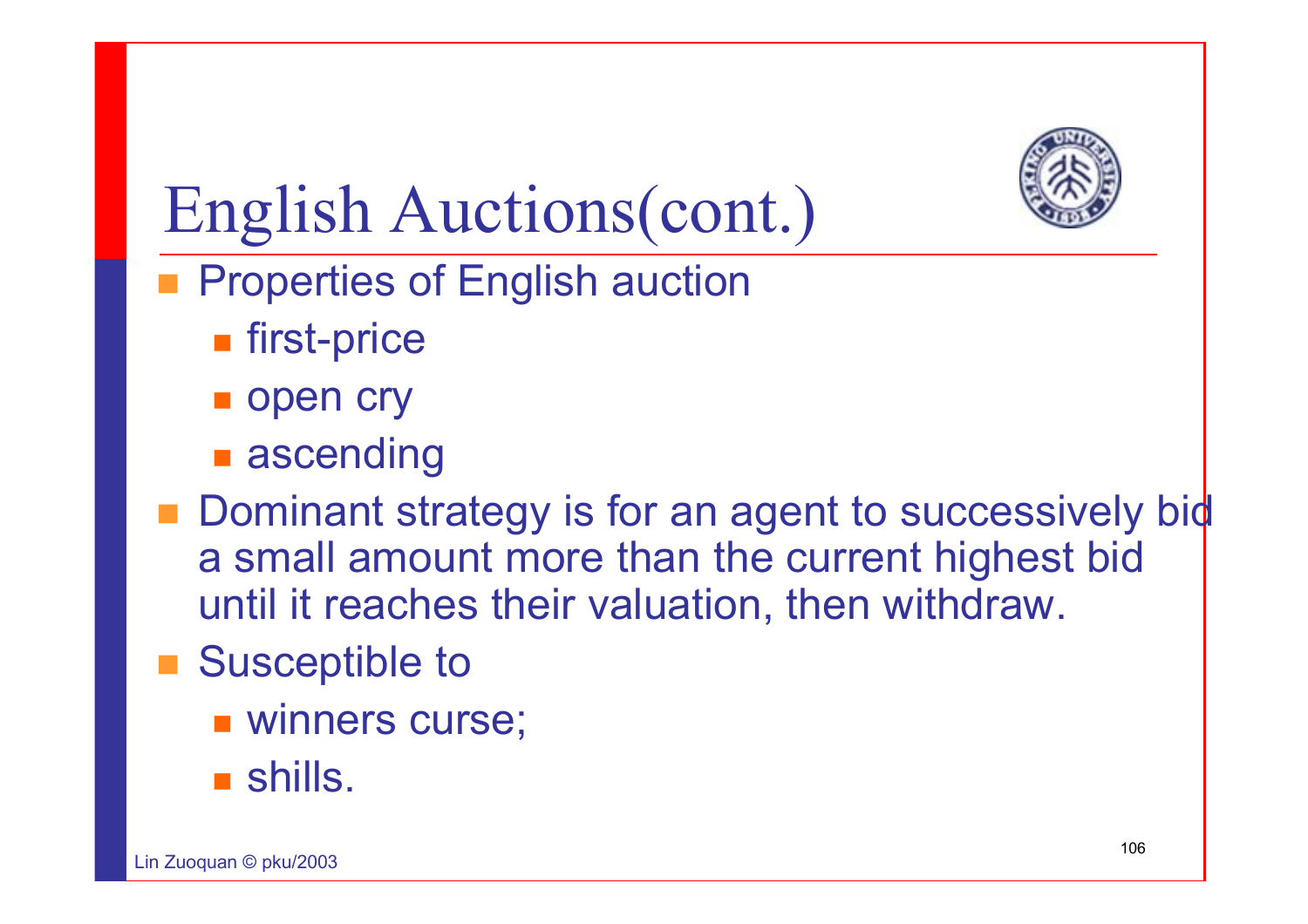# English Auctions(cont.)

- Properties of English auction
  - first-price
  - open cry
  - ascending
- Dominant strategy is for an agent to successively bid a small amount more than the current highest bid until it reaches their valuation, then withdraw.
- Susceptible to
  - winners curse;
  - shills.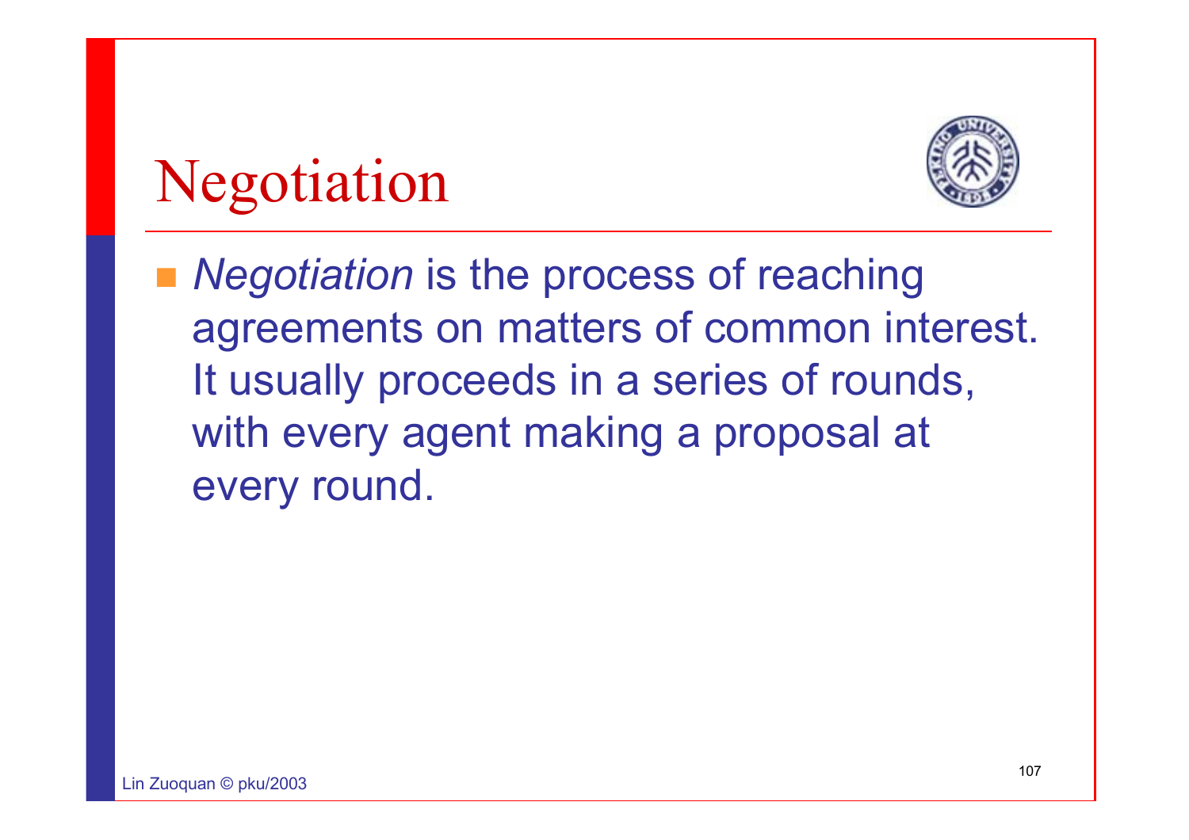# Negotiation

- *Negotiation* is the process of reaching agreements on matters of common interest. It usually proceeds in a series of rounds, with every agent making a proposal at every round.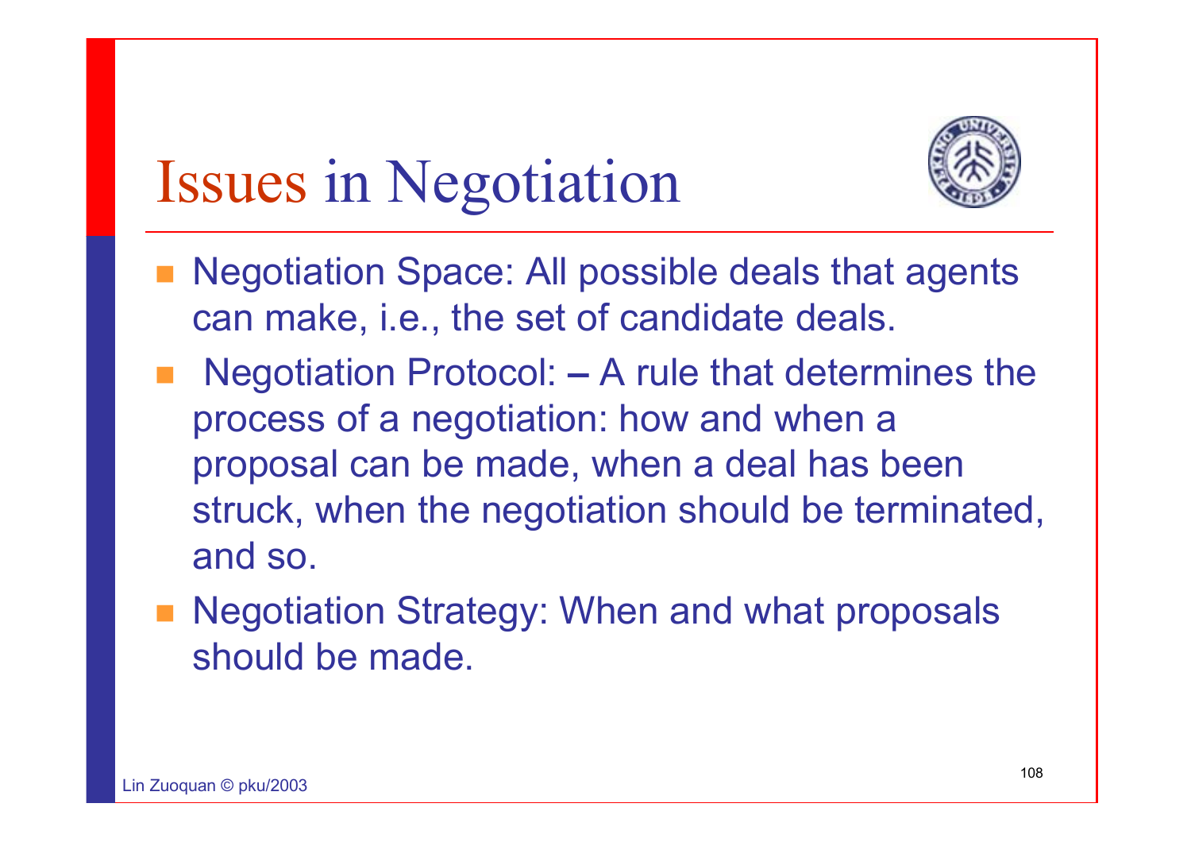# Issues in Negotiation

- Negotiation Space: All possible deals that agents can make, i.e., the set of candidate deals.
- Negotiation Protocol: – A rule that determines the process of a negotiation: how and when a proposal can be made, when a deal has been struck, when the negotiation should be terminated, and so.
- Negotiation Strategy: When and what proposals should be made.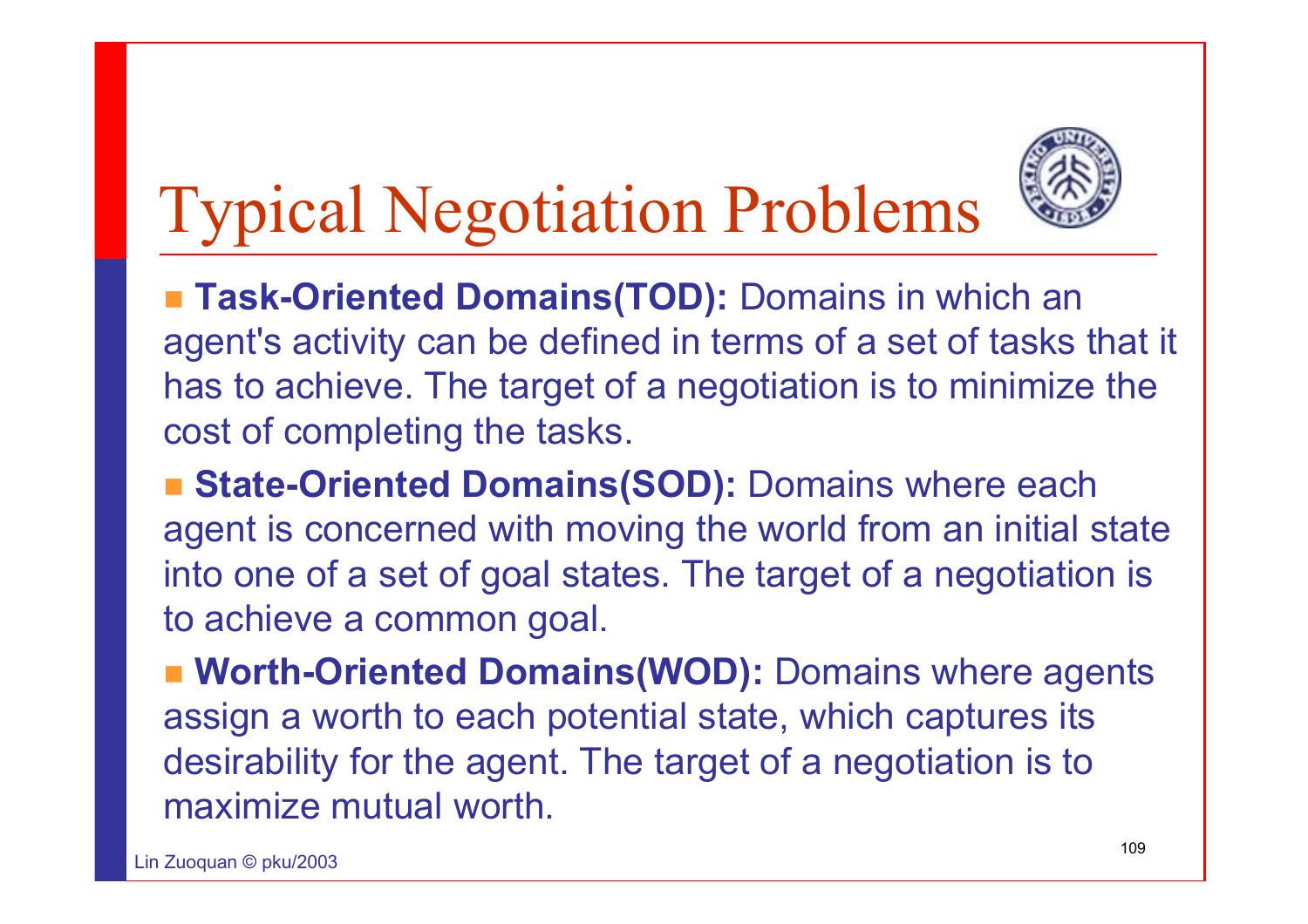# Typical Negotiation Problems

- **Task-Oriented Domains(TOD):** Domains in which an agent's activity can be defined in terms of a set of tasks that it has to achieve. The target of a negotiation is to minimize the cost of completing the tasks.
- **State-Oriented Domains(SOD):** Domains where each agent is concerned with moving the world from an initial state into one of a set of goal states. The target of a negotiation is to achieve a common goal.
- **Worth-Oriented Domains(WOD):** Domains where agents assign a worth to each potential state, which captures its desirability for the agent. The target of a negotiation is to maximize mutual worth.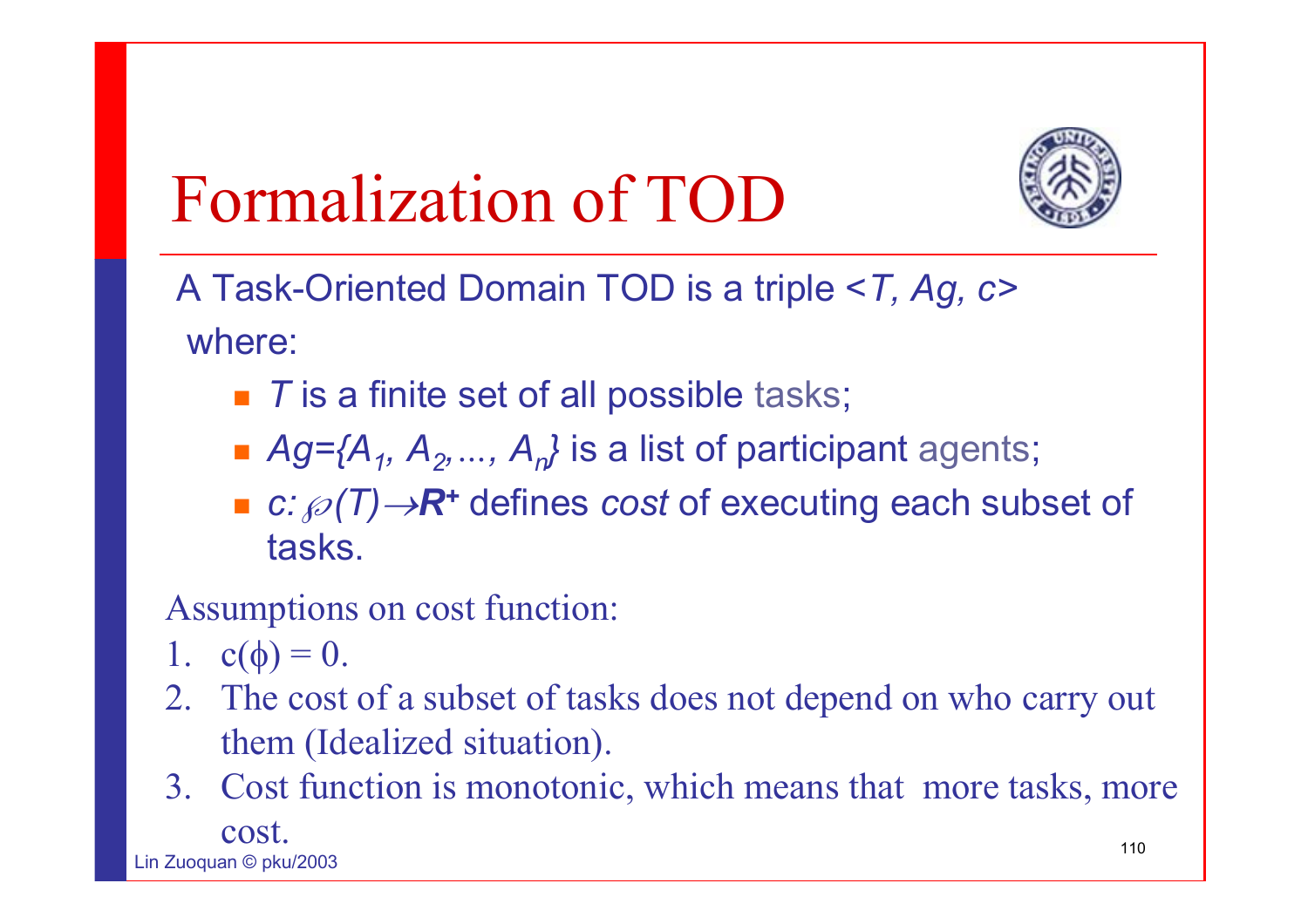# Formalization of TOD

A Task-Oriented Domain TOD is a triple $<T, Ag, c>$ where:

- $T$ is a finite set of all possible tasks;
- $Ag=\{A_1, A_2, \ldots, A_n\}$ is a list of participant agents;
- $c: \wp(T) \rightarrow \mathbf{R}^+$ defines *cost* of executing each subset of tasks.

Assumptions on cost function:

1. $c(\phi) = 0$.
2. The cost of a subset of tasks does not depend on who carry out them (Idealized situation).
3. Cost function is monotonic, which means that more tasks, more cost.

Lin Zuoquan © pku/2003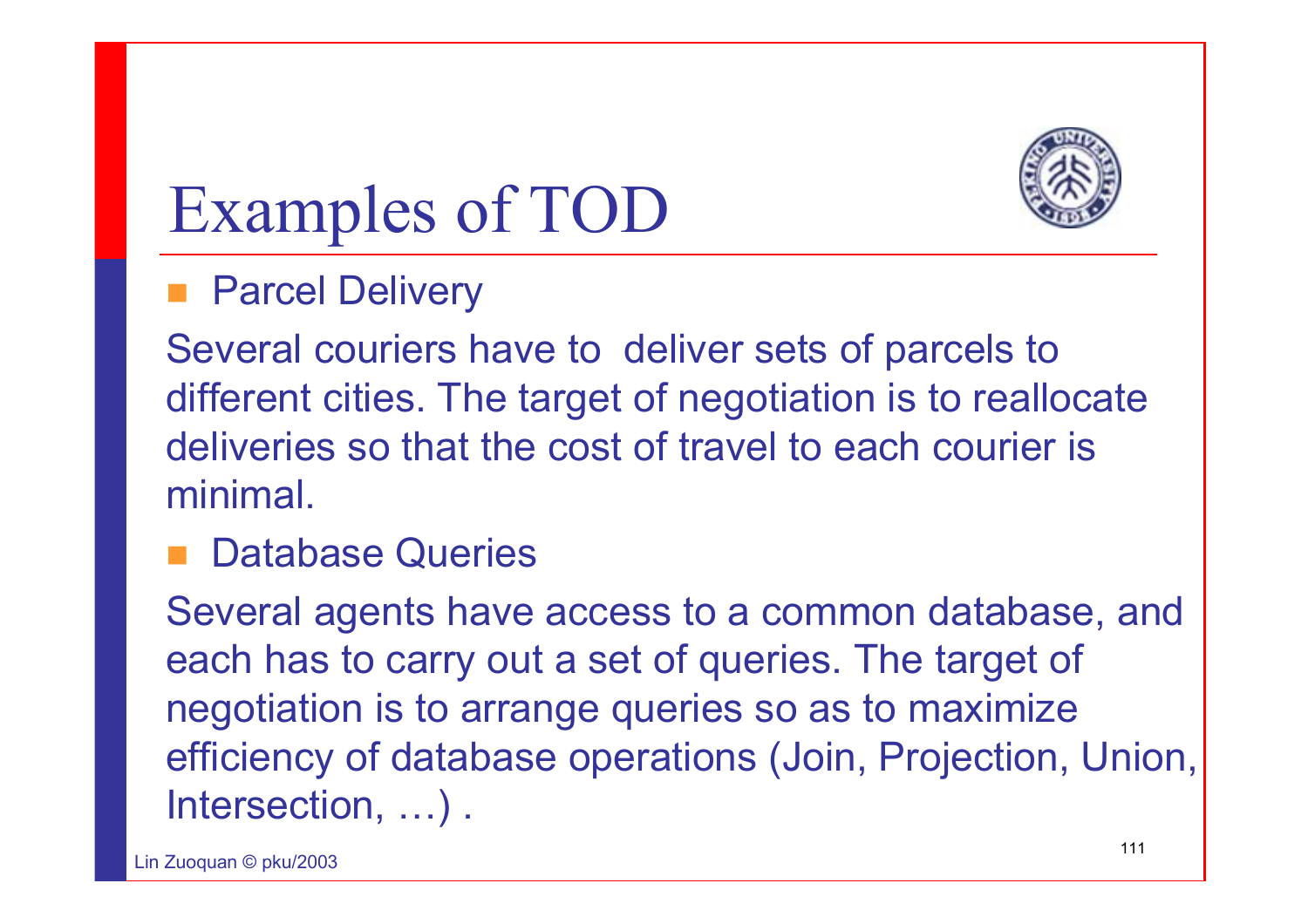# Examples of TOD

- Parcel Delivery

Several couriers have to deliver sets of parcels to different cities. The target of negotiation is to reallocate deliveries so that the cost of travel to each courier is minimal.

- Database Queries

Several agents have access to a common database, and each has to carry out a set of queries. The target of negotiation is to arrange queries so as to maximize efficiency of database operations (Join, Projection, Union, Intersection, …) .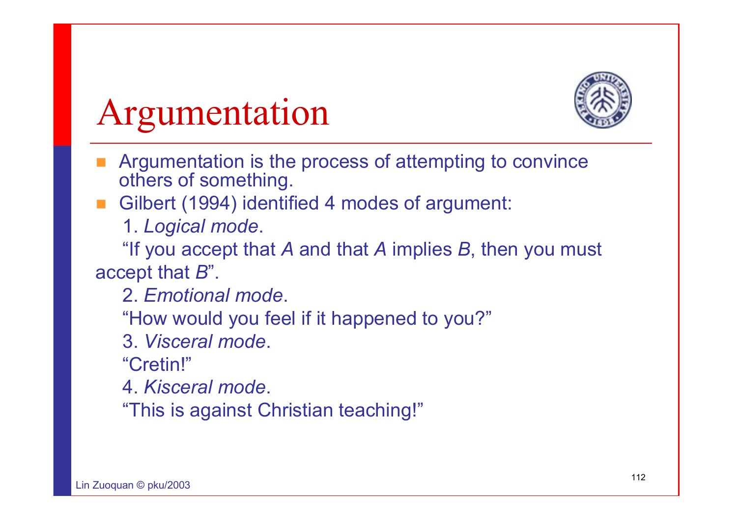# Argumentation

- Argumentation is the process of attempting to convince others of something.
- Gilbert (1994) identified 4 modes of argument:

  1. *Logical mode*.

  "If you accept that *A* and that *A* implies *B*, then you must accept that *B*".

  2. *Emotional mode*.

  "How would you feel if it happened to you?"

  3. *Visceral mode*.

  "Cretin!"

  4. *Kisceral mode*.

  "This is against Christian teaching!"

Lin Zuoquan © pku/2003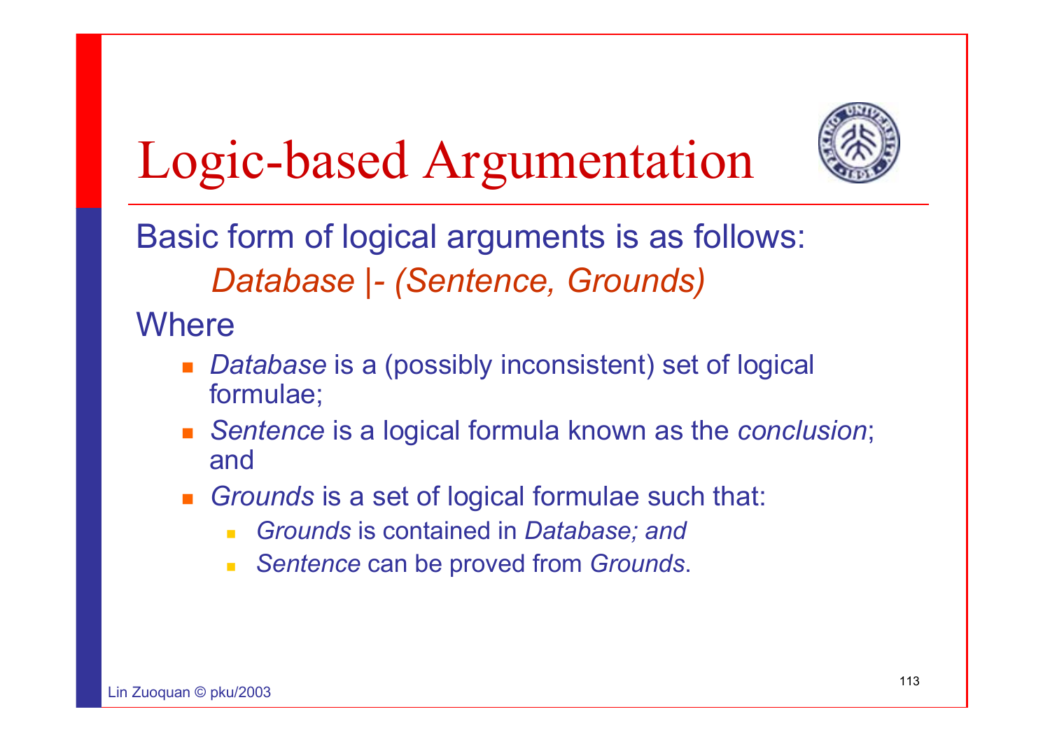# Logic-based Argumentation

Basic form of logical arguments is as follows:

*Database |- (Sentence, Grounds)*

Where

- *Database* is a (possibly inconsistent) set of logical formulae;
- *Sentence* is a logical formula known as the *conclusion*; and
- *Grounds* is a set of logical formulae such that:
  - *Grounds* is contained in *Database; and*
  - *Sentence* can be proved from *Grounds*.

Lin Zuoquan © pku/2003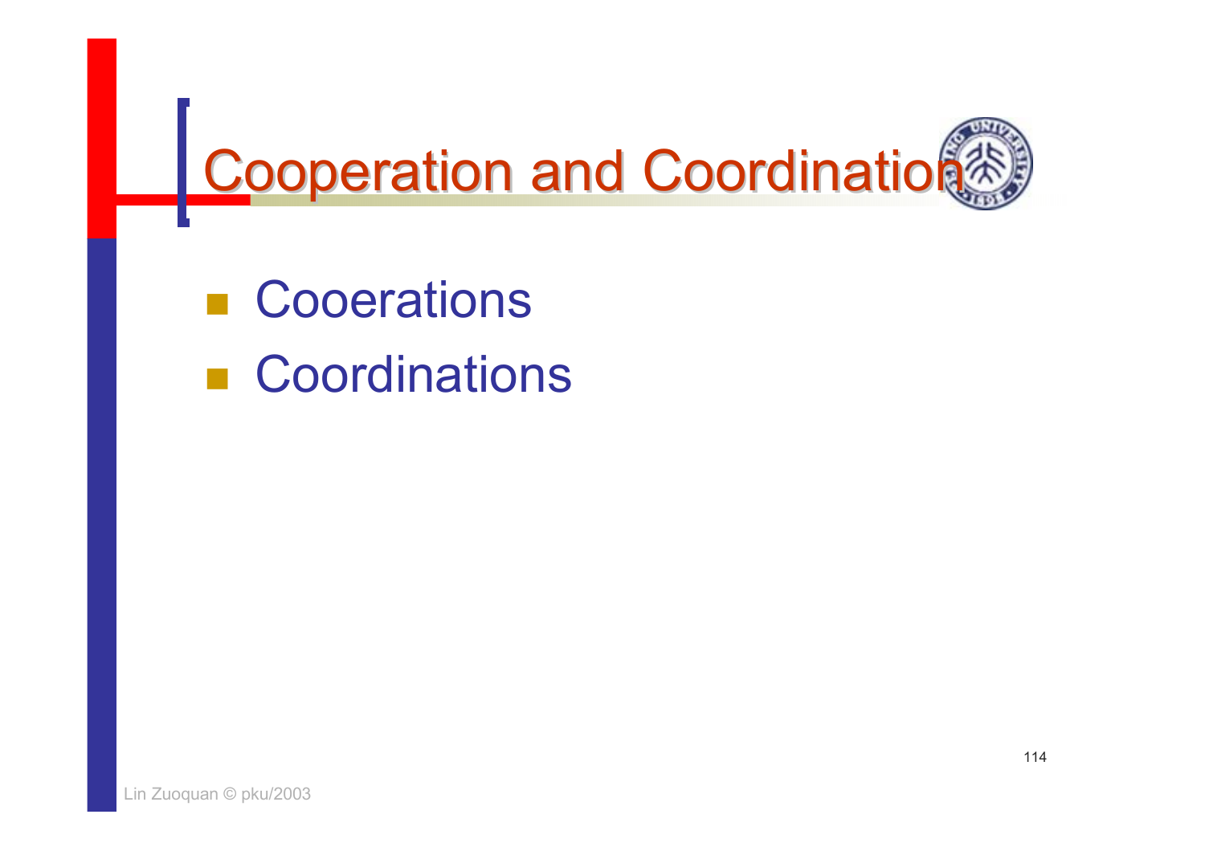# Cooperation and Coordination

- Cooerations
- Coordinations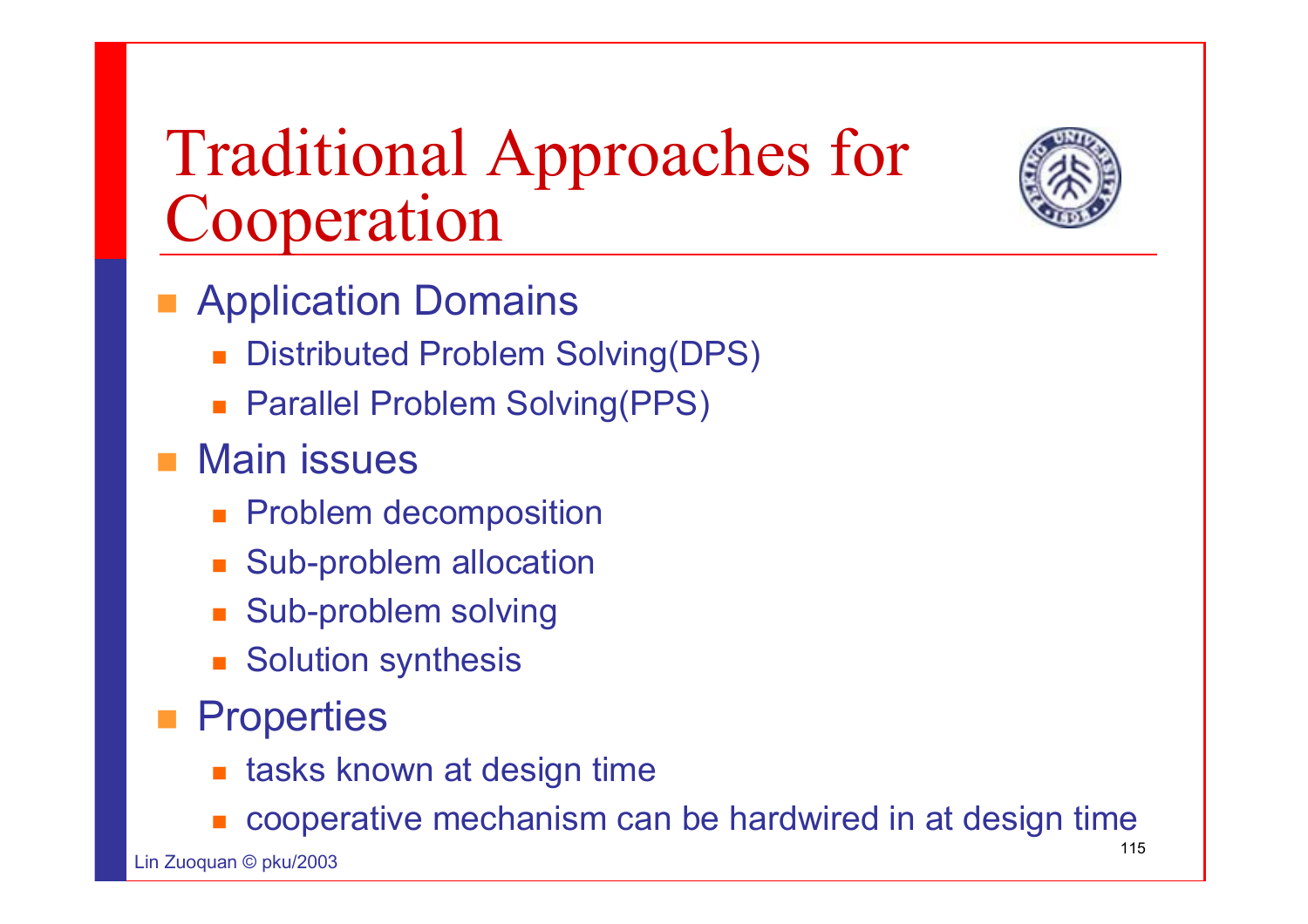# Traditional Approaches for Cooperation

- Application Domains
  - Distributed Problem Solving(DPS)
  - Parallel Problem Solving(PPS)
- Main issues
  - Problem decomposition
  - Sub-problem allocation
  - Sub-problem solving
  - Solution synthesis
- Properties
  - tasks known at design time
  - cooperative mechanism can be hardwired in at design time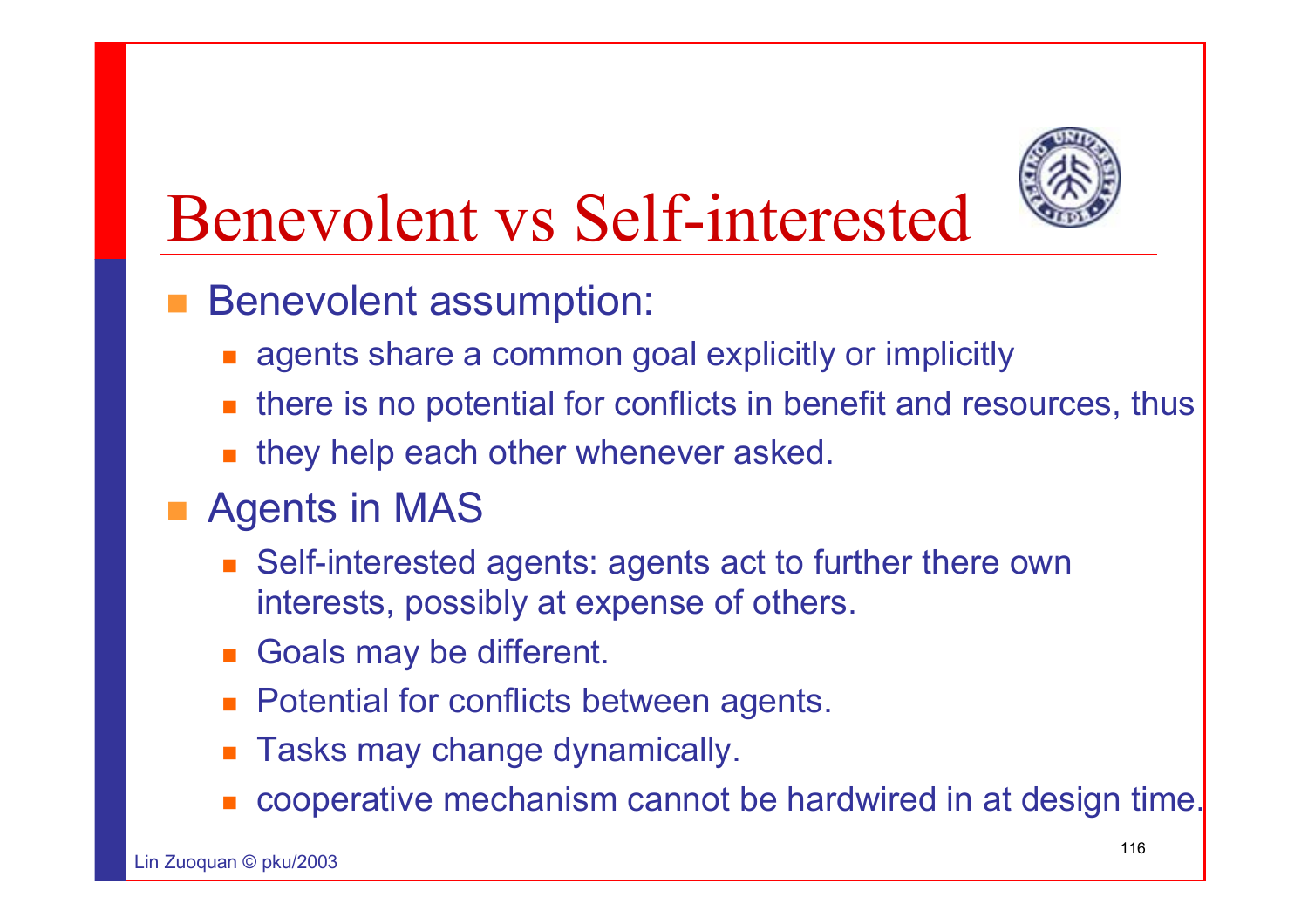# Benevolent vs Self-interested

- Benevolent assumption:
  - agents share a common goal explicitly or implicitly
  - there is no potential for conflicts in benefit and resources, thus
  - they help each other whenever asked.
- Agents in MAS
  - Self-interested agents: agents act to further there own interests, possibly at expense of others.
  - Goals may be different.
  - Potential for conflicts between agents.
  - Tasks may change dynamically.
  - cooperative mechanism cannot be hardwired in at design time.

Lin Zuoquan © pku/2003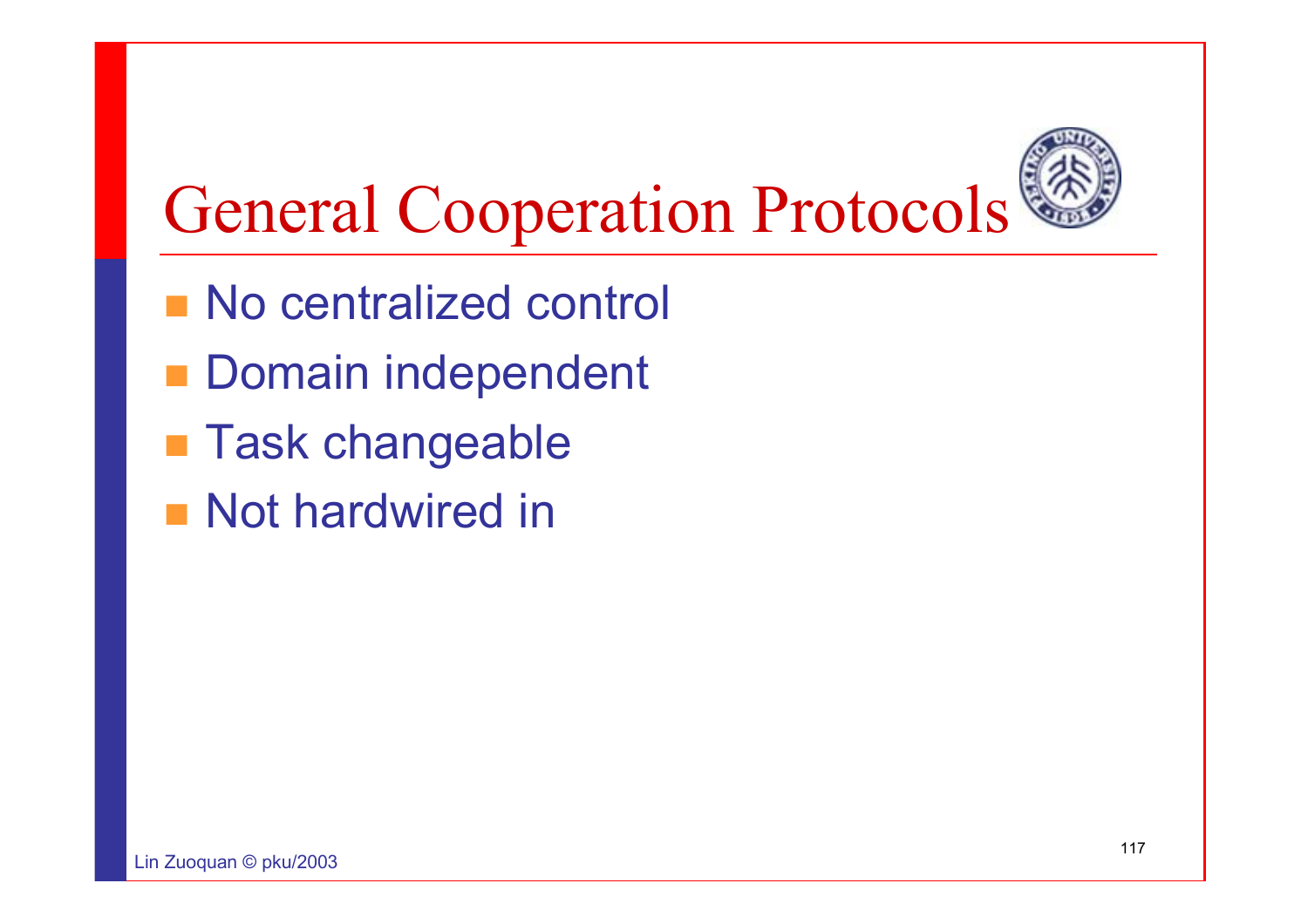# General Cooperation Protocols

- No centralized control
- Domain independent
- Task changeable
- Not hardwired in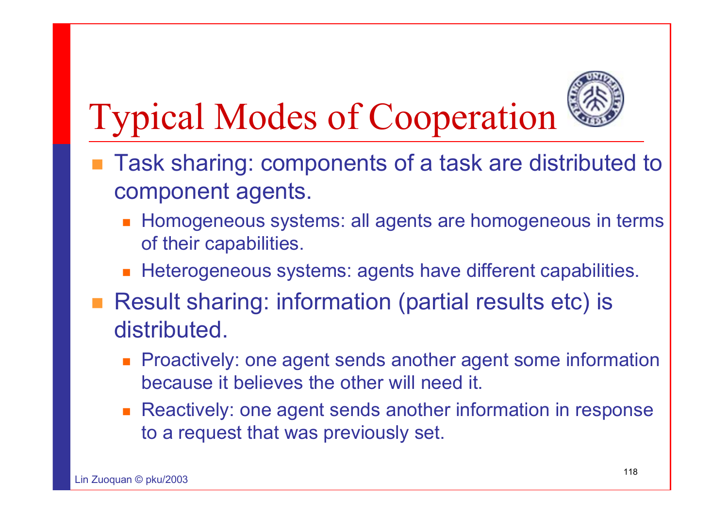# Typical Modes of Cooperation

- Task sharing: components of a task are distributed to component agents.
  - Homogeneous systems: all agents are homogeneous in terms of their capabilities.
  - Heterogeneous systems: agents have different capabilities.
- Result sharing: information (partial results etc) is distributed.
  - Proactively: one agent sends another agent some information because it believes the other will need it.
  - Reactively: one agent sends another information in response to a request that was previously set.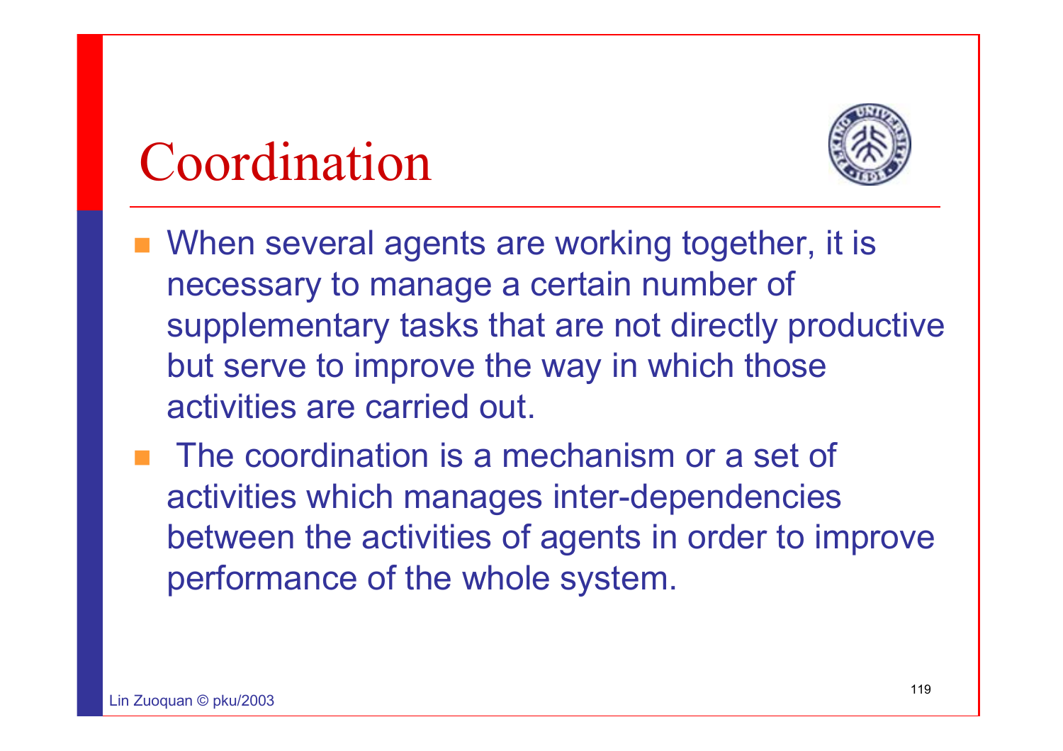# Coordination

- When several agents are working together, it is necessary to manage a certain number of supplementary tasks that are not directly productive but serve to improve the way in which those activities are carried out.
- The coordination is a mechanism or a set of activities which manages inter-dependencies between the activities of agents in order to improve performance of the whole system.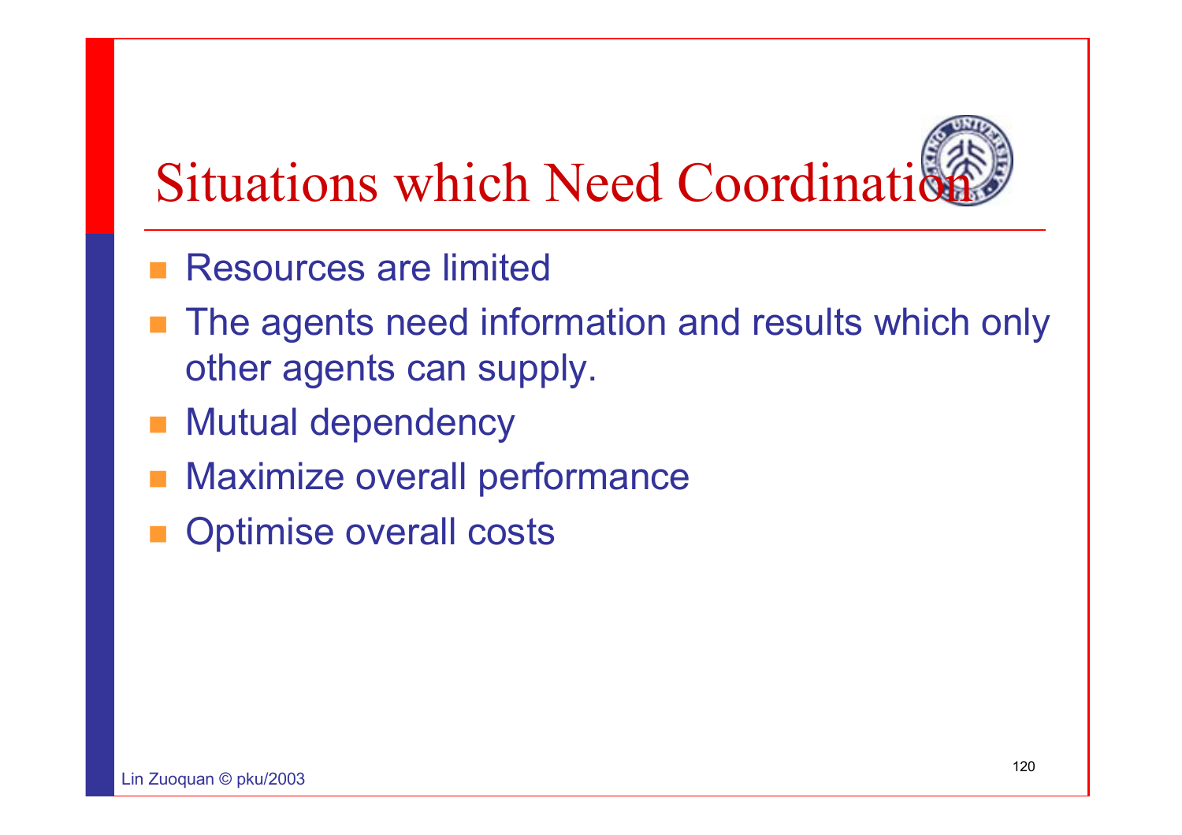# Situations which Need Coordination

- Resources are limited
- The agents need information and results which only other agents can supply.
- Mutual dependency
- Maximize overall performance
- Optimise overall costs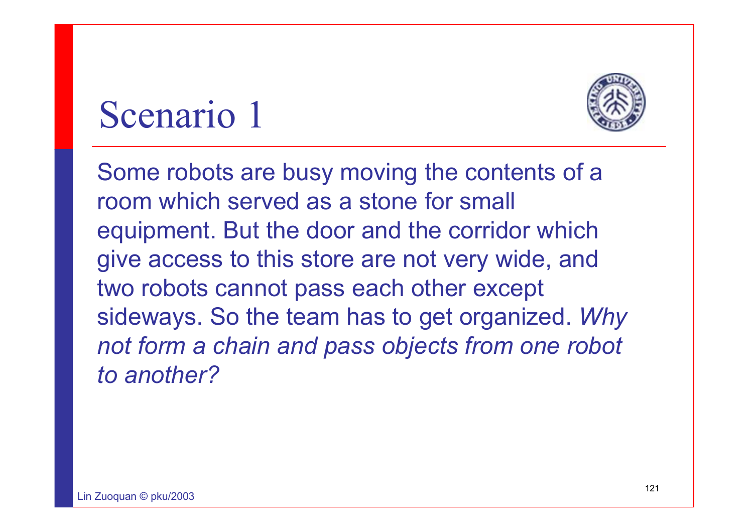# Scenario 1

Some robots are busy moving the contents of a room which served as a stone for small equipment. But the door and the corridor which give access to this store are not very wide, and two robots cannot pass each other except sideways. So the team has to get organized. *Why not form a chain and pass objects from one robot to another?*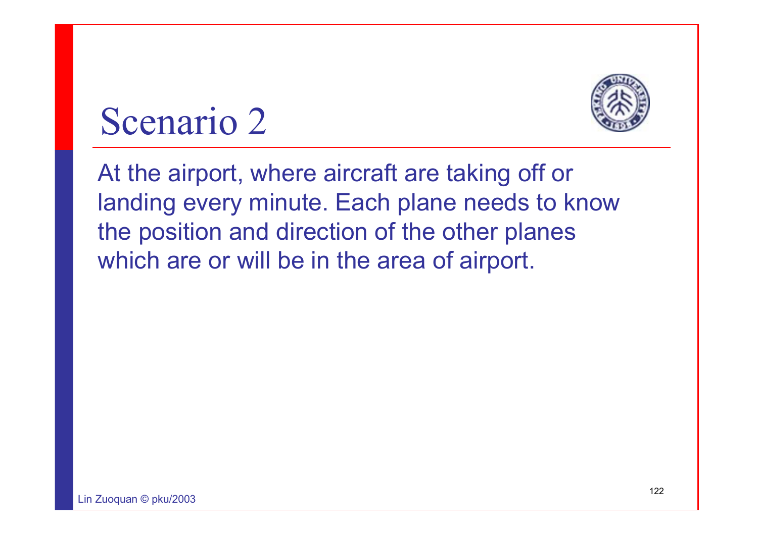# Scenario 2

At the airport, where aircraft are taking off or landing every minute. Each plane needs to know the position and direction of the other planes which are or will be in the area of airport.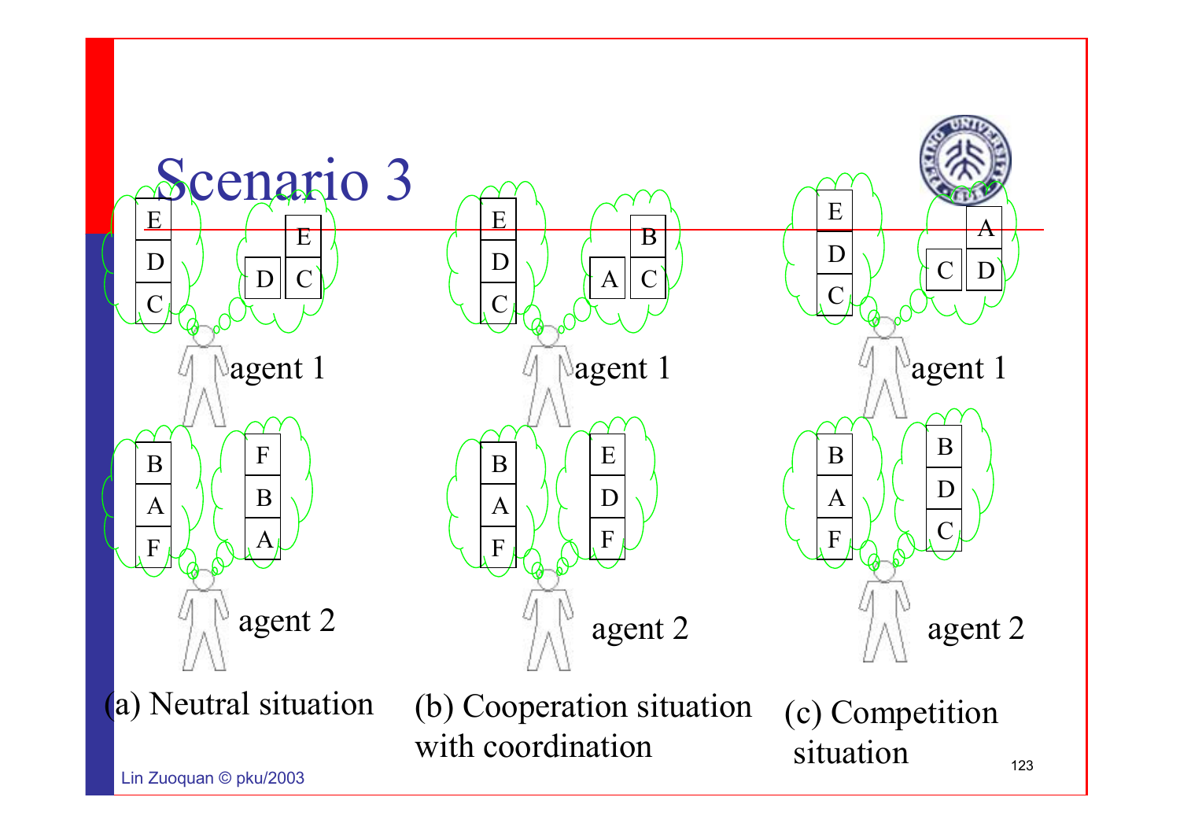# Scenario 3

(a) Neutral situation

(b) Cooperation situation with coordination

(c) Competition situation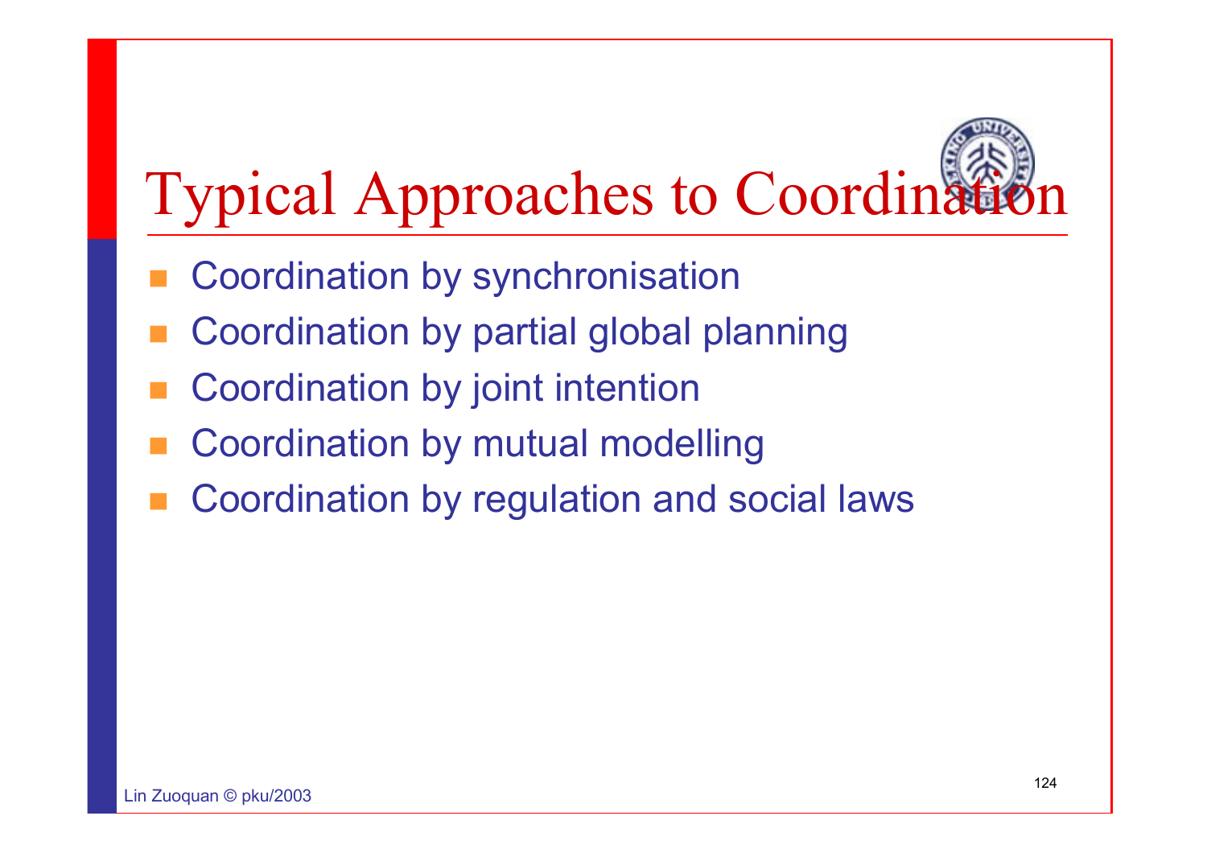# Typical Approaches to Coordination

- Coordination by synchronisation
- Coordination by partial global planning
- Coordination by joint intention
- Coordination by mutual modelling
- Coordination by regulation and social laws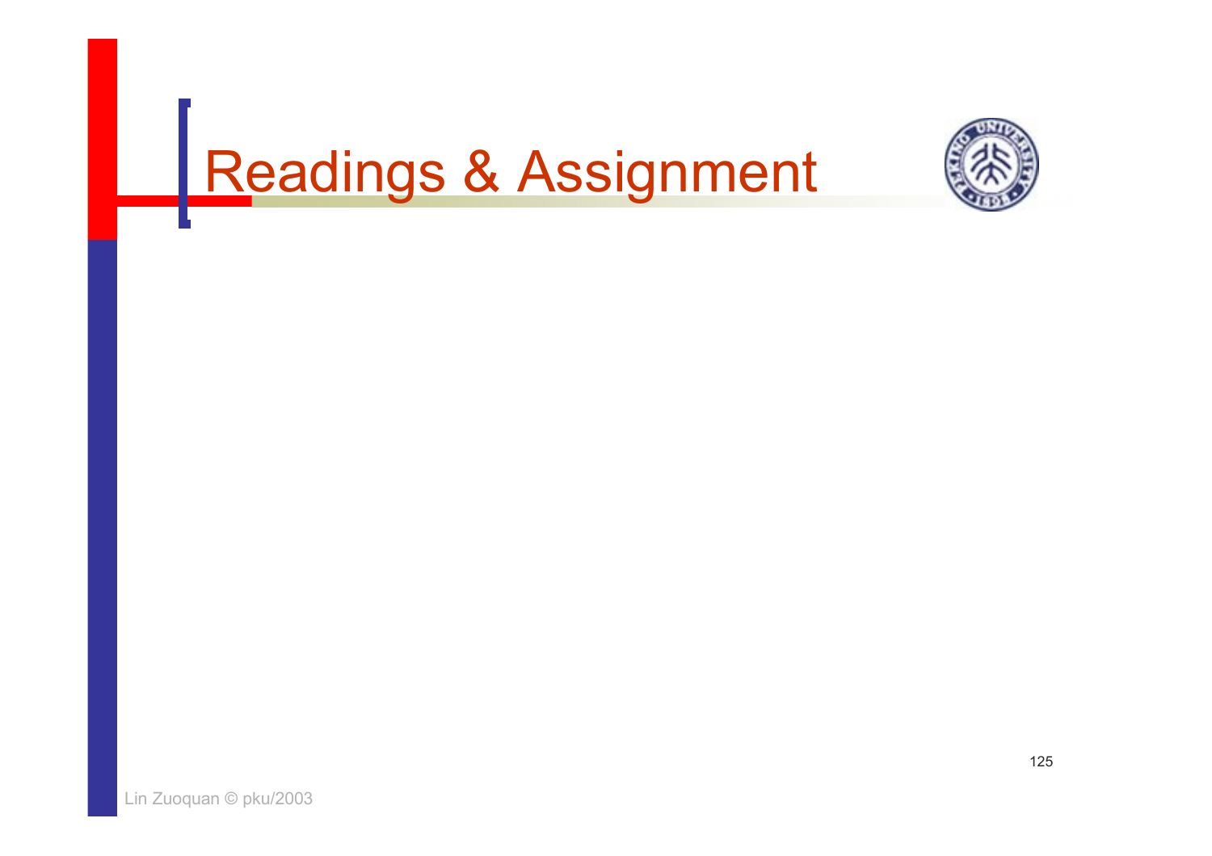# Readings & Assignment